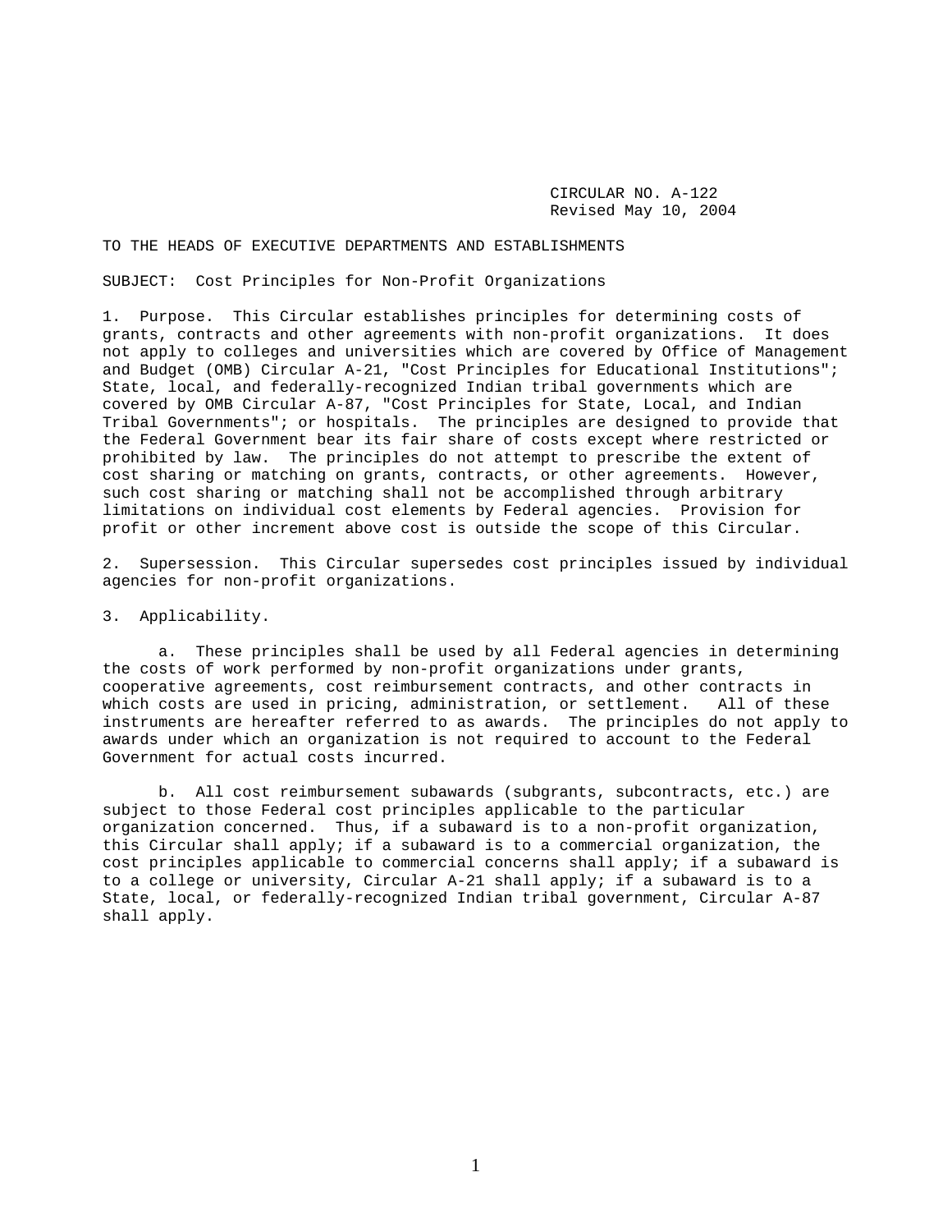CIRCULAR NO. A-122
Revised May 10, 2004

TO THE HEADS OF EXECUTIVE DEPARTMENTS AND ESTABLISHMENTS

SUBJECT: Cost Principles for Non-Profit Organizations

1. Purpose. This Circular establishes principles for determining costs of grants, contracts and other agreements with non-profit organizations. It does not apply to colleges and universities which are covered by Office of Management and Budget (OMB) Circular A-21, "Cost Principles for Educational Institutions"; State, local, and federally-recognized Indian tribal governments which are covered by OMB Circular A-87, "Cost Principles for State, Local, and Indian Tribal Governments"; or hospitals. The principles are designed to provide that the Federal Government bear its fair share of costs except where restricted or prohibited by law. The principles do not attempt to prescribe the extent of cost sharing or matching on grants, contracts, or other agreements. However, such cost sharing or matching shall not be accomplished through arbitrary limitations on individual cost elements by Federal agencies. Provision for profit or other increment above cost is outside the scope of this Circular.

2. Supersession. This Circular supersedes cost principles issued by individual agencies for non-profit organizations.

3. Applicability.

a. These principles shall be used by all Federal agencies in determining the costs of work performed by non-profit organizations under grants, cooperative agreements, cost reimbursement contracts, and other contracts in which costs are used in pricing, administration, or settlement. All of these instruments are hereafter referred to as awards. The principles do not apply to awards under which an organization is not required to account to the Federal Government for actual costs incurred.

b. All cost reimbursement subawards (subgrants, subcontracts, etc.) are subject to those Federal cost principles applicable to the particular organization concerned. Thus, if a subaward is to a non-profit organization, this Circular shall apply; if a subaward is to a commercial organization, the cost principles applicable to commercial concerns shall apply; if a subaward is to a college or university, Circular A-21 shall apply; if a subaward is to a State, local, or federally-recognized Indian tribal government, Circular A-87 shall apply.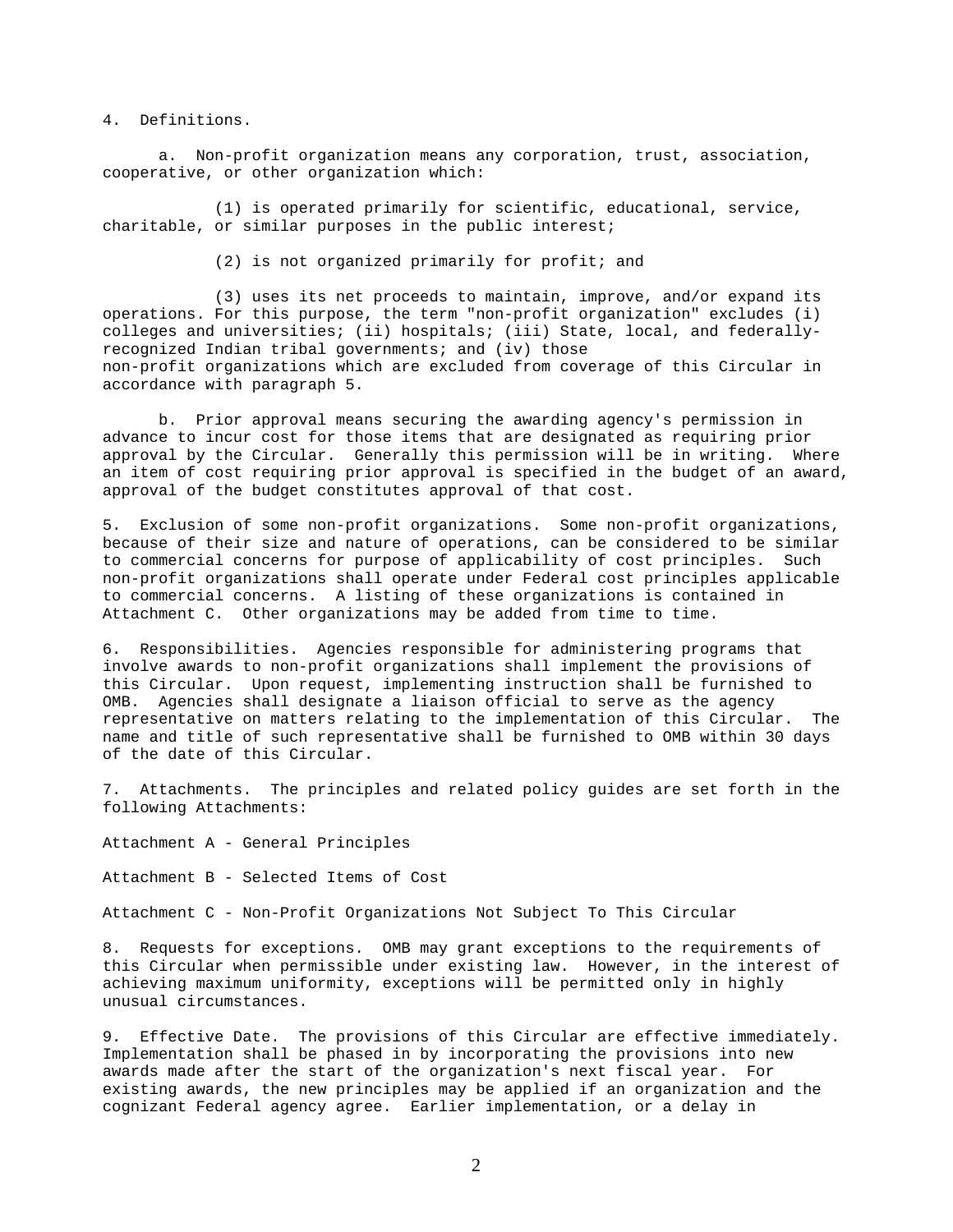4. Definitions.

a. Non-profit organization means any corporation, trust, association, cooperative, or other organization which:

(1) is operated primarily for scientific, educational, service, charitable, or similar purposes in the public interest;

(2) is not organized primarily for profit; and

(3) uses its net proceeds to maintain, improve, and/or expand its operations. For this purpose, the term "non-profit organization" excludes (i) colleges and universities; (ii) hospitals; (iii) State, local, and federally-recognized Indian tribal governments; and (iv) those non-profit organizations which are excluded from coverage of this Circular in accordance with paragraph 5.

b. Prior approval means securing the awarding agency's permission in advance to incur cost for those items that are designated as requiring prior approval by the Circular. Generally this permission will be in writing. Where an item of cost requiring prior approval is specified in the budget of an award, approval of the budget constitutes approval of that cost.

5. Exclusion of some non-profit organizations. Some non-profit organizations, because of their size and nature of operations, can be considered to be similar to commercial concerns for purpose of applicability of cost principles. Such non-profit organizations shall operate under Federal cost principles applicable to commercial concerns. A listing of these organizations is contained in Attachment C. Other organizations may be added from time to time.

6. Responsibilities. Agencies responsible for administering programs that involve awards to non-profit organizations shall implement the provisions of this Circular. Upon request, implementing instruction shall be furnished to OMB. Agencies shall designate a liaison official to serve as the agency representative on matters relating to the implementation of this Circular. The name and title of such representative shall be furnished to OMB within 30 days of the date of this Circular.

7. Attachments. The principles and related policy guides are set forth in the following Attachments:

Attachment A - General Principles

Attachment B - Selected Items of Cost

Attachment C - Non-Profit Organizations Not Subject To This Circular

8. Requests for exceptions. OMB may grant exceptions to the requirements of this Circular when permissible under existing law. However, in the interest of achieving maximum uniformity, exceptions will be permitted only in highly unusual circumstances.

9. Effective Date. The provisions of this Circular are effective immediately. Implementation shall be phased in by incorporating the provisions into new awards made after the start of the organization's next fiscal year. For existing awards, the new principles may be applied if an organization and the cognizant Federal agency agree. Earlier implementation, or a delay in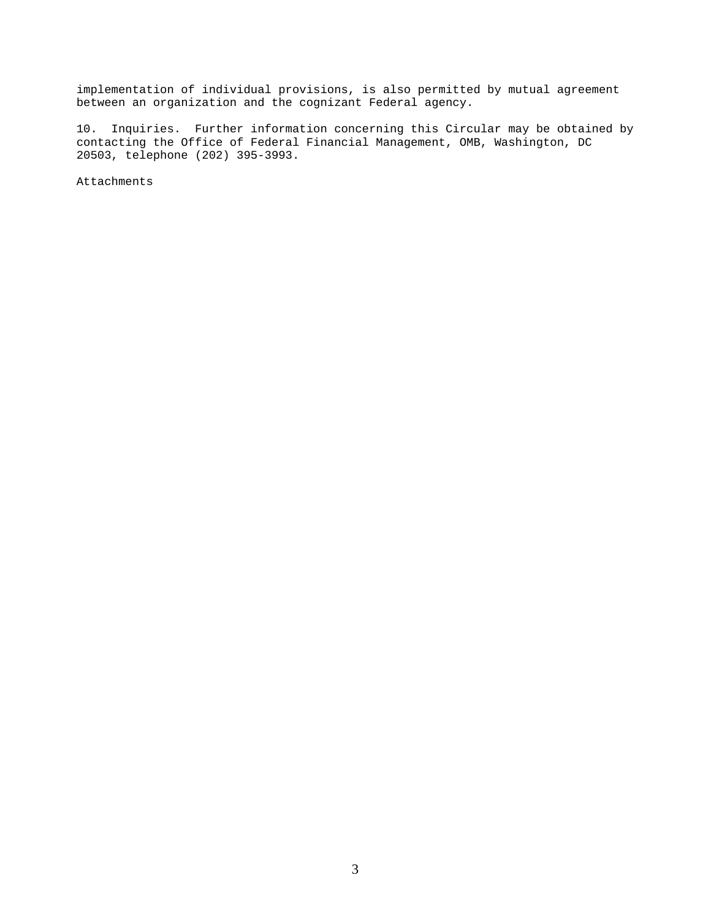implementation of individual provisions, is also permitted by mutual agreement between an organization and the cognizant Federal agency.

10. Inquiries. Further information concerning this Circular may be obtained by contacting the Office of Federal Financial Management, OMB, Washington, DC 20503, telephone (202) 395-3993.

Attachments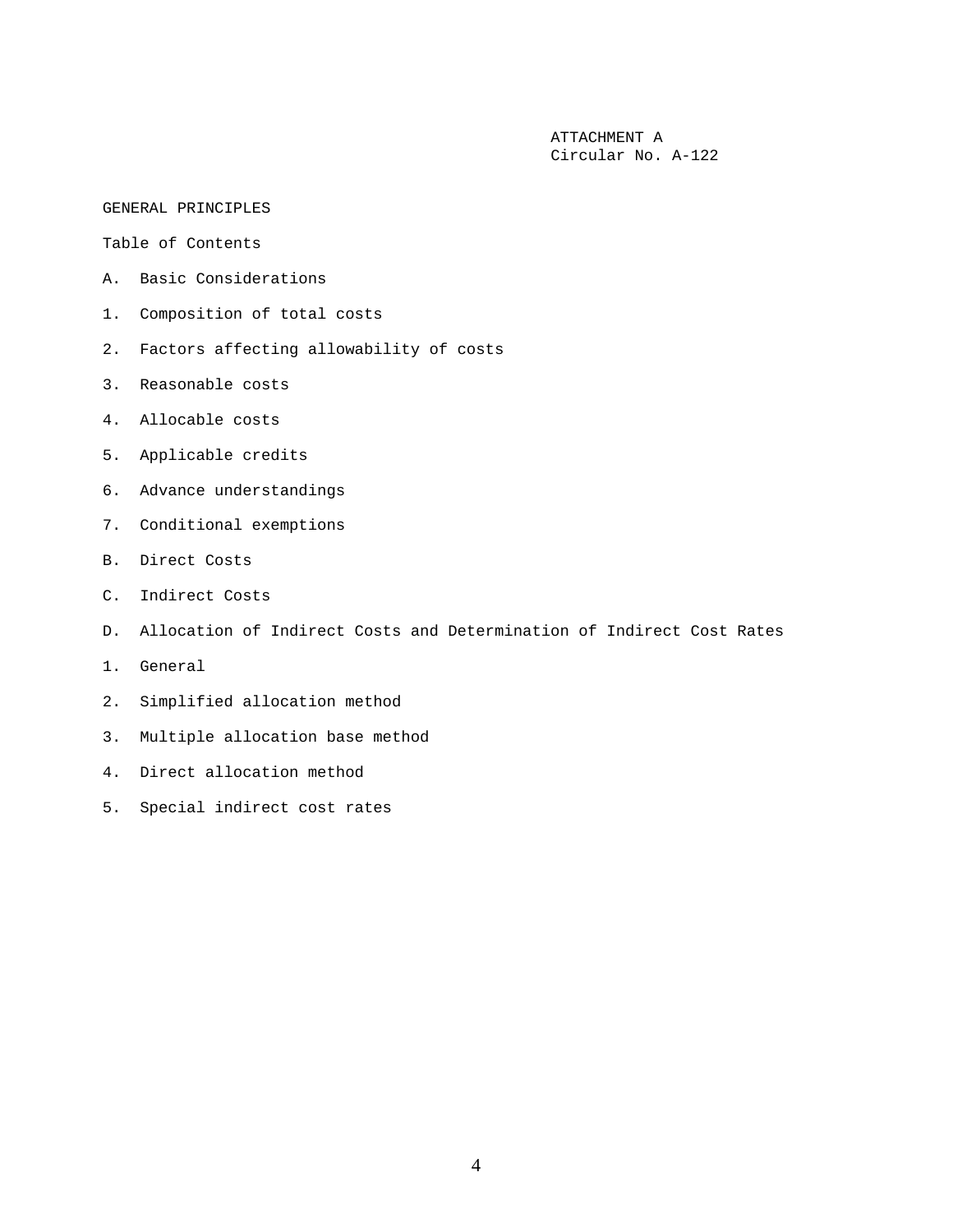ATTACHMENT A
Circular No. A-122

GENERAL PRINCIPLES

Table of Contents

A. Basic Considerations

1. Composition of total costs

2. Factors affecting allowability of costs

3. Reasonable costs

4. Allocable costs

5. Applicable credits

6. Advance understandings

7. Conditional exemptions

B. Direct Costs

C. Indirect Costs

D. Allocation of Indirect Costs and Determination of Indirect Cost Rates

1. General

2. Simplified allocation method

3. Multiple allocation base method

4. Direct allocation method

5. Special indirect cost rates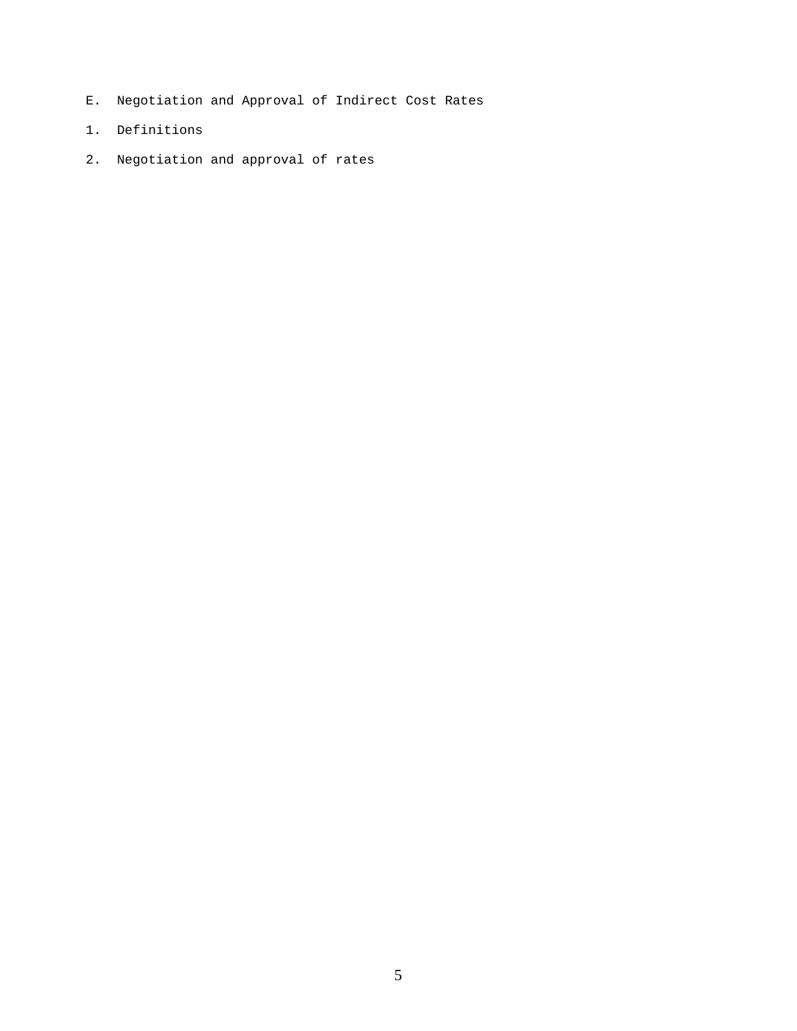E. Negotiation and Approval of Indirect Cost Rates

1. Definitions

2. Negotiation and approval of rates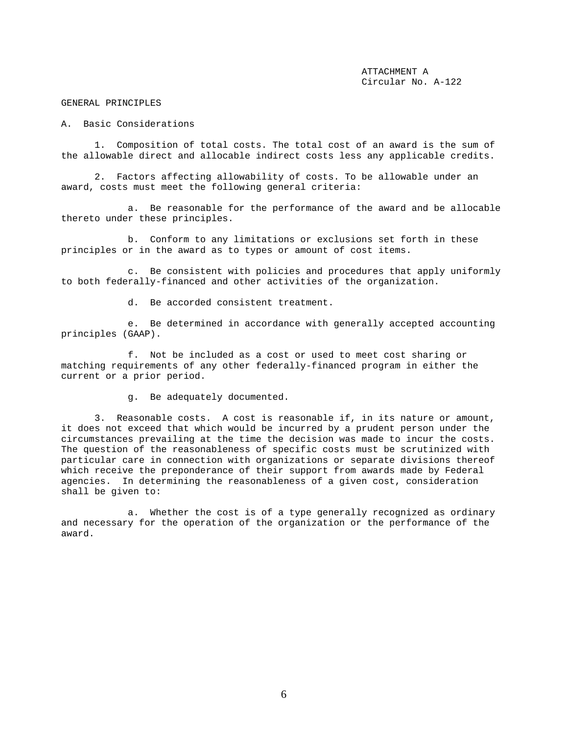ATTACHMENT A
Circular No. A-122

## GENERAL PRINCIPLES

### A. Basic Considerations

1. Composition of total costs. The total cost of an award is the sum of the allowable direct and allocable indirect costs less any applicable credits.

2. Factors affecting allowability of costs. To be allowable under an award, costs must meet the following general criteria:

   a. Be reasonable for the performance of the award and be allocable thereto under these principles.

   b. Conform to any limitations or exclusions set forth in these principles or in the award as to types or amount of cost items.

   c. Be consistent with policies and procedures that apply uniformly to both federally-financed and other activities of the organization.

   d. Be accorded consistent treatment.

   e. Be determined in accordance with generally accepted accounting principles (GAAP).

   f. Not be included as a cost or used to meet cost sharing or matching requirements of any other federally-financed program in either the current or a prior period.

   g. Be adequately documented.

3. Reasonable costs. A cost is reasonable if, in its nature or amount, it does not exceed that which would be incurred by a prudent person under the circumstances prevailing at the time the decision was made to incur the costs. The question of the reasonableness of specific costs must be scrutinized with particular care in connection with organizations or separate divisions thereof which receive the preponderance of their support from awards made by Federal agencies. In determining the reasonableness of a given cost, consideration shall be given to:

   a. Whether the cost is of a type generally recognized as ordinary and necessary for the operation of the organization or the performance of the award.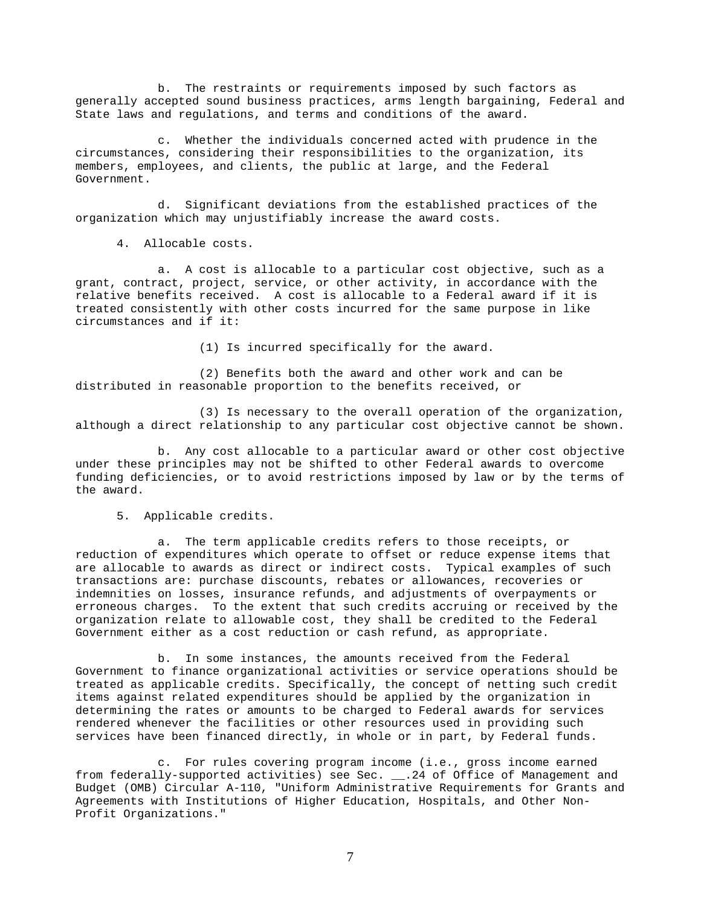b. The restraints or requirements imposed by such factors as generally accepted sound business practices, arms length bargaining, Federal and State laws and regulations, and terms and conditions of the award.

c. Whether the individuals concerned acted with prudence in the circumstances, considering their responsibilities to the organization, its members, employees, and clients, the public at large, and the Federal Government.

d. Significant deviations from the established practices of the organization which may unjustifiably increase the award costs.

4. Allocable costs.

a. A cost is allocable to a particular cost objective, such as a grant, contract, project, service, or other activity, in accordance with the relative benefits received. A cost is allocable to a Federal award if it is treated consistently with other costs incurred for the same purpose in like circumstances and if it:

(1) Is incurred specifically for the award.

(2) Benefits both the award and other work and can be distributed in reasonable proportion to the benefits received, or

(3) Is necessary to the overall operation of the organization, although a direct relationship to any particular cost objective cannot be shown.

b. Any cost allocable to a particular award or other cost objective under these principles may not be shifted to other Federal awards to overcome funding deficiencies, or to avoid restrictions imposed by law or by the terms of the award.

5. Applicable credits.

a. The term applicable credits refers to those receipts, or reduction of expenditures which operate to offset or reduce expense items that are allocable to awards as direct or indirect costs. Typical examples of such transactions are: purchase discounts, rebates or allowances, recoveries or indemnities on losses, insurance refunds, and adjustments of overpayments or erroneous charges. To the extent that such credits accruing or received by the organization relate to allowable cost, they shall be credited to the Federal Government either as a cost reduction or cash refund, as appropriate.

b. In some instances, the amounts received from the Federal Government to finance organizational activities or service operations should be treated as applicable credits. Specifically, the concept of netting such credit items against related expenditures should be applied by the organization in determining the rates or amounts to be charged to Federal awards for services rendered whenever the facilities or other resources used in providing such services have been financed directly, in whole or in part, by Federal funds.

c. For rules covering program income (i.e., gross income earned from federally-supported activities) see Sec. __.24 of Office of Management and Budget (OMB) Circular A-110, "Uniform Administrative Requirements for Grants and Agreements with Institutions of Higher Education, Hospitals, and Other Non-Profit Organizations."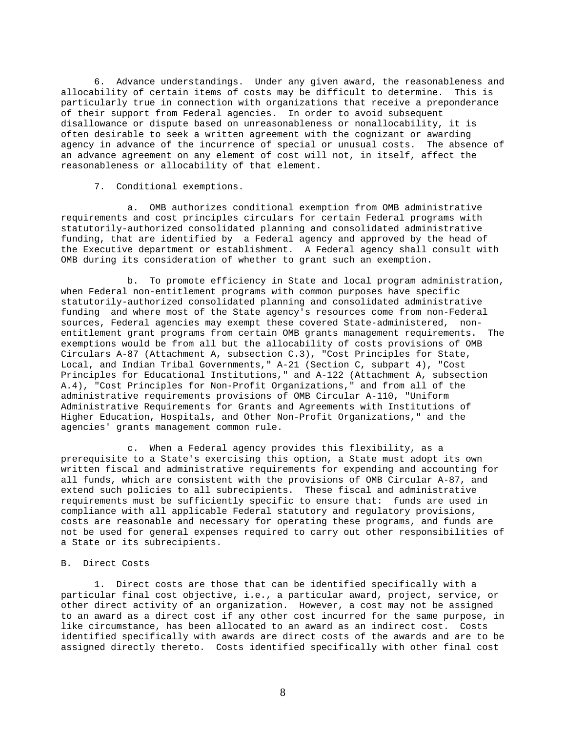6. Advance understandings. Under any given award, the reasonableness and allocability of certain items of costs may be difficult to determine. This is particularly true in connection with organizations that receive a preponderance of their support from Federal agencies. In order to avoid subsequent disallowance or dispute based on unreasonableness or nonallocability, it is often desirable to seek a written agreement with the cognizant or awarding agency in advance of the incurrence of special or unusual costs. The absence of an advance agreement on any element of cost will not, in itself, affect the reasonableness or allocability of that element.

7. Conditional exemptions.

a. OMB authorizes conditional exemption from OMB administrative requirements and cost principles circulars for certain Federal programs with statutorily-authorized consolidated planning and consolidated administrative funding, that are identified by a Federal agency and approved by the head of the Executive department or establishment. A Federal agency shall consult with OMB during its consideration of whether to grant such an exemption.

b. To promote efficiency in State and local program administration, when Federal non-entitlement programs with common purposes have specific statutorily-authorized consolidated planning and consolidated administrative funding and where most of the State agency's resources come from non-Federal sources, Federal agencies may exempt these covered State-administered, non-entitlement grant programs from certain OMB grants management requirements. The exemptions would be from all but the allocability of costs provisions of OMB Circulars A-87 (Attachment A, subsection C.3), "Cost Principles for State, Local, and Indian Tribal Governments," A-21 (Section C, subpart 4), "Cost Principles for Educational Institutions," and A-122 (Attachment A, subsection A.4), "Cost Principles for Non-Profit Organizations," and from all of the administrative requirements provisions of OMB Circular A-110, "Uniform Administrative Requirements for Grants and Agreements with Institutions of Higher Education, Hospitals, and Other Non-Profit Organizations," and the agencies' grants management common rule.

c. When a Federal agency provides this flexibility, as a prerequisite to a State's exercising this option, a State must adopt its own written fiscal and administrative requirements for expending and accounting for all funds, which are consistent with the provisions of OMB Circular A-87, and extend such policies to all subrecipients. These fiscal and administrative requirements must be sufficiently specific to ensure that: funds are used in compliance with all applicable Federal statutory and regulatory provisions, costs are reasonable and necessary for operating these programs, and funds are not be used for general expenses required to carry out other responsibilities of a State or its subrecipients.

B. Direct Costs

1. Direct costs are those that can be identified specifically with a particular final cost objective, i.e., a particular award, project, service, or other direct activity of an organization. However, a cost may not be assigned to an award as a direct cost if any other cost incurred for the same purpose, in like circumstance, has been allocated to an award as an indirect cost. Costs identified specifically with awards are direct costs of the awards and are to be assigned directly thereto. Costs identified specifically with other final cost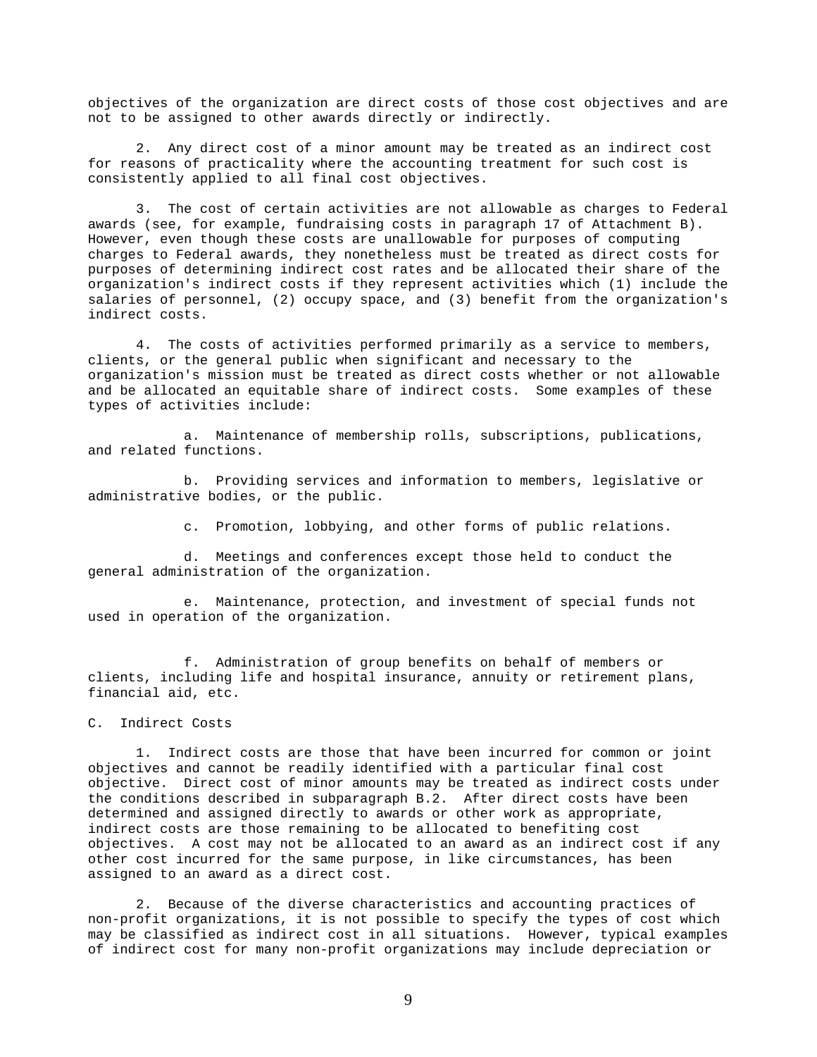objectives of the organization are direct costs of those cost objectives and are not to be assigned to other awards directly or indirectly.

2. Any direct cost of a minor amount may be treated as an indirect cost for reasons of practicality where the accounting treatment for such cost is consistently applied to all final cost objectives.

3. The cost of certain activities are not allowable as charges to Federal awards (see, for example, fundraising costs in paragraph 17 of Attachment B). However, even though these costs are unallowable for purposes of computing charges to Federal awards, they nonetheless must be treated as direct costs for purposes of determining indirect cost rates and be allocated their share of the organization's indirect costs if they represent activities which (1) include the salaries of personnel, (2) occupy space, and (3) benefit from the organization's indirect costs.

4. The costs of activities performed primarily as a service to members, clients, or the general public when significant and necessary to the organization's mission must be treated as direct costs whether or not allowable and be allocated an equitable share of indirect costs. Some examples of these types of activities include:

a. Maintenance of membership rolls, subscriptions, publications, and related functions.

b. Providing services and information to members, legislative or administrative bodies, or the public.

c. Promotion, lobbying, and other forms of public relations.

d. Meetings and conferences except those held to conduct the general administration of the organization.

e. Maintenance, protection, and investment of special funds not used in operation of the organization.

f. Administration of group benefits on behalf of members or clients, including life and hospital insurance, annuity or retirement plans, financial aid, etc.

C. Indirect Costs

1. Indirect costs are those that have been incurred for common or joint objectives and cannot be readily identified with a particular final cost objective. Direct cost of minor amounts may be treated as indirect costs under the conditions described in subparagraph B.2. After direct costs have been determined and assigned directly to awards or other work as appropriate, indirect costs are those remaining to be allocated to benefiting cost objectives. A cost may not be allocated to an award as an indirect cost if any other cost incurred for the same purpose, in like circumstances, has been assigned to an award as a direct cost.

2. Because of the diverse characteristics and accounting practices of non-profit organizations, it is not possible to specify the types of cost which may be classified as indirect cost in all situations. However, typical examples of indirect cost for many non-profit organizations may include depreciation or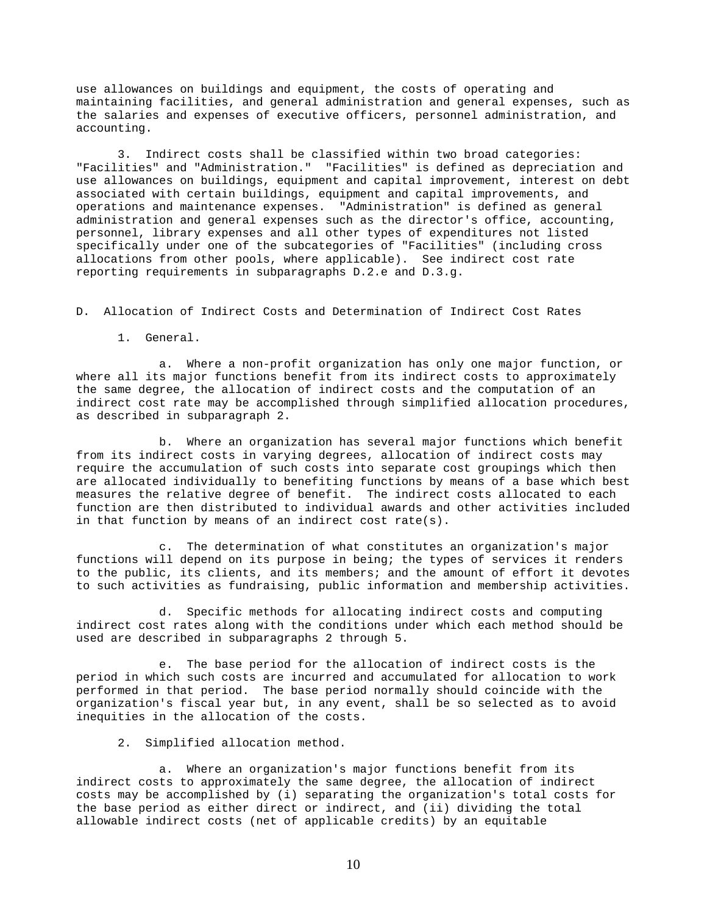use allowances on buildings and equipment, the costs of operating and maintaining facilities, and general administration and general expenses, such as the salaries and expenses of executive officers, personnel administration, and accounting.

3. Indirect costs shall be classified within two broad categories: "Facilities" and "Administration." "Facilities" is defined as depreciation and use allowances on buildings, equipment and capital improvement, interest on debt associated with certain buildings, equipment and capital improvements, and operations and maintenance expenses. "Administration" is defined as general administration and general expenses such as the director's office, accounting, personnel, library expenses and all other types of expenditures not listed specifically under one of the subcategories of "Facilities" (including cross allocations from other pools, where applicable). See indirect cost rate reporting requirements in subparagraphs D.2.e and D.3.g.

D. Allocation of Indirect Costs and Determination of Indirect Cost Rates

1. General.

a. Where a non-profit organization has only one major function, or where all its major functions benefit from its indirect costs to approximately the same degree, the allocation of indirect costs and the computation of an indirect cost rate may be accomplished through simplified allocation procedures, as described in subparagraph 2.

b. Where an organization has several major functions which benefit from its indirect costs in varying degrees, allocation of indirect costs may require the accumulation of such costs into separate cost groupings which then are allocated individually to benefiting functions by means of a base which best measures the relative degree of benefit. The indirect costs allocated to each function are then distributed to individual awards and other activities included in that function by means of an indirect cost rate(s).

c. The determination of what constitutes an organization's major functions will depend on its purpose in being; the types of services it renders to the public, its clients, and its members; and the amount of effort it devotes to such activities as fundraising, public information and membership activities.

d. Specific methods for allocating indirect costs and computing indirect cost rates along with the conditions under which each method should be used are described in subparagraphs 2 through 5.

e. The base period for the allocation of indirect costs is the period in which such costs are incurred and accumulated for allocation to work performed in that period. The base period normally should coincide with the organization's fiscal year but, in any event, shall be so selected as to avoid inequities in the allocation of the costs.

2. Simplified allocation method.

a. Where an organization's major functions benefit from its indirect costs to approximately the same degree, the allocation of indirect costs may be accomplished by (i) separating the organization's total costs for the base period as either direct or indirect, and (ii) dividing the total allowable indirect costs (net of applicable credits) by an equitable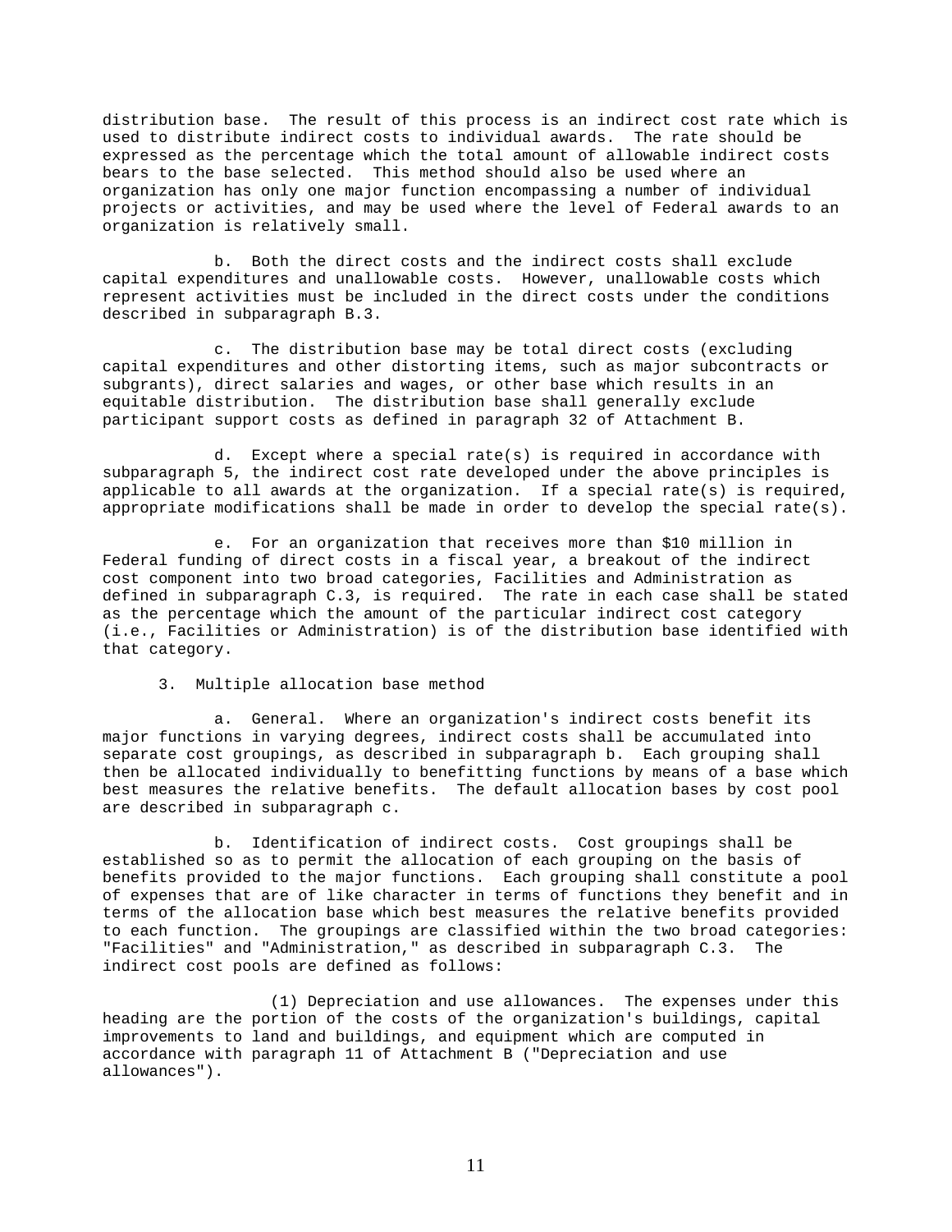distribution base. The result of this process is an indirect cost rate which is used to distribute indirect costs to individual awards. The rate should be expressed as the percentage which the total amount of allowable indirect costs bears to the base selected. This method should also be used where an organization has only one major function encompassing a number of individual projects or activities, and may be used where the level of Federal awards to an organization is relatively small.

b. Both the direct costs and the indirect costs shall exclude capital expenditures and unallowable costs. However, unallowable costs which represent activities must be included in the direct costs under the conditions described in subparagraph B.3.

c. The distribution base may be total direct costs (excluding capital expenditures and other distorting items, such as major subcontracts or subgrants), direct salaries and wages, or other base which results in an equitable distribution. The distribution base shall generally exclude participant support costs as defined in paragraph 32 of Attachment B.

d. Except where a special rate(s) is required in accordance with subparagraph 5, the indirect cost rate developed under the above principles is applicable to all awards at the organization. If a special rate(s) is required, appropriate modifications shall be made in order to develop the special rate(s).

e. For an organization that receives more than $10 million in Federal funding of direct costs in a fiscal year, a breakout of the indirect cost component into two broad categories, Facilities and Administration as defined in subparagraph C.3, is required. The rate in each case shall be stated as the percentage which the amount of the particular indirect cost category (i.e., Facilities or Administration) is of the distribution base identified with that category.

3. Multiple allocation base method

a. General. Where an organization's indirect costs benefit its major functions in varying degrees, indirect costs shall be accumulated into separate cost groupings, as described in subparagraph b. Each grouping shall then be allocated individually to benefitting functions by means of a base which best measures the relative benefits. The default allocation bases by cost pool are described in subparagraph c.

b. Identification of indirect costs. Cost groupings shall be established so as to permit the allocation of each grouping on the basis of benefits provided to the major functions. Each grouping shall constitute a pool of expenses that are of like character in terms of functions they benefit and in terms of the allocation base which best measures the relative benefits provided to each function. The groupings are classified within the two broad categories: "Facilities" and "Administration," as described in subparagraph C.3. The indirect cost pools are defined as follows:

(1) Depreciation and use allowances. The expenses under this heading are the portion of the costs of the organization's buildings, capital improvements to land and buildings, and equipment which are computed in accordance with paragraph 11 of Attachment B ("Depreciation and use allowances").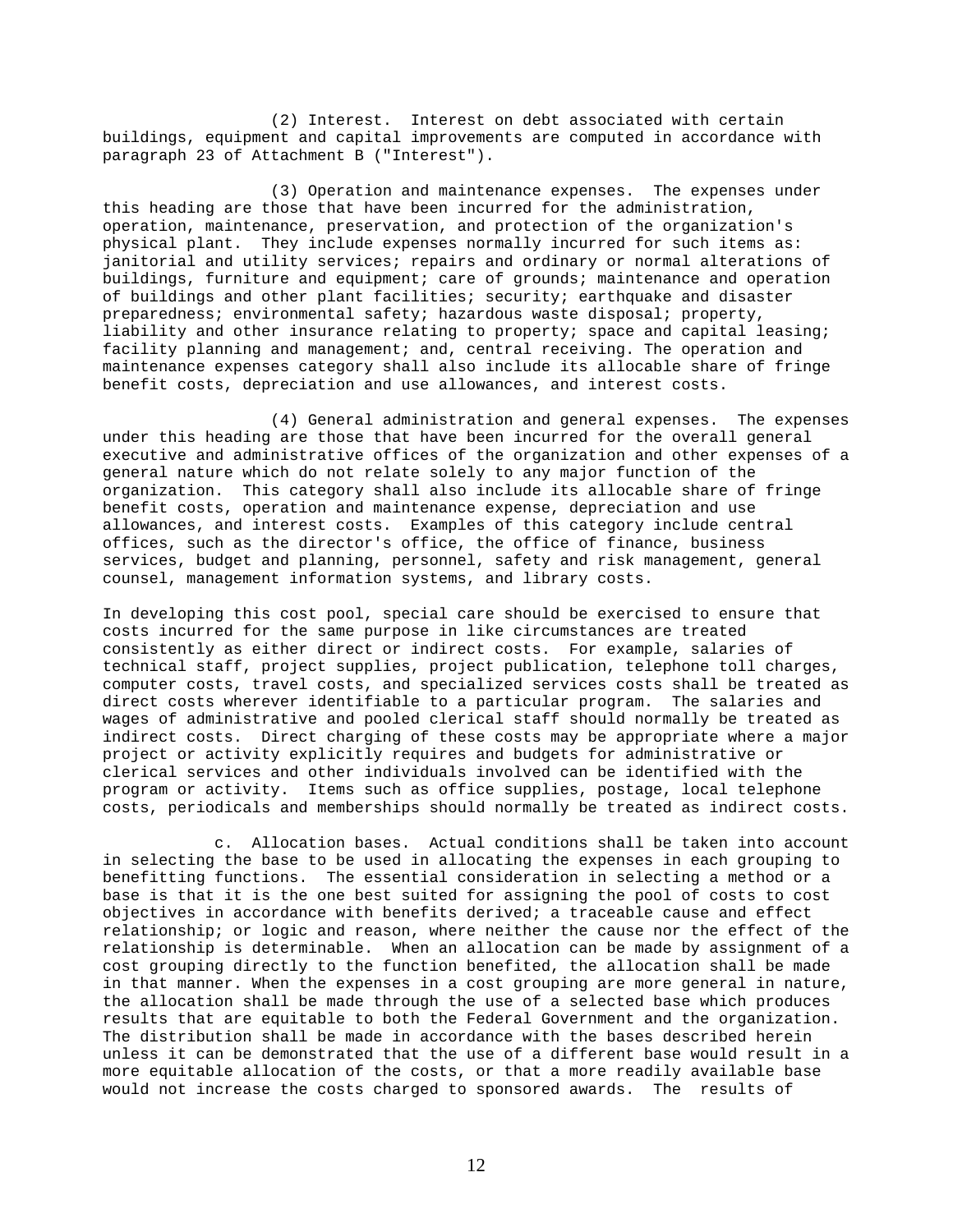(2) Interest. Interest on debt associated with certain buildings, equipment and capital improvements are computed in accordance with paragraph 23 of Attachment B ("Interest").

(3) Operation and maintenance expenses. The expenses under this heading are those that have been incurred for the administration, operation, maintenance, preservation, and protection of the organization's physical plant. They include expenses normally incurred for such items as: janitorial and utility services; repairs and ordinary or normal alterations of buildings, furniture and equipment; care of grounds; maintenance and operation of buildings and other plant facilities; security; earthquake and disaster preparedness; environmental safety; hazardous waste disposal; property, liability and other insurance relating to property; space and capital leasing; facility planning and management; and, central receiving. The operation and maintenance expenses category shall also include its allocable share of fringe benefit costs, depreciation and use allowances, and interest costs.

(4) General administration and general expenses. The expenses under this heading are those that have been incurred for the overall general executive and administrative offices of the organization and other expenses of a general nature which do not relate solely to any major function of the organization. This category shall also include its allocable share of fringe benefit costs, operation and maintenance expense, depreciation and use allowances, and interest costs. Examples of this category include central offices, such as the director's office, the office of finance, business services, budget and planning, personnel, safety and risk management, general counsel, management information systems, and library costs.

In developing this cost pool, special care should be exercised to ensure that costs incurred for the same purpose in like circumstances are treated consistently as either direct or indirect costs. For example, salaries of technical staff, project supplies, project publication, telephone toll charges, computer costs, travel costs, and specialized services costs shall be treated as direct costs wherever identifiable to a particular program. The salaries and wages of administrative and pooled clerical staff should normally be treated as indirect costs. Direct charging of these costs may be appropriate where a major project or activity explicitly requires and budgets for administrative or clerical services and other individuals involved can be identified with the program or activity. Items such as office supplies, postage, local telephone costs, periodicals and memberships should normally be treated as indirect costs.

c. Allocation bases. Actual conditions shall be taken into account in selecting the base to be used in allocating the expenses in each grouping to benefitting functions. The essential consideration in selecting a method or a base is that it is the one best suited for assigning the pool of costs to cost objectives in accordance with benefits derived; a traceable cause and effect relationship; or logic and reason, where neither the cause nor the effect of the relationship is determinable. When an allocation can be made by assignment of a cost grouping directly to the function benefited, the allocation shall be made in that manner. When the expenses in a cost grouping are more general in nature, the allocation shall be made through the use of a selected base which produces results that are equitable to both the Federal Government and the organization. The distribution shall be made in accordance with the bases described herein unless it can be demonstrated that the use of a different base would result in a more equitable allocation of the costs, or that a more readily available base would not increase the costs charged to sponsored awards. The results of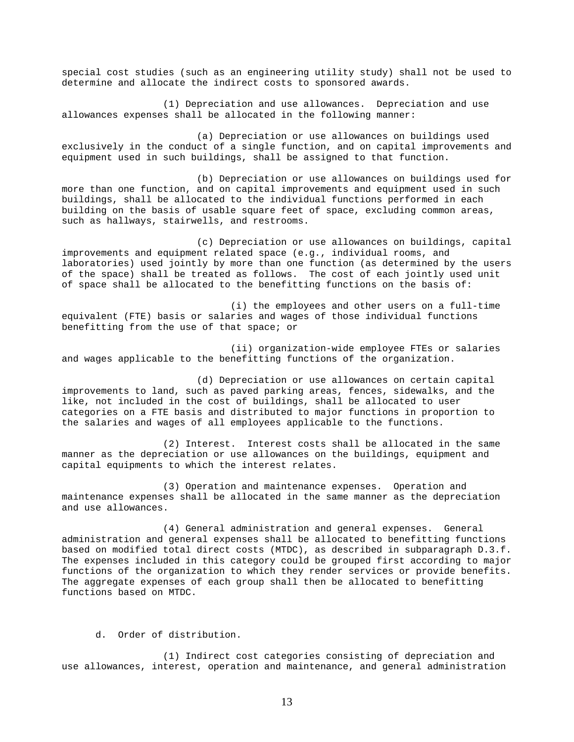special cost studies (such as an engineering utility study) shall not be used to determine and allocate the indirect costs to sponsored awards.

(1) Depreciation and use allowances. Depreciation and use allowances expenses shall be allocated in the following manner:

(a) Depreciation or use allowances on buildings used exclusively in the conduct of a single function, and on capital improvements and equipment used in such buildings, shall be assigned to that function.

(b) Depreciation or use allowances on buildings used for more than one function, and on capital improvements and equipment used in such buildings, shall be allocated to the individual functions performed in each building on the basis of usable square feet of space, excluding common areas, such as hallways, stairwells, and restrooms.

(c) Depreciation or use allowances on buildings, capital improvements and equipment related space (e.g., individual rooms, and laboratories) used jointly by more than one function (as determined by the users of the space) shall be treated as follows. The cost of each jointly used unit of space shall be allocated to the benefitting functions on the basis of:

(i) the employees and other users on a full-time equivalent (FTE) basis or salaries and wages of those individual functions benefitting from the use of that space; or

(ii) organization-wide employee FTEs or salaries and wages applicable to the benefitting functions of the organization.

(d) Depreciation or use allowances on certain capital improvements to land, such as paved parking areas, fences, sidewalks, and the like, not included in the cost of buildings, shall be allocated to user categories on a FTE basis and distributed to major functions in proportion to the salaries and wages of all employees applicable to the functions.

(2) Interest. Interest costs shall be allocated in the same manner as the depreciation or use allowances on the buildings, equipment and capital equipments to which the interest relates.

(3) Operation and maintenance expenses. Operation and maintenance expenses shall be allocated in the same manner as the depreciation and use allowances.

(4) General administration and general expenses. General administration and general expenses shall be allocated to benefitting functions based on modified total direct costs (MTDC), as described in subparagraph D.3.f. The expenses included in this category could be grouped first according to major functions of the organization to which they render services or provide benefits. The aggregate expenses of each group shall then be allocated to benefitting functions based on MTDC.

d. Order of distribution.

(1) Indirect cost categories consisting of depreciation and use allowances, interest, operation and maintenance, and general administration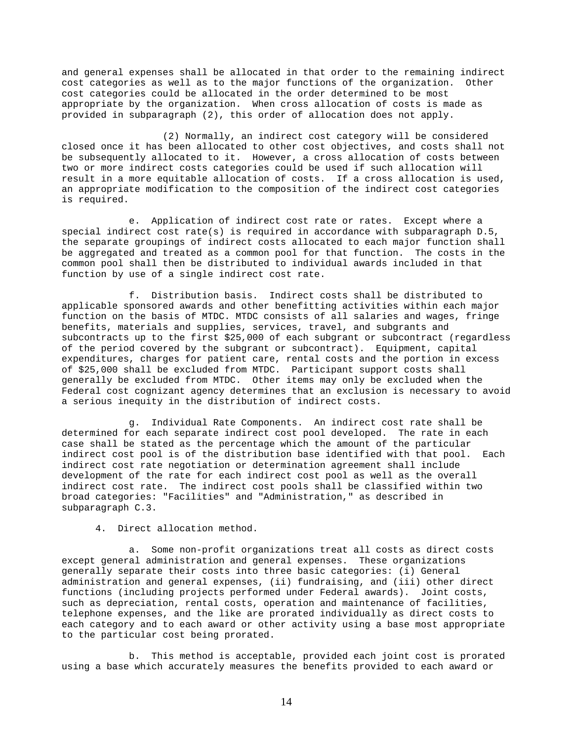and general expenses shall be allocated in that order to the remaining indirect cost categories as well as to the major functions of the organization. Other cost categories could be allocated in the order determined to be most appropriate by the organization. When cross allocation of costs is made as provided in subparagraph (2), this order of allocation does not apply.

(2) Normally, an indirect cost category will be considered closed once it has been allocated to other cost objectives, and costs shall not be subsequently allocated to it. However, a cross allocation of costs between two or more indirect costs categories could be used if such allocation will result in a more equitable allocation of costs. If a cross allocation is used, an appropriate modification to the composition of the indirect cost categories is required.

e. Application of indirect cost rate or rates. Except where a special indirect cost rate(s) is required in accordance with subparagraph D.5, the separate groupings of indirect costs allocated to each major function shall be aggregated and treated as a common pool for that function. The costs in the common pool shall then be distributed to individual awards included in that function by use of a single indirect cost rate.

f. Distribution basis. Indirect costs shall be distributed to applicable sponsored awards and other benefitting activities within each major function on the basis of MTDC. MTDC consists of all salaries and wages, fringe benefits, materials and supplies, services, travel, and subgrants and subcontracts up to the first $25,000 of each subgrant or subcontract (regardless of the period covered by the subgrant or subcontract). Equipment, capital expenditures, charges for patient care, rental costs and the portion in excess of $25,000 shall be excluded from MTDC. Participant support costs shall generally be excluded from MTDC. Other items may only be excluded when the Federal cost cognizant agency determines that an exclusion is necessary to avoid a serious inequity in the distribution of indirect costs.

g. Individual Rate Components. An indirect cost rate shall be determined for each separate indirect cost pool developed. The rate in each case shall be stated as the percentage which the amount of the particular indirect cost pool is of the distribution base identified with that pool. Each indirect cost rate negotiation or determination agreement shall include development of the rate for each indirect cost pool as well as the overall indirect cost rate. The indirect cost pools shall be classified within two broad categories: "Facilities" and "Administration," as described in subparagraph C.3.

4. Direct allocation method.

a. Some non-profit organizations treat all costs as direct costs except general administration and general expenses. These organizations generally separate their costs into three basic categories: (i) General administration and general expenses, (ii) fundraising, and (iii) other direct functions (including projects performed under Federal awards). Joint costs, such as depreciation, rental costs, operation and maintenance of facilities, telephone expenses, and the like are prorated individually as direct costs to each category and to each award or other activity using a base most appropriate to the particular cost being prorated.

b. This method is acceptable, provided each joint cost is prorated using a base which accurately measures the benefits provided to each award or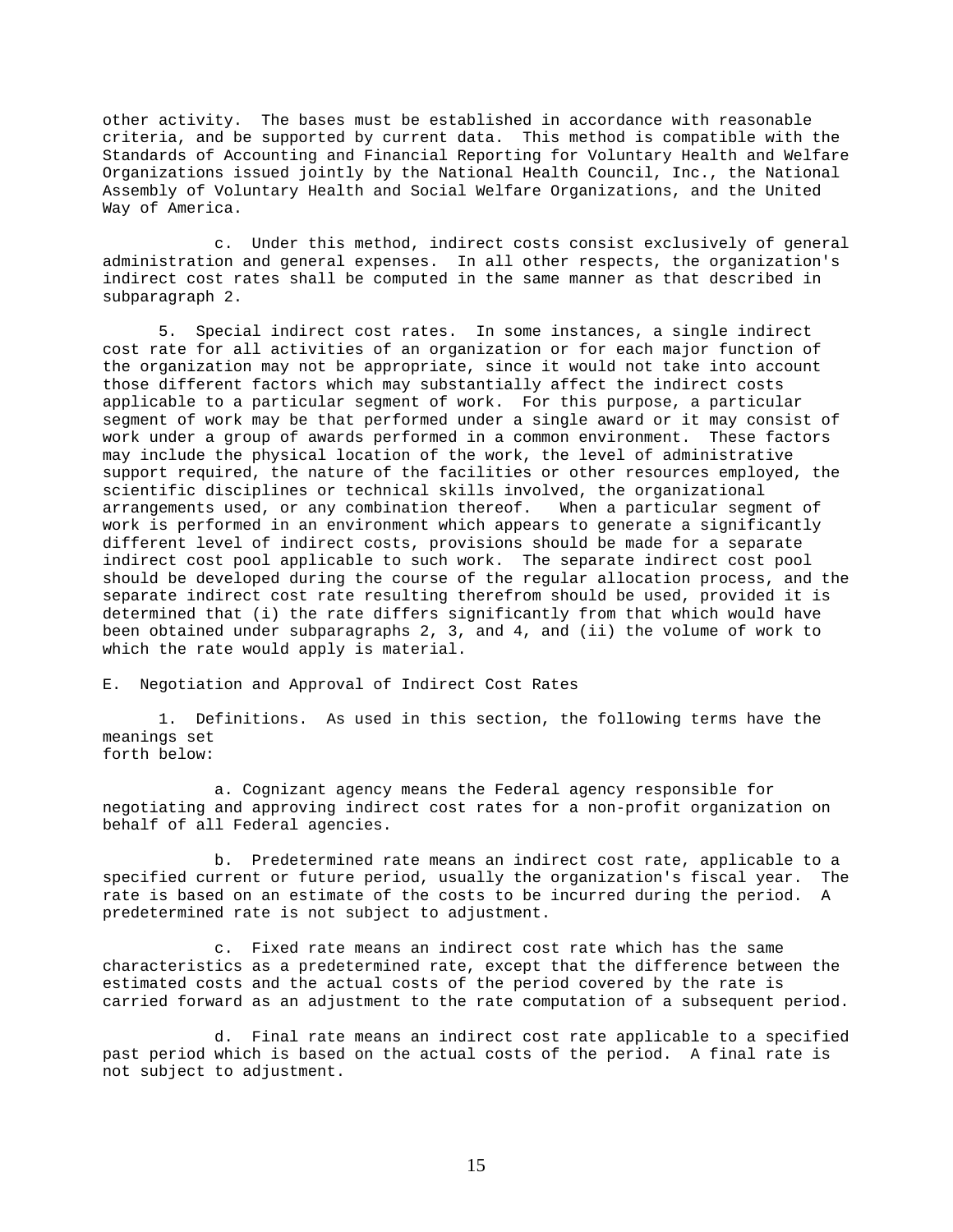other activity. The bases must be established in accordance with reasonable criteria, and be supported by current data. This method is compatible with the Standards of Accounting and Financial Reporting for Voluntary Health and Welfare Organizations issued jointly by the National Health Council, Inc., the National Assembly of Voluntary Health and Social Welfare Organizations, and the United Way of America.

c. Under this method, indirect costs consist exclusively of general administration and general expenses. In all other respects, the organization's indirect cost rates shall be computed in the same manner as that described in subparagraph 2.

5. Special indirect cost rates. In some instances, a single indirect cost rate for all activities of an organization or for each major function of the organization may not be appropriate, since it would not take into account those different factors which may substantially affect the indirect costs applicable to a particular segment of work. For this purpose, a particular segment of work may be that performed under a single award or it may consist of work under a group of awards performed in a common environment. These factors may include the physical location of the work, the level of administrative support required, the nature of the facilities or other resources employed, the scientific disciplines or technical skills involved, the organizational arrangements used, or any combination thereof. When a particular segment of work is performed in an environment which appears to generate a significantly different level of indirect costs, provisions should be made for a separate indirect cost pool applicable to such work. The separate indirect cost pool should be developed during the course of the regular allocation process, and the separate indirect cost rate resulting therefrom should be used, provided it is determined that (i) the rate differs significantly from that which would have been obtained under subparagraphs 2, 3, and 4, and (ii) the volume of work to which the rate would apply is material.

E. Negotiation and Approval of Indirect Cost Rates

1. Definitions. As used in this section, the following terms have the meanings set forth below:

a. Cognizant agency means the Federal agency responsible for negotiating and approving indirect cost rates for a non-profit organization on behalf of all Federal agencies.

b. Predetermined rate means an indirect cost rate, applicable to a specified current or future period, usually the organization's fiscal year. The rate is based on an estimate of the costs to be incurred during the period. A predetermined rate is not subject to adjustment.

c. Fixed rate means an indirect cost rate which has the same characteristics as a predetermined rate, except that the difference between the estimated costs and the actual costs of the period covered by the rate is carried forward as an adjustment to the rate computation of a subsequent period.

d. Final rate means an indirect cost rate applicable to a specified past period which is based on the actual costs of the period. A final rate is not subject to adjustment.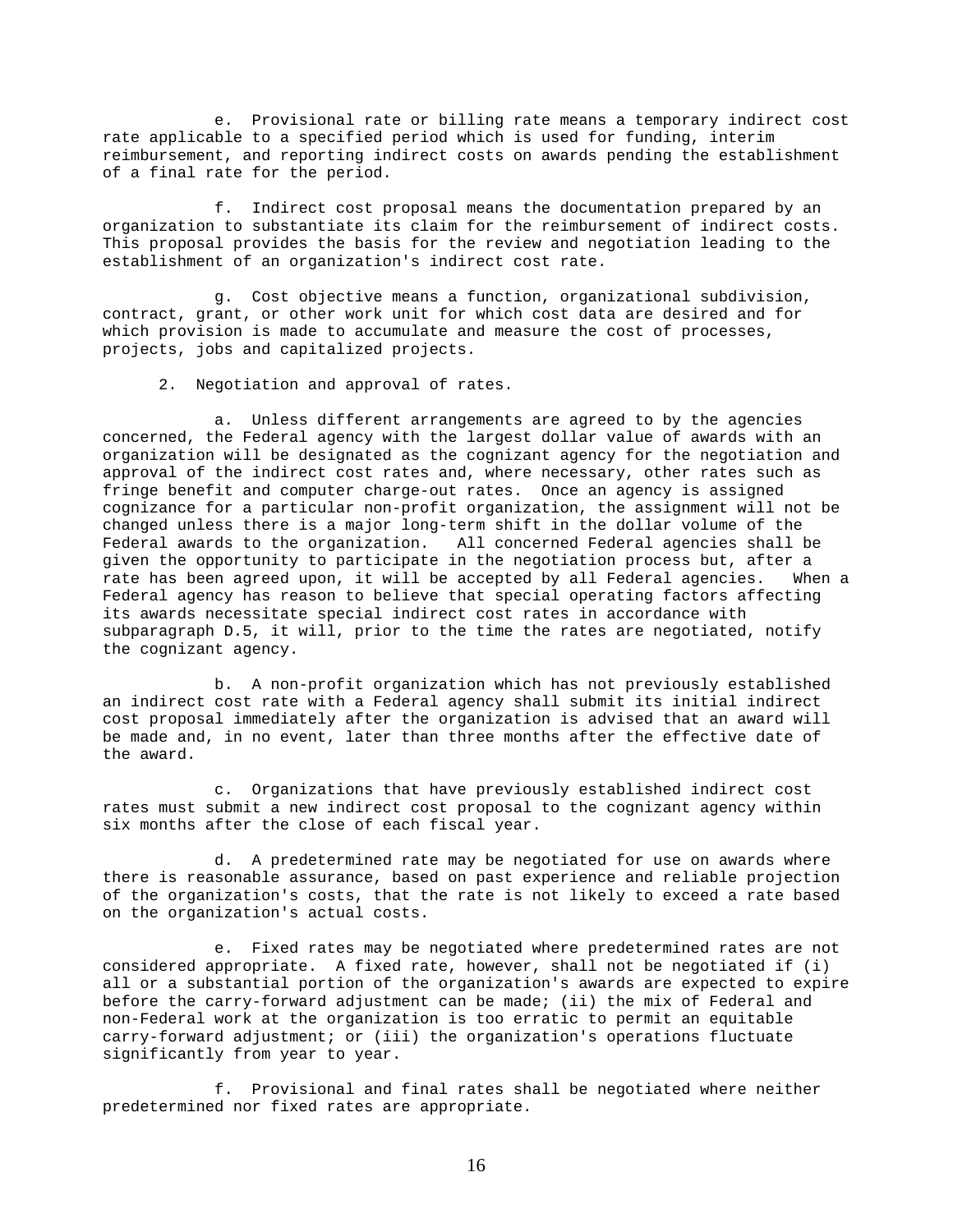e. Provisional rate or billing rate means a temporary indirect cost rate applicable to a specified period which is used for funding, interim reimbursement, and reporting indirect costs on awards pending the establishment of a final rate for the period.

f. Indirect cost proposal means the documentation prepared by an organization to substantiate its claim for the reimbursement of indirect costs. This proposal provides the basis for the review and negotiation leading to the establishment of an organization's indirect cost rate.

g. Cost objective means a function, organizational subdivision, contract, grant, or other work unit for which cost data are desired and for which provision is made to accumulate and measure the cost of processes, projects, jobs and capitalized projects.

2. Negotiation and approval of rates.

a. Unless different arrangements are agreed to by the agencies concerned, the Federal agency with the largest dollar value of awards with an organization will be designated as the cognizant agency for the negotiation and approval of the indirect cost rates and, where necessary, other rates such as fringe benefit and computer charge-out rates. Once an agency is assigned cognizance for a particular non-profit organization, the assignment will not be changed unless there is a major long-term shift in the dollar volume of the Federal awards to the organization. All concerned Federal agencies shall be given the opportunity to participate in the negotiation process but, after a rate has been agreed upon, it will be accepted by all Federal agencies. When a Federal agency has reason to believe that special operating factors affecting its awards necessitate special indirect cost rates in accordance with subparagraph D.5, it will, prior to the time the rates are negotiated, notify the cognizant agency.

b. A non-profit organization which has not previously established an indirect cost rate with a Federal agency shall submit its initial indirect cost proposal immediately after the organization is advised that an award will be made and, in no event, later than three months after the effective date of the award.

c. Organizations that have previously established indirect cost rates must submit a new indirect cost proposal to the cognizant agency within six months after the close of each fiscal year.

d. A predetermined rate may be negotiated for use on awards where there is reasonable assurance, based on past experience and reliable projection of the organization's costs, that the rate is not likely to exceed a rate based on the organization's actual costs.

e. Fixed rates may be negotiated where predetermined rates are not considered appropriate. A fixed rate, however, shall not be negotiated if (i) all or a substantial portion of the organization's awards are expected to expire before the carry-forward adjustment can be made; (ii) the mix of Federal and non-Federal work at the organization is too erratic to permit an equitable carry-forward adjustment; or (iii) the organization's operations fluctuate significantly from year to year.

f. Provisional and final rates shall be negotiated where neither predetermined nor fixed rates are appropriate.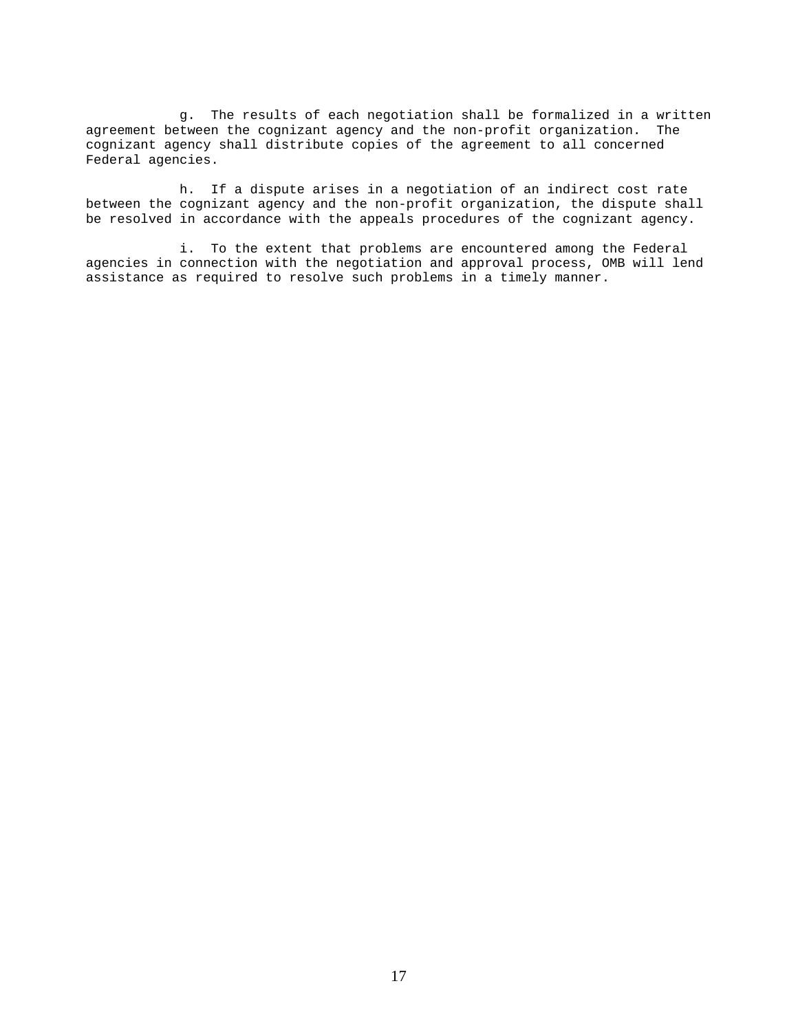g. The results of each negotiation shall be formalized in a written agreement between the cognizant agency and the non-profit organization. The cognizant agency shall distribute copies of the agreement to all concerned Federal agencies.

h. If a dispute arises in a negotiation of an indirect cost rate between the cognizant agency and the non-profit organization, the dispute shall be resolved in accordance with the appeals procedures of the cognizant agency.

i. To the extent that problems are encountered among the Federal agencies in connection with the negotiation and approval process, OMB will lend assistance as required to resolve such problems in a timely manner.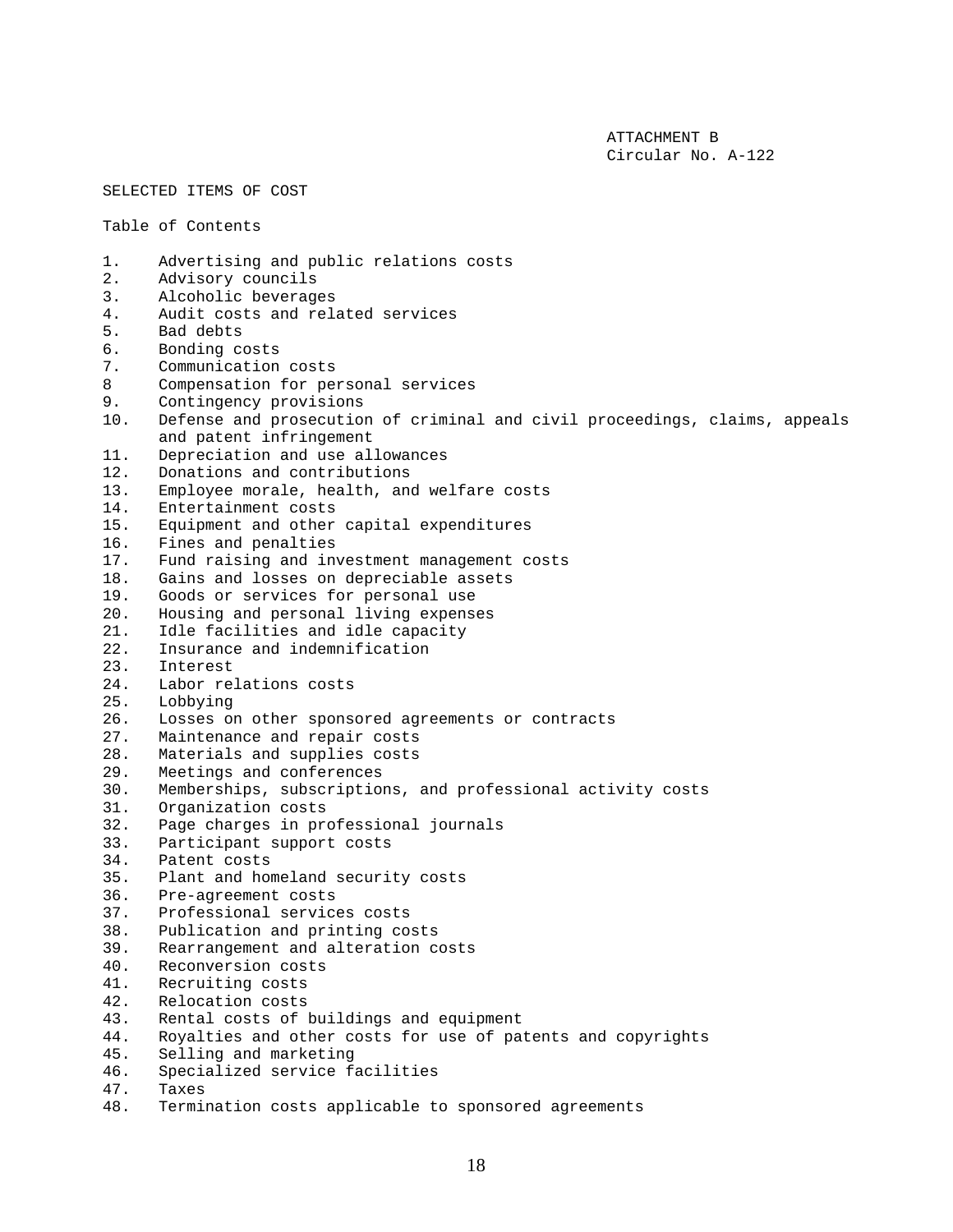ATTACHMENT B
Circular No. A-122

## SELECTED ITEMS OF COST

### Table of Contents

1. Advertising and public relations costs
2. Advisory councils
3. Alcoholic beverages
4. Audit costs and related services
5. Bad debts
6. Bonding costs
7. Communication costs
8 Compensation for personal services
9. Contingency provisions
10. Defense and prosecution of criminal and civil proceedings, claims, appeals and patent infringement
11. Depreciation and use allowances
12. Donations and contributions
13. Employee morale, health, and welfare costs
14. Entertainment costs
15. Equipment and other capital expenditures
16. Fines and penalties
17. Fund raising and investment management costs
18. Gains and losses on depreciable assets
19. Goods or services for personal use
20. Housing and personal living expenses
21. Idle facilities and idle capacity
22. Insurance and indemnification
23. Interest
24. Labor relations costs
25. Lobbying
26. Losses on other sponsored agreements or contracts
27. Maintenance and repair costs
28. Materials and supplies costs
29. Meetings and conferences
30. Memberships, subscriptions, and professional activity costs
31. Organization costs
32. Page charges in professional journals
33. Participant support costs
34. Patent costs
35. Plant and homeland security costs
36. Pre-agreement costs
37. Professional services costs
38. Publication and printing costs
39. Rearrangement and alteration costs
40. Reconversion costs
41. Recruiting costs
42. Relocation costs
43. Rental costs of buildings and equipment
44. Royalties and other costs for use of patents and copyrights
45. Selling and marketing
46. Specialized service facilities
47. Taxes
48. Termination costs applicable to sponsored agreements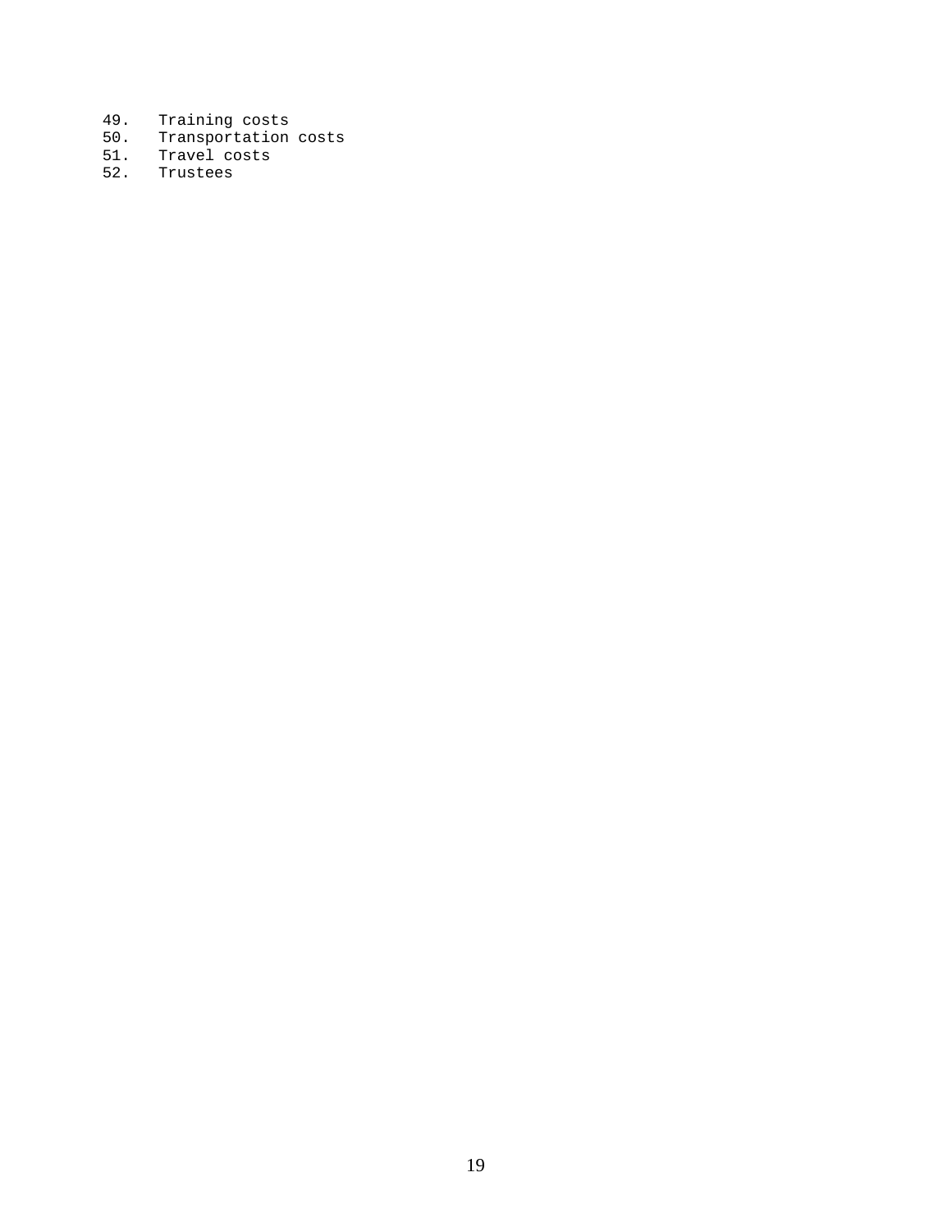49. Training costs
50. Transportation costs
51. Travel costs
52. Trustees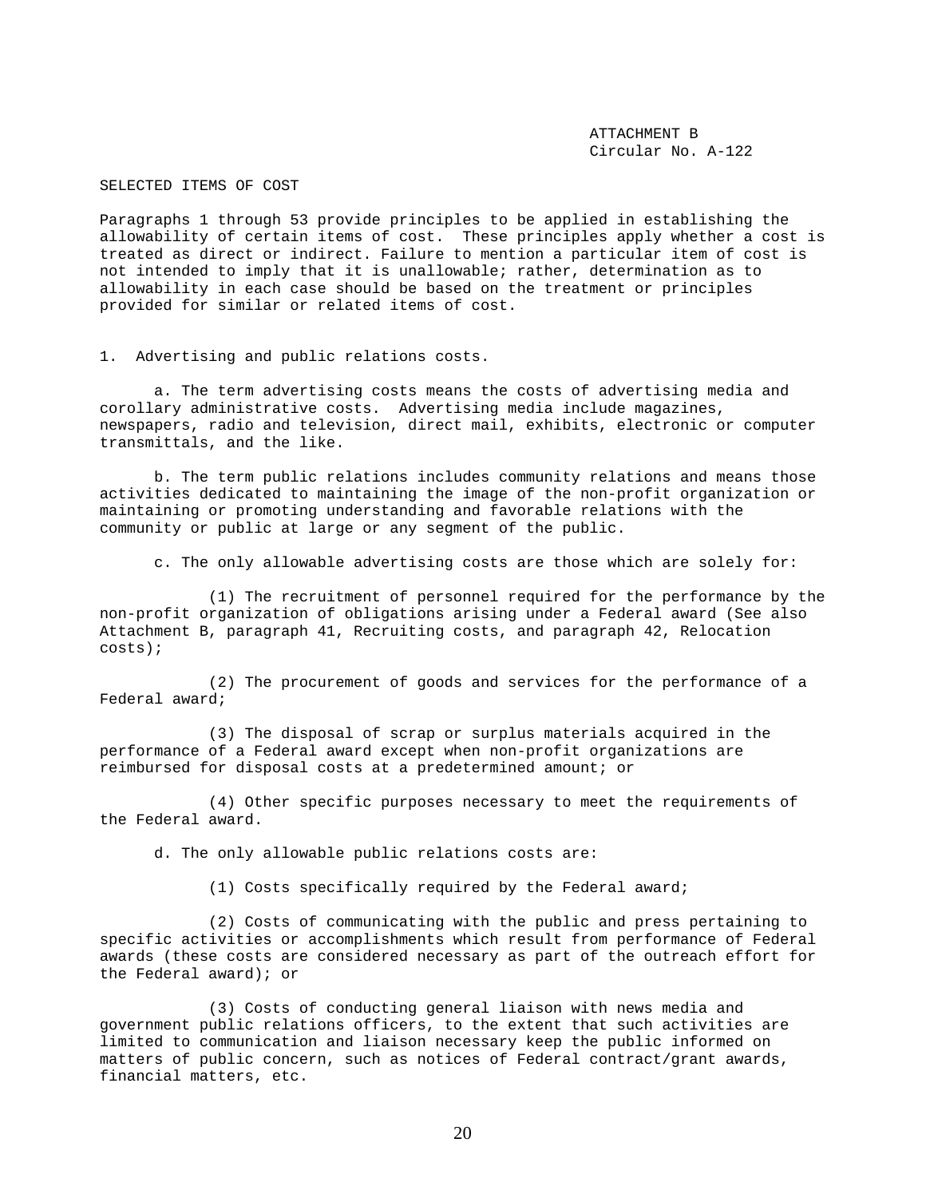ATTACHMENT B
Circular No. A-122

SELECTED ITEMS OF COST

Paragraphs 1 through 53 provide principles to be applied in establishing the allowability of certain items of cost. These principles apply whether a cost is treated as direct or indirect. Failure to mention a particular item of cost is not intended to imply that it is unallowable; rather, determination as to allowability in each case should be based on the treatment or principles provided for similar or related items of cost.

1. Advertising and public relations costs.

a. The term advertising costs means the costs of advertising media and corollary administrative costs. Advertising media include magazines, newspapers, radio and television, direct mail, exhibits, electronic or computer transmittals, and the like.

b. The term public relations includes community relations and means those activities dedicated to maintaining the image of the non-profit organization or maintaining or promoting understanding and favorable relations with the community or public at large or any segment of the public.

c. The only allowable advertising costs are those which are solely for:

(1) The recruitment of personnel required for the performance by the non-profit organization of obligations arising under a Federal award (See also Attachment B, paragraph 41, Recruiting costs, and paragraph 42, Relocation costs);

(2) The procurement of goods and services for the performance of a Federal award;

(3) The disposal of scrap or surplus materials acquired in the performance of a Federal award except when non-profit organizations are reimbursed for disposal costs at a predetermined amount; or

(4) Other specific purposes necessary to meet the requirements of the Federal award.

d. The only allowable public relations costs are:

(1) Costs specifically required by the Federal award;

(2) Costs of communicating with the public and press pertaining to specific activities or accomplishments which result from performance of Federal awards (these costs are considered necessary as part of the outreach effort for the Federal award); or

(3) Costs of conducting general liaison with news media and government public relations officers, to the extent that such activities are limited to communication and liaison necessary keep the public informed on matters of public concern, such as notices of Federal contract/grant awards, financial matters, etc.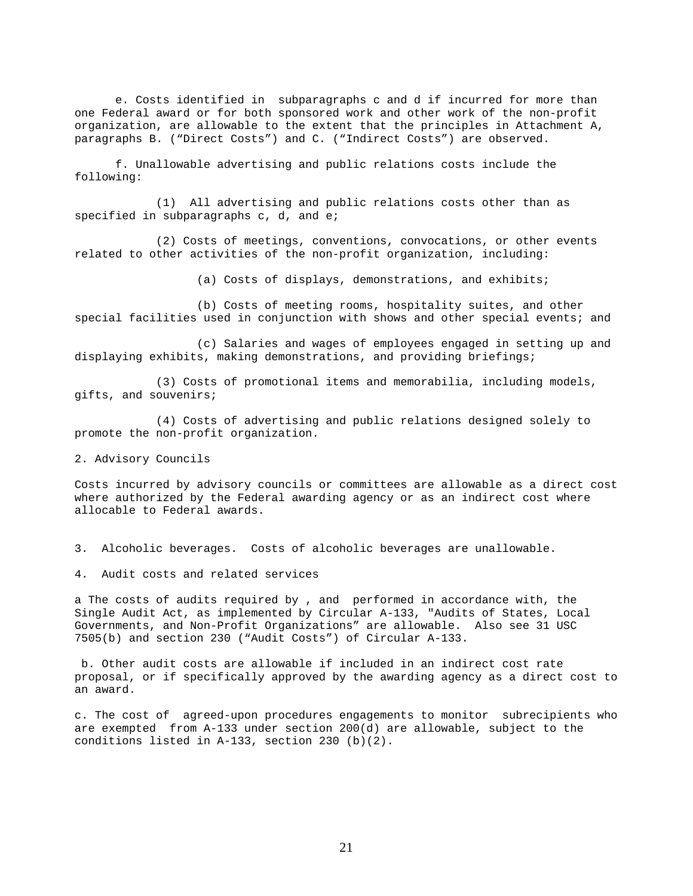e. Costs identified in subparagraphs c and d if incurred for more than one Federal award or for both sponsored work and other work of the non-profit organization, are allowable to the extent that the principles in Attachment A, paragraphs B. ("Direct Costs") and C. ("Indirect Costs") are observed.

f. Unallowable advertising and public relations costs include the following:

(1) All advertising and public relations costs other than as specified in subparagraphs c, d, and e;

(2) Costs of meetings, conventions, convocations, or other events related to other activities of the non-profit organization, including:

(a) Costs of displays, demonstrations, and exhibits;

(b) Costs of meeting rooms, hospitality suites, and other special facilities used in conjunction with shows and other special events; and

(c) Salaries and wages of employees engaged in setting up and displaying exhibits, making demonstrations, and providing briefings;

(3) Costs of promotional items and memorabilia, including models, gifts, and souvenirs;

(4) Costs of advertising and public relations designed solely to promote the non-profit organization.

2. Advisory Councils

Costs incurred by advisory councils or committees are allowable as a direct cost where authorized by the Federal awarding agency or as an indirect cost where allocable to Federal awards.

3. Alcoholic beverages. Costs of alcoholic beverages are unallowable.

4. Audit costs and related services

a The costs of audits required by , and performed in accordance with, the Single Audit Act, as implemented by Circular A-133, "Audits of States, Local Governments, and Non-Profit Organizations" are allowable. Also see 31 USC 7505(b) and section 230 ("Audit Costs") of Circular A-133.

b. Other audit costs are allowable if included in an indirect cost rate proposal, or if specifically approved by the awarding agency as a direct cost to an award.

c. The cost of agreed-upon procedures engagements to monitor subrecipients who are exempted from A-133 under section 200(d) are allowable, subject to the conditions listed in A-133, section 230 (b)(2).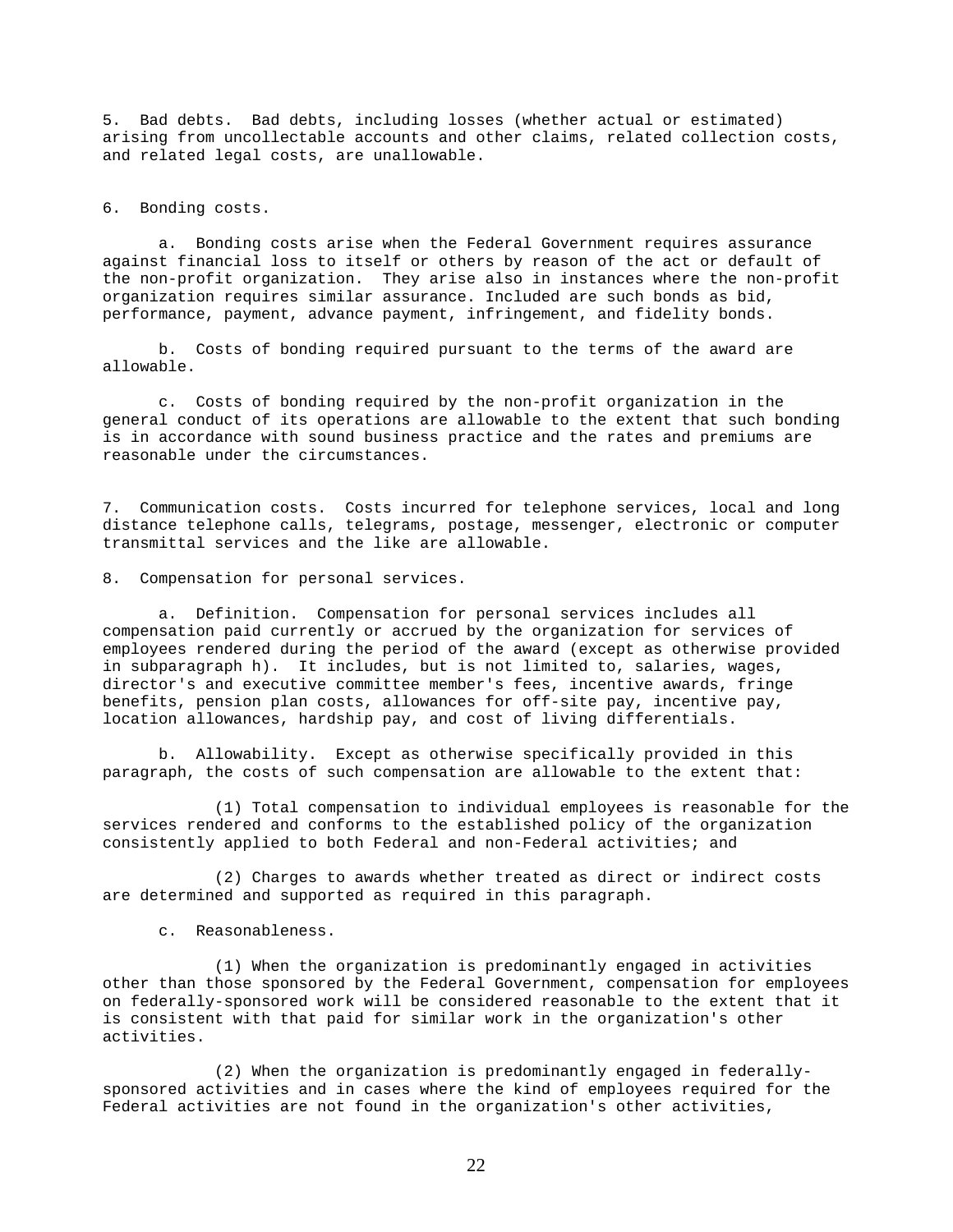5. Bad debts. Bad debts, including losses (whether actual or estimated) arising from uncollectable accounts and other claims, related collection costs, and related legal costs, are unallowable.

6. Bonding costs.

a. Bonding costs arise when the Federal Government requires assurance against financial loss to itself or others by reason of the act or default of the non-profit organization. They arise also in instances where the non-profit organization requires similar assurance. Included are such bonds as bid, performance, payment, advance payment, infringement, and fidelity bonds.

b. Costs of bonding required pursuant to the terms of the award are allowable.

c. Costs of bonding required by the non-profit organization in the general conduct of its operations are allowable to the extent that such bonding is in accordance with sound business practice and the rates and premiums are reasonable under the circumstances.

7. Communication costs. Costs incurred for telephone services, local and long distance telephone calls, telegrams, postage, messenger, electronic or computer transmittal services and the like are allowable.

8. Compensation for personal services.

a. Definition. Compensation for personal services includes all compensation paid currently or accrued by the organization for services of employees rendered during the period of the award (except as otherwise provided in subparagraph h). It includes, but is not limited to, salaries, wages, director's and executive committee member's fees, incentive awards, fringe benefits, pension plan costs, allowances for off-site pay, incentive pay, location allowances, hardship pay, and cost of living differentials.

b. Allowability. Except as otherwise specifically provided in this paragraph, the costs of such compensation are allowable to the extent that:

(1) Total compensation to individual employees is reasonable for the services rendered and conforms to the established policy of the organization consistently applied to both Federal and non-Federal activities; and

(2) Charges to awards whether treated as direct or indirect costs are determined and supported as required in this paragraph.

c. Reasonableness.

(1) When the organization is predominantly engaged in activities other than those sponsored by the Federal Government, compensation for employees on federally-sponsored work will be considered reasonable to the extent that it is consistent with that paid for similar work in the organization's other activities.

(2) When the organization is predominantly engaged in federally-sponsored activities and in cases where the kind of employees required for the Federal activities are not found in the organization's other activities,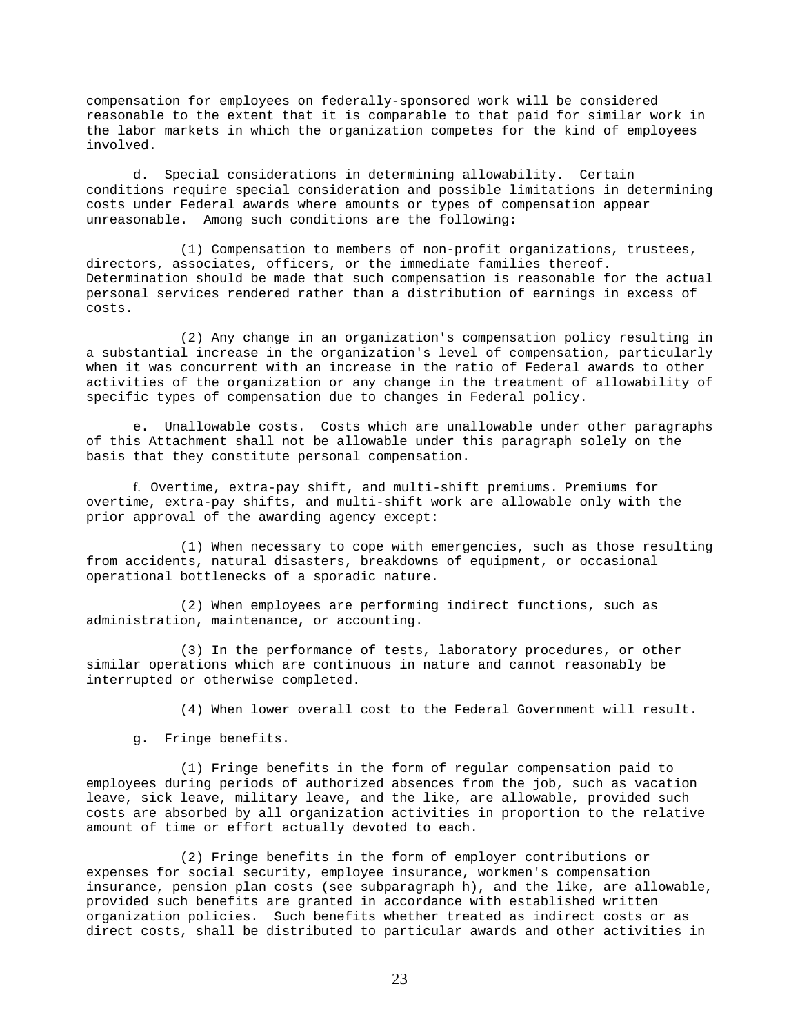compensation for employees on federally-sponsored work will be considered reasonable to the extent that it is comparable to that paid for similar work in the labor markets in which the organization competes for the kind of employees involved.

d. Special considerations in determining allowability. Certain conditions require special consideration and possible limitations in determining costs under Federal awards where amounts or types of compensation appear unreasonable. Among such conditions are the following:

(1) Compensation to members of non-profit organizations, trustees, directors, associates, officers, or the immediate families thereof. Determination should be made that such compensation is reasonable for the actual personal services rendered rather than a distribution of earnings in excess of costs.

(2) Any change in an organization's compensation policy resulting in a substantial increase in the organization's level of compensation, particularly when it was concurrent with an increase in the ratio of Federal awards to other activities of the organization or any change in the treatment of allowability of specific types of compensation due to changes in Federal policy.

e. Unallowable costs. Costs which are unallowable under other paragraphs of this Attachment shall not be allowable under this paragraph solely on the basis that they constitute personal compensation.

f. Overtime, extra-pay shift, and multi-shift premiums. Premiums for overtime, extra-pay shifts, and multi-shift work are allowable only with the prior approval of the awarding agency except:

(1) When necessary to cope with emergencies, such as those resulting from accidents, natural disasters, breakdowns of equipment, or occasional operational bottlenecks of a sporadic nature.

(2) When employees are performing indirect functions, such as administration, maintenance, or accounting.

(3) In the performance of tests, laboratory procedures, or other similar operations which are continuous in nature and cannot reasonably be interrupted or otherwise completed.

(4) When lower overall cost to the Federal Government will result.

g. Fringe benefits.

(1) Fringe benefits in the form of regular compensation paid to employees during periods of authorized absences from the job, such as vacation leave, sick leave, military leave, and the like, are allowable, provided such costs are absorbed by all organization activities in proportion to the relative amount of time or effort actually devoted to each.

(2) Fringe benefits in the form of employer contributions or expenses for social security, employee insurance, workmen's compensation insurance, pension plan costs (see subparagraph h), and the like, are allowable, provided such benefits are granted in accordance with established written organization policies. Such benefits whether treated as indirect costs or as direct costs, shall be distributed to particular awards and other activities in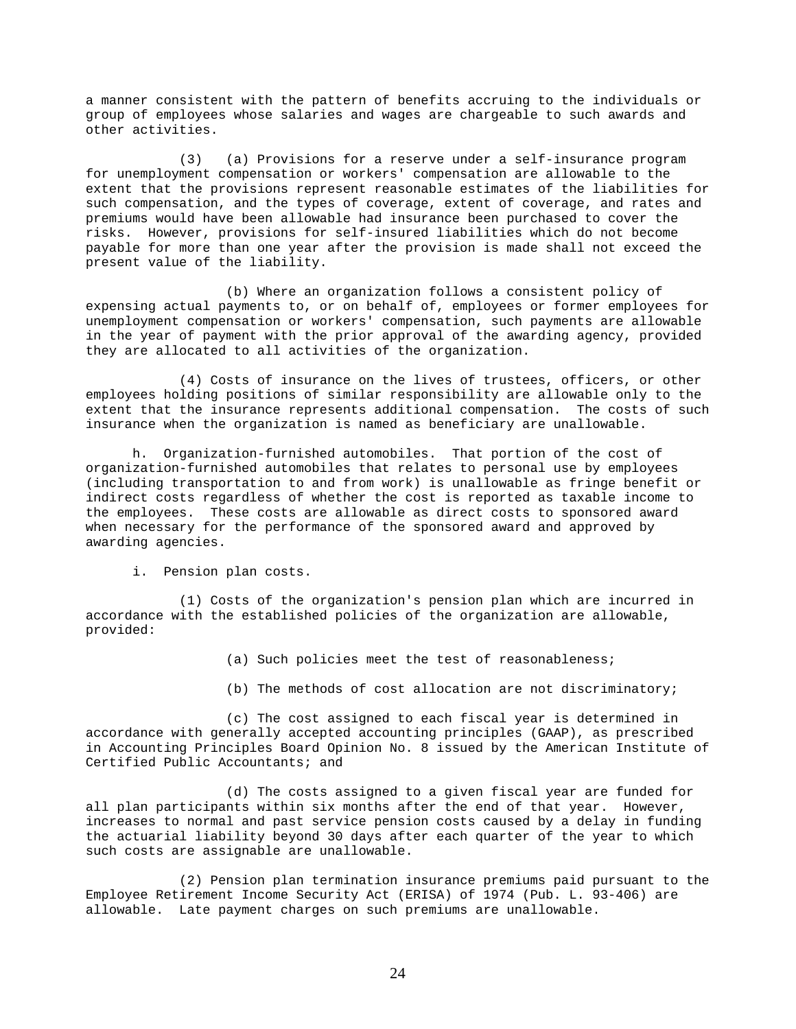a manner consistent with the pattern of benefits accruing to the individuals or group of employees whose salaries and wages are chargeable to such awards and other activities.

(3) (a) Provisions for a reserve under a self-insurance program for unemployment compensation or workers' compensation are allowable to the extent that the provisions represent reasonable estimates of the liabilities for such compensation, and the types of coverage, extent of coverage, and rates and premiums would have been allowable had insurance been purchased to cover the risks. However, provisions for self-insured liabilities which do not become payable for more than one year after the provision is made shall not exceed the present value of the liability.

(b) Where an organization follows a consistent policy of expensing actual payments to, or on behalf of, employees or former employees for unemployment compensation or workers' compensation, such payments are allowable in the year of payment with the prior approval of the awarding agency, provided they are allocated to all activities of the organization.

(4) Costs of insurance on the lives of trustees, officers, or other employees holding positions of similar responsibility are allowable only to the extent that the insurance represents additional compensation. The costs of such insurance when the organization is named as beneficiary are unallowable.

h. Organization-furnished automobiles. That portion of the cost of organization-furnished automobiles that relates to personal use by employees (including transportation to and from work) is unallowable as fringe benefit or indirect costs regardless of whether the cost is reported as taxable income to the employees. These costs are allowable as direct costs to sponsored award when necessary for the performance of the sponsored award and approved by awarding agencies.

i. Pension plan costs.

(1) Costs of the organization's pension plan which are incurred in accordance with the established policies of the organization are allowable, provided:

(a) Such policies meet the test of reasonableness;

(b) The methods of cost allocation are not discriminatory;

(c) The cost assigned to each fiscal year is determined in accordance with generally accepted accounting principles (GAAP), as prescribed in Accounting Principles Board Opinion No. 8 issued by the American Institute of Certified Public Accountants; and

(d) The costs assigned to a given fiscal year are funded for all plan participants within six months after the end of that year. However, increases to normal and past service pension costs caused by a delay in funding the actuarial liability beyond 30 days after each quarter of the year to which such costs are assignable are unallowable.

(2) Pension plan termination insurance premiums paid pursuant to the Employee Retirement Income Security Act (ERISA) of 1974 (Pub. L. 93-406) are allowable. Late payment charges on such premiums are unallowable.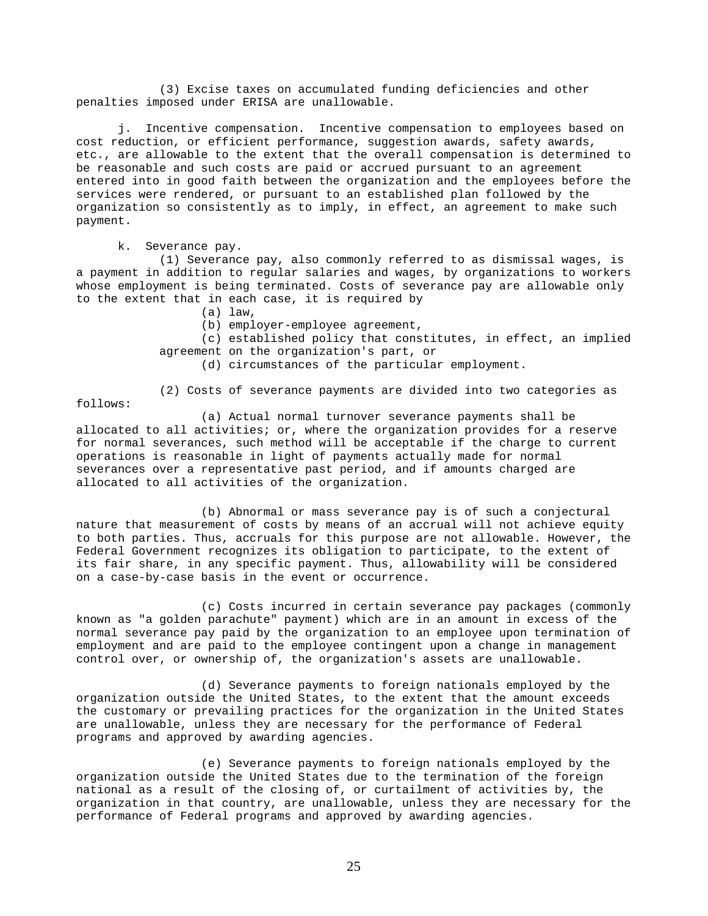(3) Excise taxes on accumulated funding deficiencies and other penalties imposed under ERISA are unallowable.

j. Incentive compensation. Incentive compensation to employees based on cost reduction, or efficient performance, suggestion awards, safety awards, etc., are allowable to the extent that the overall compensation is determined to be reasonable and such costs are paid or accrued pursuant to an agreement entered into in good faith between the organization and the employees before the services were rendered, or pursuant to an established plan followed by the organization so consistently as to imply, in effect, an agreement to make such payment.

k. Severance pay.

(1) Severance pay, also commonly referred to as dismissal wages, is a payment in addition to regular salaries and wages, by organizations to workers whose employment is being terminated. Costs of severance pay are allowable only to the extent that in each case, it is required by

(a) law,

(b) employer-employee agreement,

(c) established policy that constitutes, in effect, an implied agreement on the organization's part, or

(d) circumstances of the particular employment.

(2) Costs of severance payments are divided into two categories as follows:

(a) Actual normal turnover severance payments shall be allocated to all activities; or, where the organization provides for a reserve for normal severances, such method will be acceptable if the charge to current operations is reasonable in light of payments actually made for normal severances over a representative past period, and if amounts charged are allocated to all activities of the organization.

(b) Abnormal or mass severance pay is of such a conjectural nature that measurement of costs by means of an accrual will not achieve equity to both parties. Thus, accruals for this purpose are not allowable. However, the Federal Government recognizes its obligation to participate, to the extent of its fair share, in any specific payment. Thus, allowability will be considered on a case-by-case basis in the event or occurrence.

(c) Costs incurred in certain severance pay packages (commonly known as "a golden parachute" payment) which are in an amount in excess of the normal severance pay paid by the organization to an employee upon termination of employment and are paid to the employee contingent upon a change in management control over, or ownership of, the organization's assets are unallowable.

(d) Severance payments to foreign nationals employed by the organization outside the United States, to the extent that the amount exceeds the customary or prevailing practices for the organization in the United States are unallowable, unless they are necessary for the performance of Federal programs and approved by awarding agencies.

(e) Severance payments to foreign nationals employed by the organization outside the United States due to the termination of the foreign national as a result of the closing of, or curtailment of activities by, the organization in that country, are unallowable, unless they are necessary for the performance of Federal programs and approved by awarding agencies.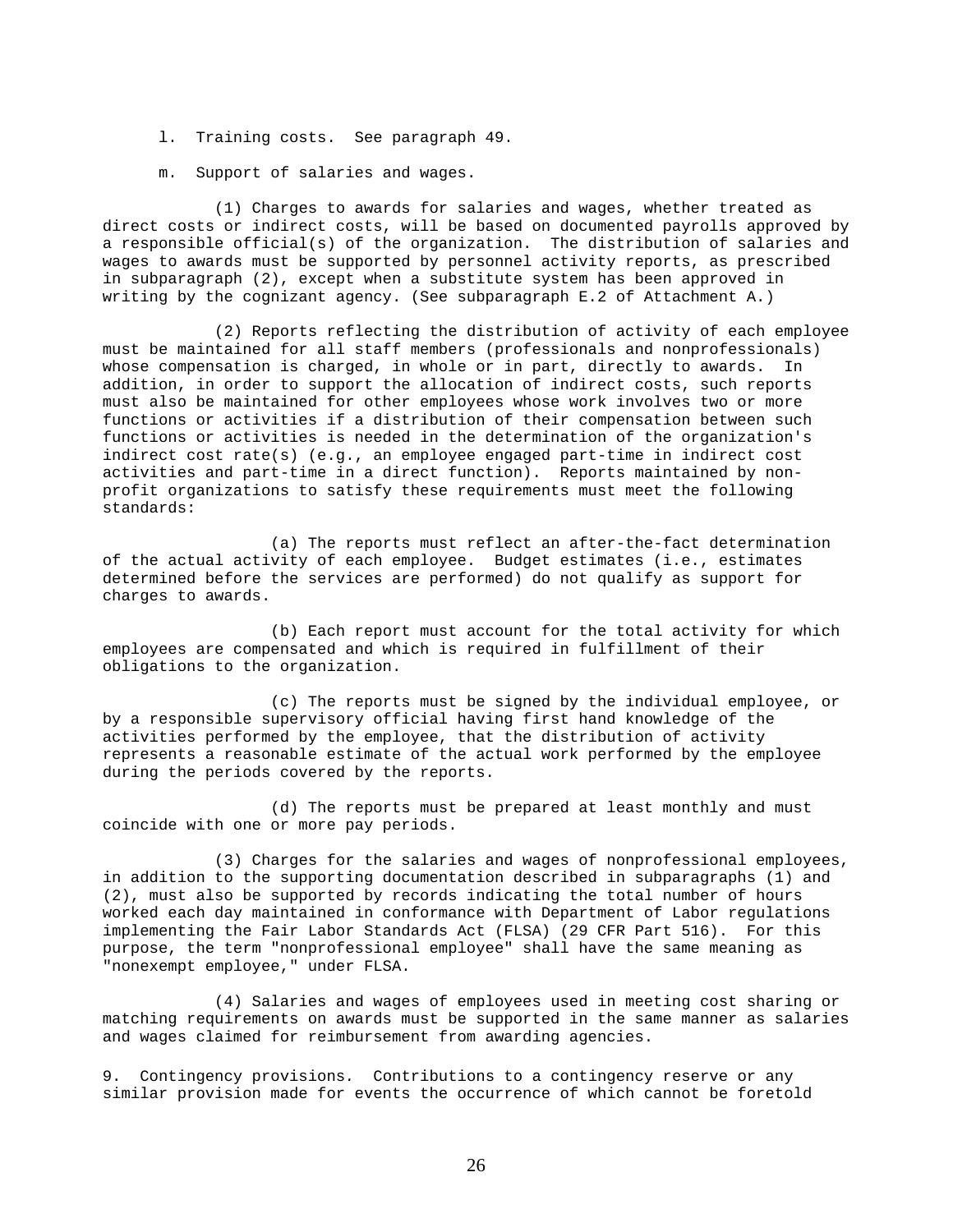l. Training costs. See paragraph 49.

m. Support of salaries and wages.

(1) Charges to awards for salaries and wages, whether treated as direct costs or indirect costs, will be based on documented payrolls approved by a responsible official(s) of the organization. The distribution of salaries and wages to awards must be supported by personnel activity reports, as prescribed in subparagraph (2), except when a substitute system has been approved in writing by the cognizant agency. (See subparagraph E.2 of Attachment A.)

(2) Reports reflecting the distribution of activity of each employee must be maintained for all staff members (professionals and nonprofessionals) whose compensation is charged, in whole or in part, directly to awards. In addition, in order to support the allocation of indirect costs, such reports must also be maintained for other employees whose work involves two or more functions or activities if a distribution of their compensation between such functions or activities is needed in the determination of the organization's indirect cost rate(s) (e.g., an employee engaged part-time in indirect cost activities and part-time in a direct function). Reports maintained by non-profit organizations to satisfy these requirements must meet the following standards:

(a) The reports must reflect an after-the-fact determination of the actual activity of each employee. Budget estimates (i.e., estimates determined before the services are performed) do not qualify as support for charges to awards.

(b) Each report must account for the total activity for which employees are compensated and which is required in fulfillment of their obligations to the organization.

(c) The reports must be signed by the individual employee, or by a responsible supervisory official having first hand knowledge of the activities performed by the employee, that the distribution of activity represents a reasonable estimate of the actual work performed by the employee during the periods covered by the reports.

(d) The reports must be prepared at least monthly and must coincide with one or more pay periods.

(3) Charges for the salaries and wages of nonprofessional employees, in addition to the supporting documentation described in subparagraphs (1) and (2), must also be supported by records indicating the total number of hours worked each day maintained in conformance with Department of Labor regulations implementing the Fair Labor Standards Act (FLSA) (29 CFR Part 516). For this purpose, the term "nonprofessional employee" shall have the same meaning as "nonexempt employee," under FLSA.

(4) Salaries and wages of employees used in meeting cost sharing or matching requirements on awards must be supported in the same manner as salaries and wages claimed for reimbursement from awarding agencies.

9. Contingency provisions. Contributions to a contingency reserve or any similar provision made for events the occurrence of which cannot be foretold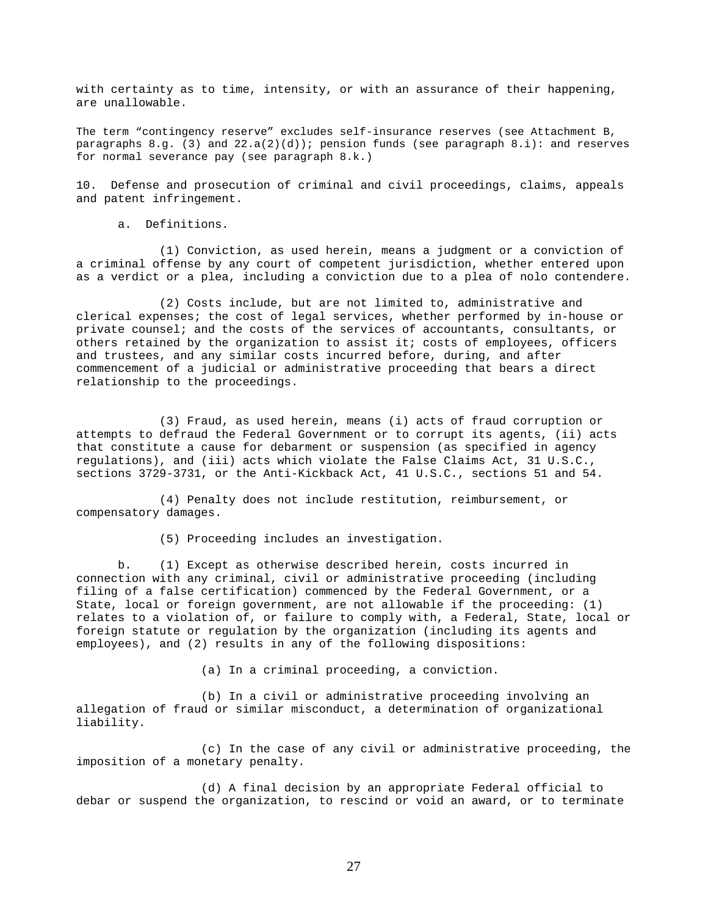with certainty as to time, intensity, or with an assurance of their happening, are unallowable.

The term "contingency reserve" excludes self-insurance reserves (see Attachment B, paragraphs 8.g. (3) and 22.a(2)(d)); pension funds (see paragraph 8.i): and reserves for normal severance pay (see paragraph 8.k.)

10. Defense and prosecution of criminal and civil proceedings, claims, appeals and patent infringement.

a. Definitions.

(1) Conviction, as used herein, means a judgment or a conviction of a criminal offense by any court of competent jurisdiction, whether entered upon as a verdict or a plea, including a conviction due to a plea of nolo contendere.

(2) Costs include, but are not limited to, administrative and clerical expenses; the cost of legal services, whether performed by in-house or private counsel; and the costs of the services of accountants, consultants, or others retained by the organization to assist it; costs of employees, officers and trustees, and any similar costs incurred before, during, and after commencement of a judicial or administrative proceeding that bears a direct relationship to the proceedings.

(3) Fraud, as used herein, means (i) acts of fraud corruption or attempts to defraud the Federal Government or to corrupt its agents, (ii) acts that constitute a cause for debarment or suspension (as specified in agency regulations), and (iii) acts which violate the False Claims Act, 31 U.S.C., sections 3729-3731, or the Anti-Kickback Act, 41 U.S.C., sections 51 and 54.

(4) Penalty does not include restitution, reimbursement, or compensatory damages.

(5) Proceeding includes an investigation.

b. (1) Except as otherwise described herein, costs incurred in connection with any criminal, civil or administrative proceeding (including filing of a false certification) commenced by the Federal Government, or a State, local or foreign government, are not allowable if the proceeding: (1) relates to a violation of, or failure to comply with, a Federal, State, local or foreign statute or regulation by the organization (including its agents and employees), and (2) results in any of the following dispositions:

(a) In a criminal proceeding, a conviction.

(b) In a civil or administrative proceeding involving an allegation of fraud or similar misconduct, a determination of organizational liability.

(c) In the case of any civil or administrative proceeding, the imposition of a monetary penalty.

(d) A final decision by an appropriate Federal official to debar or suspend the organization, to rescind or void an award, or to terminate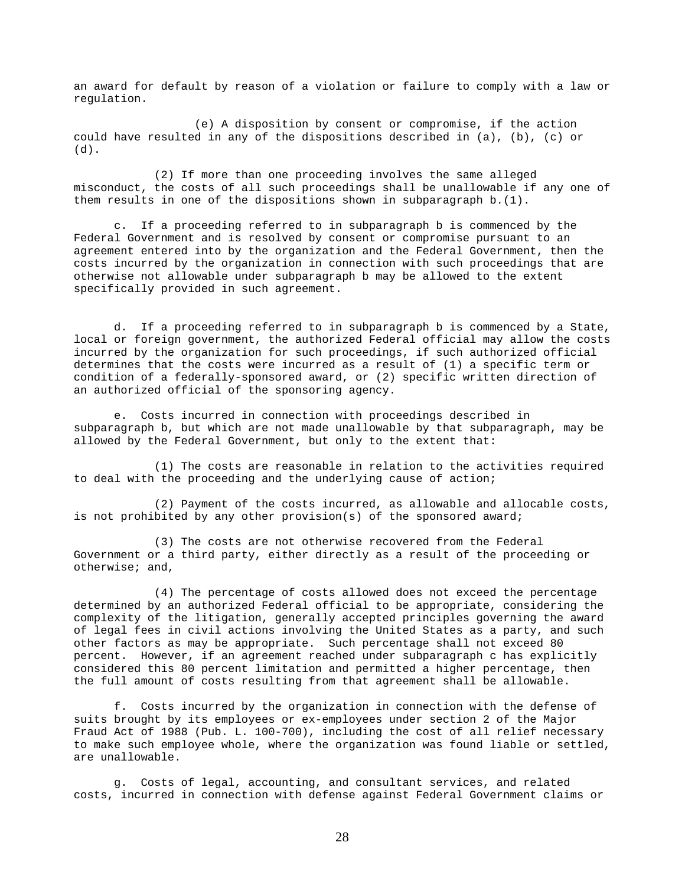an award for default by reason of a violation or failure to comply with a law or regulation.

(e) A disposition by consent or compromise, if the action could have resulted in any of the dispositions described in (a), (b), (c) or (d).

(2) If more than one proceeding involves the same alleged misconduct, the costs of all such proceedings shall be unallowable if any one of them results in one of the dispositions shown in subparagraph b.(1).

c. If a proceeding referred to in subparagraph b is commenced by the Federal Government and is resolved by consent or compromise pursuant to an agreement entered into by the organization and the Federal Government, then the costs incurred by the organization in connection with such proceedings that are otherwise not allowable under subparagraph b may be allowed to the extent specifically provided in such agreement.

d. If a proceeding referred to in subparagraph b is commenced by a State, local or foreign government, the authorized Federal official may allow the costs incurred by the organization for such proceedings, if such authorized official determines that the costs were incurred as a result of (1) a specific term or condition of a federally-sponsored award, or (2) specific written direction of an authorized official of the sponsoring agency.

e. Costs incurred in connection with proceedings described in subparagraph b, but which are not made unallowable by that subparagraph, may be allowed by the Federal Government, but only to the extent that:

(1) The costs are reasonable in relation to the activities required to deal with the proceeding and the underlying cause of action;

(2) Payment of the costs incurred, as allowable and allocable costs, is not prohibited by any other provision(s) of the sponsored award;

(3) The costs are not otherwise recovered from the Federal Government or a third party, either directly as a result of the proceeding or otherwise; and,

(4) The percentage of costs allowed does not exceed the percentage determined by an authorized Federal official to be appropriate, considering the complexity of the litigation, generally accepted principles governing the award of legal fees in civil actions involving the United States as a party, and such other factors as may be appropriate. Such percentage shall not exceed 80 percent. However, if an agreement reached under subparagraph c has explicitly considered this 80 percent limitation and permitted a higher percentage, then the full amount of costs resulting from that agreement shall be allowable.

f. Costs incurred by the organization in connection with the defense of suits brought by its employees or ex-employees under section 2 of the Major Fraud Act of 1988 (Pub. L. 100-700), including the cost of all relief necessary to make such employee whole, where the organization was found liable or settled, are unallowable.

g. Costs of legal, accounting, and consultant services, and related costs, incurred in connection with defense against Federal Government claims or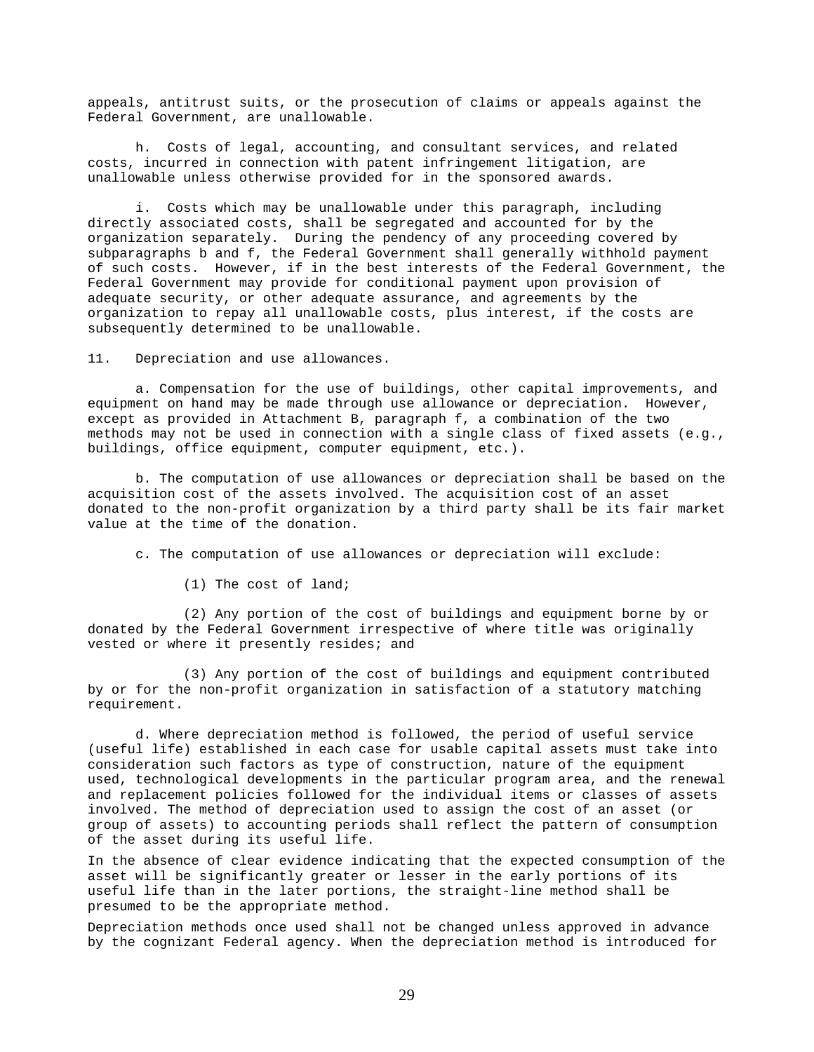appeals, antitrust suits, or the prosecution of claims or appeals against the Federal Government, are unallowable.

h. Costs of legal, accounting, and consultant services, and related costs, incurred in connection with patent infringement litigation, are unallowable unless otherwise provided for in the sponsored awards.

i. Costs which may be unallowable under this paragraph, including directly associated costs, shall be segregated and accounted for by the organization separately. During the pendency of any proceeding covered by subparagraphs b and f, the Federal Government shall generally withhold payment of such costs. However, if in the best interests of the Federal Government, the Federal Government may provide for conditional payment upon provision of adequate security, or other adequate assurance, and agreements by the organization to repay all unallowable costs, plus interest, if the costs are subsequently determined to be unallowable.

11. Depreciation and use allowances.

a. Compensation for the use of buildings, other capital improvements, and equipment on hand may be made through use allowance or depreciation. However, except as provided in Attachment B, paragraph f, a combination of the two methods may not be used in connection with a single class of fixed assets (e.g., buildings, office equipment, computer equipment, etc.).

b. The computation of use allowances or depreciation shall be based on the acquisition cost of the assets involved. The acquisition cost of an asset donated to the non-profit organization by a third party shall be its fair market value at the time of the donation.

c. The computation of use allowances or depreciation will exclude:

(1) The cost of land;

(2) Any portion of the cost of buildings and equipment borne by or donated by the Federal Government irrespective of where title was originally vested or where it presently resides; and

(3) Any portion of the cost of buildings and equipment contributed by or for the non-profit organization in satisfaction of a statutory matching requirement.

d. Where depreciation method is followed, the period of useful service (useful life) established in each case for usable capital assets must take into consideration such factors as type of construction, nature of the equipment used, technological developments in the particular program area, and the renewal and replacement policies followed for the individual items or classes of assets involved. The method of depreciation used to assign the cost of an asset (or group of assets) to accounting periods shall reflect the pattern of consumption of the asset during its useful life.

In the absence of clear evidence indicating that the expected consumption of the asset will be significantly greater or lesser in the early portions of its useful life than in the later portions, the straight-line method shall be presumed to be the appropriate method.

Depreciation methods once used shall not be changed unless approved in advance by the cognizant Federal agency. When the depreciation method is introduced for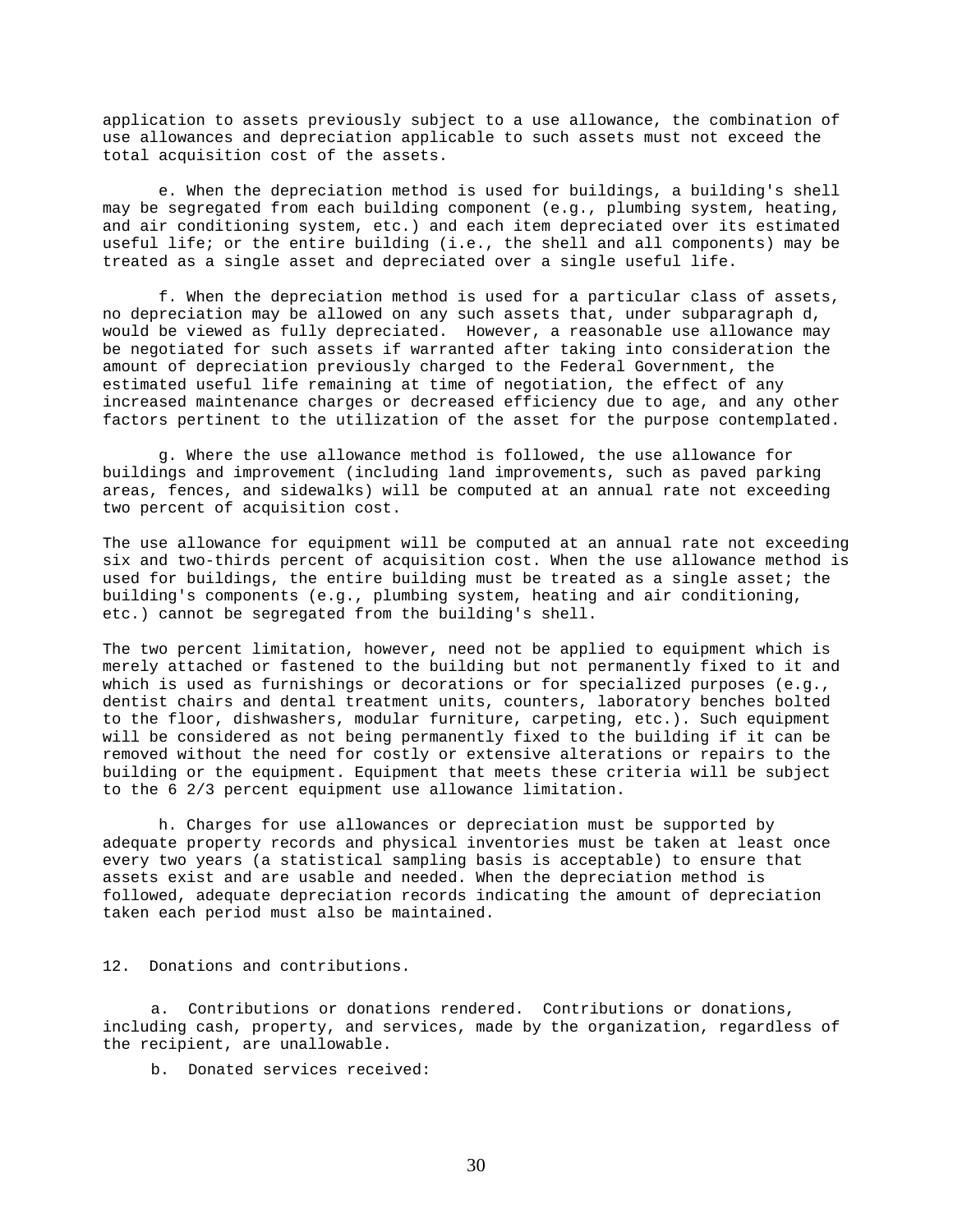application to assets previously subject to a use allowance, the combination of use allowances and depreciation applicable to such assets must not exceed the total acquisition cost of the assets.

e. When the depreciation method is used for buildings, a building's shell may be segregated from each building component (e.g., plumbing system, heating, and air conditioning system, etc.) and each item depreciated over its estimated useful life; or the entire building (i.e., the shell and all components) may be treated as a single asset and depreciated over a single useful life.

f. When the depreciation method is used for a particular class of assets, no depreciation may be allowed on any such assets that, under subparagraph d, would be viewed as fully depreciated. However, a reasonable use allowance may be negotiated for such assets if warranted after taking into consideration the amount of depreciation previously charged to the Federal Government, the estimated useful life remaining at time of negotiation, the effect of any increased maintenance charges or decreased efficiency due to age, and any other factors pertinent to the utilization of the asset for the purpose contemplated.

g. Where the use allowance method is followed, the use allowance for buildings and improvement (including land improvements, such as paved parking areas, fences, and sidewalks) will be computed at an annual rate not exceeding two percent of acquisition cost.

The use allowance for equipment will be computed at an annual rate not exceeding six and two-thirds percent of acquisition cost. When the use allowance method is used for buildings, the entire building must be treated as a single asset; the building's components (e.g., plumbing system, heating and air conditioning, etc.) cannot be segregated from the building's shell.

The two percent limitation, however, need not be applied to equipment which is merely attached or fastened to the building but not permanently fixed to it and which is used as furnishings or decorations or for specialized purposes (e.g., dentist chairs and dental treatment units, counters, laboratory benches bolted to the floor, dishwashers, modular furniture, carpeting, etc.). Such equipment will be considered as not being permanently fixed to the building if it can be removed without the need for costly or extensive alterations or repairs to the building or the equipment. Equipment that meets these criteria will be subject to the 6 2/3 percent equipment use allowance limitation.

h. Charges for use allowances or depreciation must be supported by adequate property records and physical inventories must be taken at least once every two years (a statistical sampling basis is acceptable) to ensure that assets exist and are usable and needed. When the depreciation method is followed, adequate depreciation records indicating the amount of depreciation taken each period must also be maintained.

12. Donations and contributions.

a. Contributions or donations rendered. Contributions or donations, including cash, property, and services, made by the organization, regardless of the recipient, are unallowable.

b. Donated services received: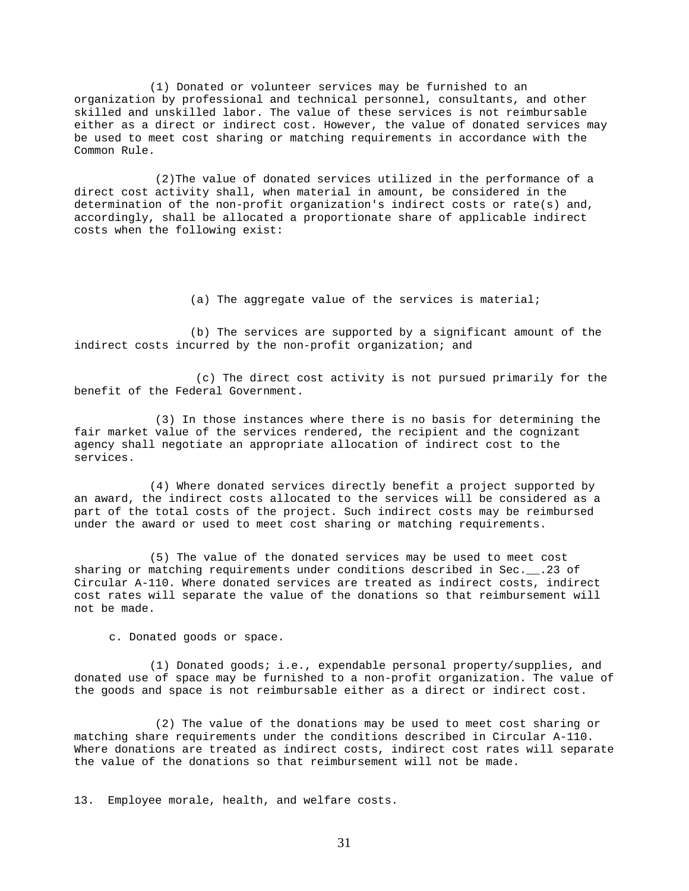(1) Donated or volunteer services may be furnished to an organization by professional and technical personnel, consultants, and other skilled and unskilled labor. The value of these services is not reimbursable either as a direct or indirect cost. However, the value of donated services may be used to meet cost sharing or matching requirements in accordance with the Common Rule.

(2)The value of donated services utilized in the performance of a direct cost activity shall, when material in amount, be considered in the determination of the non-profit organization's indirect costs or rate(s) and, accordingly, shall be allocated a proportionate share of applicable indirect costs when the following exist:

(a) The aggregate value of the services is material;

(b) The services are supported by a significant amount of the indirect costs incurred by the non-profit organization; and

(c) The direct cost activity is not pursued primarily for the benefit of the Federal Government.

(3) In those instances where there is no basis for determining the fair market value of the services rendered, the recipient and the cognizant agency shall negotiate an appropriate allocation of indirect cost to the services.

(4) Where donated services directly benefit a project supported by an award, the indirect costs allocated to the services will be considered as a part of the total costs of the project. Such indirect costs may be reimbursed under the award or used to meet cost sharing or matching requirements.

(5) The value of the donated services may be used to meet cost sharing or matching requirements under conditions described in Sec.__.23 of Circular A-110. Where donated services are treated as indirect costs, indirect cost rates will separate the value of the donations so that reimbursement will not be made.

c. Donated goods or space.

(1) Donated goods; i.e., expendable personal property/supplies, and donated use of space may be furnished to a non-profit organization. The value of the goods and space is not reimbursable either as a direct or indirect cost.

(2) The value of the donations may be used to meet cost sharing or matching share requirements under the conditions described in Circular A-110. Where donations are treated as indirect costs, indirect cost rates will separate the value of the donations so that reimbursement will not be made.

13. Employee morale, health, and welfare costs.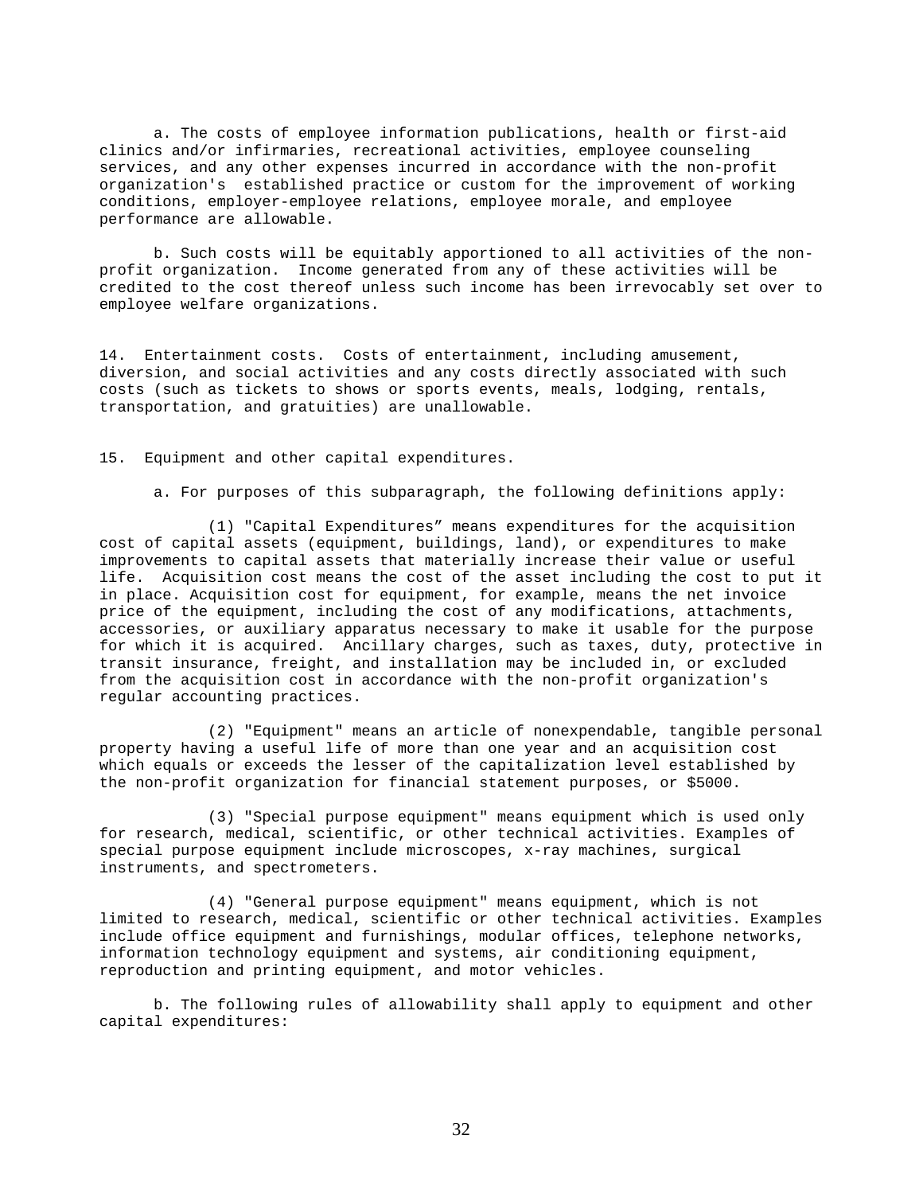a. The costs of employee information publications, health or first-aid clinics and/or infirmaries, recreational activities, employee counseling services, and any other expenses incurred in accordance with the non-profit organization's established practice or custom for the improvement of working conditions, employer-employee relations, employee morale, and employee performance are allowable.

b. Such costs will be equitably apportioned to all activities of the non-profit organization. Income generated from any of these activities will be credited to the cost thereof unless such income has been irrevocably set over to employee welfare organizations.

14. Entertainment costs. Costs of entertainment, including amusement, diversion, and social activities and any costs directly associated with such costs (such as tickets to shows or sports events, meals, lodging, rentals, transportation, and gratuities) are unallowable.

15. Equipment and other capital expenditures.

a. For purposes of this subparagraph, the following definitions apply:

(1) "Capital Expenditures" means expenditures for the acquisition cost of capital assets (equipment, buildings, land), or expenditures to make improvements to capital assets that materially increase their value or useful life. Acquisition cost means the cost of the asset including the cost to put it in place. Acquisition cost for equipment, for example, means the net invoice price of the equipment, including the cost of any modifications, attachments, accessories, or auxiliary apparatus necessary to make it usable for the purpose for which it is acquired. Ancillary charges, such as taxes, duty, protective in transit insurance, freight, and installation may be included in, or excluded from the acquisition cost in accordance with the non-profit organization's regular accounting practices.

(2) "Equipment" means an article of nonexpendable, tangible personal property having a useful life of more than one year and an acquisition cost which equals or exceeds the lesser of the capitalization level established by the non-profit organization for financial statement purposes, or $5000.

(3) "Special purpose equipment" means equipment which is used only for research, medical, scientific, or other technical activities. Examples of special purpose equipment include microscopes, x-ray machines, surgical instruments, and spectrometers.

(4) "General purpose equipment" means equipment, which is not limited to research, medical, scientific or other technical activities. Examples include office equipment and furnishings, modular offices, telephone networks, information technology equipment and systems, air conditioning equipment, reproduction and printing equipment, and motor vehicles.

b. The following rules of allowability shall apply to equipment and other capital expenditures: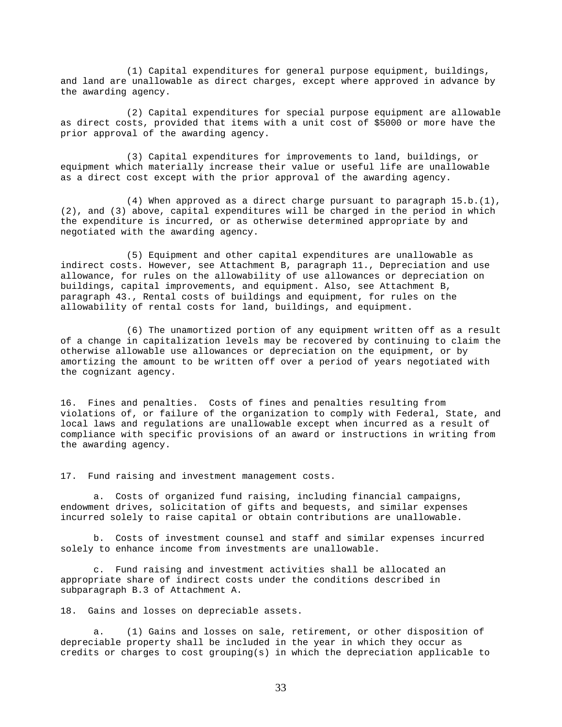(1) Capital expenditures for general purpose equipment, buildings, and land are unallowable as direct charges, except where approved in advance by the awarding agency.

(2) Capital expenditures for special purpose equipment are allowable as direct costs, provided that items with a unit cost of $5000 or more have the prior approval of the awarding agency.

(3) Capital expenditures for improvements to land, buildings, or equipment which materially increase their value or useful life are unallowable as a direct cost except with the prior approval of the awarding agency.

(4) When approved as a direct charge pursuant to paragraph 15.b.(1), (2), and (3) above, capital expenditures will be charged in the period in which the expenditure is incurred, or as otherwise determined appropriate by and negotiated with the awarding agency.

(5) Equipment and other capital expenditures are unallowable as indirect costs. However, see Attachment B, paragraph 11., Depreciation and use allowance, for rules on the allowability of use allowances or depreciation on buildings, capital improvements, and equipment. Also, see Attachment B, paragraph 43., Rental costs of buildings and equipment, for rules on the allowability of rental costs for land, buildings, and equipment.

(6) The unamortized portion of any equipment written off as a result of a change in capitalization levels may be recovered by continuing to claim the otherwise allowable use allowances or depreciation on the equipment, or by amortizing the amount to be written off over a period of years negotiated with the cognizant agency.

16. Fines and penalties. Costs of fines and penalties resulting from violations of, or failure of the organization to comply with Federal, State, and local laws and regulations are unallowable except when incurred as a result of compliance with specific provisions of an award or instructions in writing from the awarding agency.

17. Fund raising and investment management costs.

a. Costs of organized fund raising, including financial campaigns, endowment drives, solicitation of gifts and bequests, and similar expenses incurred solely to raise capital or obtain contributions are unallowable.

b. Costs of investment counsel and staff and similar expenses incurred solely to enhance income from investments are unallowable.

c. Fund raising and investment activities shall be allocated an appropriate share of indirect costs under the conditions described in subparagraph B.3 of Attachment A.

18. Gains and losses on depreciable assets.

a. (1) Gains and losses on sale, retirement, or other disposition of depreciable property shall be included in the year in which they occur as credits or charges to cost grouping(s) in which the depreciation applicable to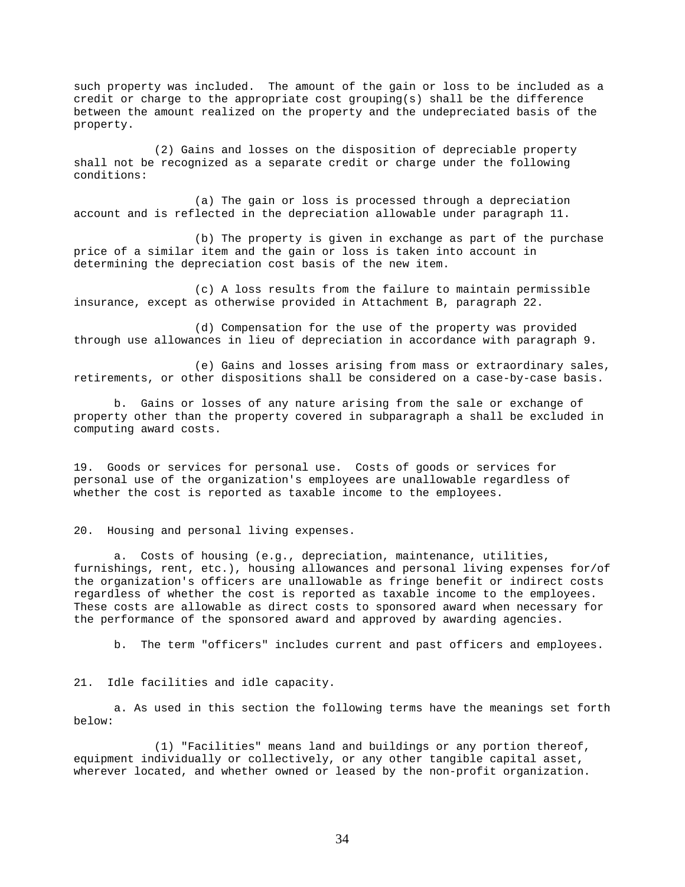such property was included. The amount of the gain or loss to be included as a credit or charge to the appropriate cost grouping(s) shall be the difference between the amount realized on the property and the undepreciated basis of the property.

(2) Gains and losses on the disposition of depreciable property shall not be recognized as a separate credit or charge under the following conditions:

(a) The gain or loss is processed through a depreciation account and is reflected in the depreciation allowable under paragraph 11.

(b) The property is given in exchange as part of the purchase price of a similar item and the gain or loss is taken into account in determining the depreciation cost basis of the new item.

(c) A loss results from the failure to maintain permissible insurance, except as otherwise provided in Attachment B, paragraph 22.

(d) Compensation for the use of the property was provided through use allowances in lieu of depreciation in accordance with paragraph 9.

(e) Gains and losses arising from mass or extraordinary sales, retirements, or other dispositions shall be considered on a case-by-case basis.

b. Gains or losses of any nature arising from the sale or exchange of property other than the property covered in subparagraph a shall be excluded in computing award costs.

19. Goods or services for personal use. Costs of goods or services for personal use of the organization's employees are unallowable regardless of whether the cost is reported as taxable income to the employees.

20. Housing and personal living expenses.

a. Costs of housing (e.g., depreciation, maintenance, utilities, furnishings, rent, etc.), housing allowances and personal living expenses for/of the organization's officers are unallowable as fringe benefit or indirect costs regardless of whether the cost is reported as taxable income to the employees. These costs are allowable as direct costs to sponsored award when necessary for the performance of the sponsored award and approved by awarding agencies.

b. The term "officers" includes current and past officers and employees.

21. Idle facilities and idle capacity.

a. As used in this section the following terms have the meanings set forth below:

(1) "Facilities" means land and buildings or any portion thereof, equipment individually or collectively, or any other tangible capital asset, wherever located, and whether owned or leased by the non-profit organization.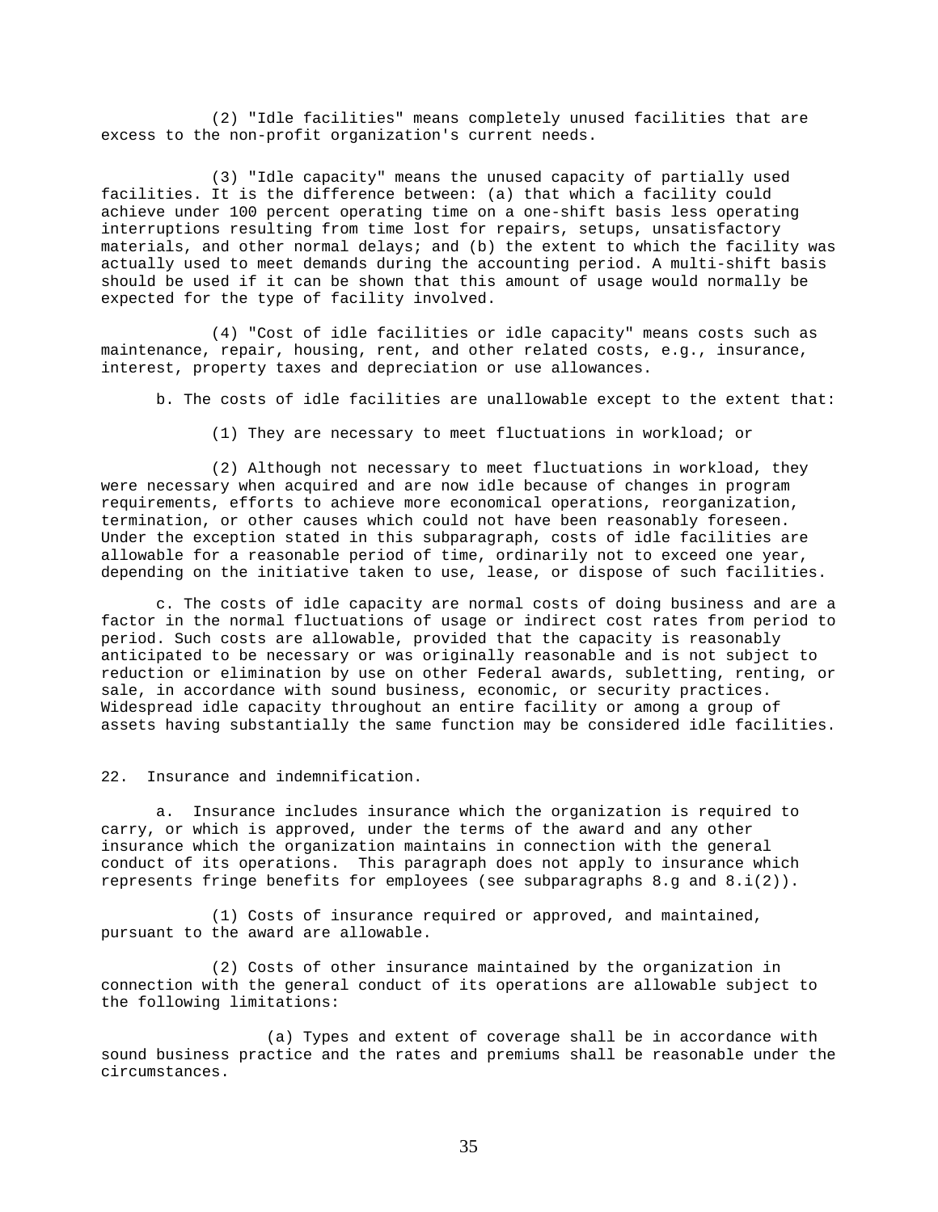(2) "Idle facilities" means completely unused facilities that are excess to the non-profit organization's current needs.

(3) "Idle capacity" means the unused capacity of partially used facilities. It is the difference between: (a) that which a facility could achieve under 100 percent operating time on a one-shift basis less operating interruptions resulting from time lost for repairs, setups, unsatisfactory materials, and other normal delays; and (b) the extent to which the facility was actually used to meet demands during the accounting period. A multi-shift basis should be used if it can be shown that this amount of usage would normally be expected for the type of facility involved.

(4) "Cost of idle facilities or idle capacity" means costs such as maintenance, repair, housing, rent, and other related costs, e.g., insurance, interest, property taxes and depreciation or use allowances.

b. The costs of idle facilities are unallowable except to the extent that:

(1) They are necessary to meet fluctuations in workload; or

(2) Although not necessary to meet fluctuations in workload, they were necessary when acquired and are now idle because of changes in program requirements, efforts to achieve more economical operations, reorganization, termination, or other causes which could not have been reasonably foreseen. Under the exception stated in this subparagraph, costs of idle facilities are allowable for a reasonable period of time, ordinarily not to exceed one year, depending on the initiative taken to use, lease, or dispose of such facilities.

c. The costs of idle capacity are normal costs of doing business and are a factor in the normal fluctuations of usage or indirect cost rates from period to period. Such costs are allowable, provided that the capacity is reasonably anticipated to be necessary or was originally reasonable and is not subject to reduction or elimination by use on other Federal awards, subletting, renting, or sale, in accordance with sound business, economic, or security practices. Widespread idle capacity throughout an entire facility or among a group of assets having substantially the same function may be considered idle facilities.

22. Insurance and indemnification.

a. Insurance includes insurance which the organization is required to carry, or which is approved, under the terms of the award and any other insurance which the organization maintains in connection with the general conduct of its operations. This paragraph does not apply to insurance which represents fringe benefits for employees (see subparagraphs 8.g and 8.i(2)).

(1) Costs of insurance required or approved, and maintained, pursuant to the award are allowable.

(2) Costs of other insurance maintained by the organization in connection with the general conduct of its operations are allowable subject to the following limitations:

(a) Types and extent of coverage shall be in accordance with sound business practice and the rates and premiums shall be reasonable under the circumstances.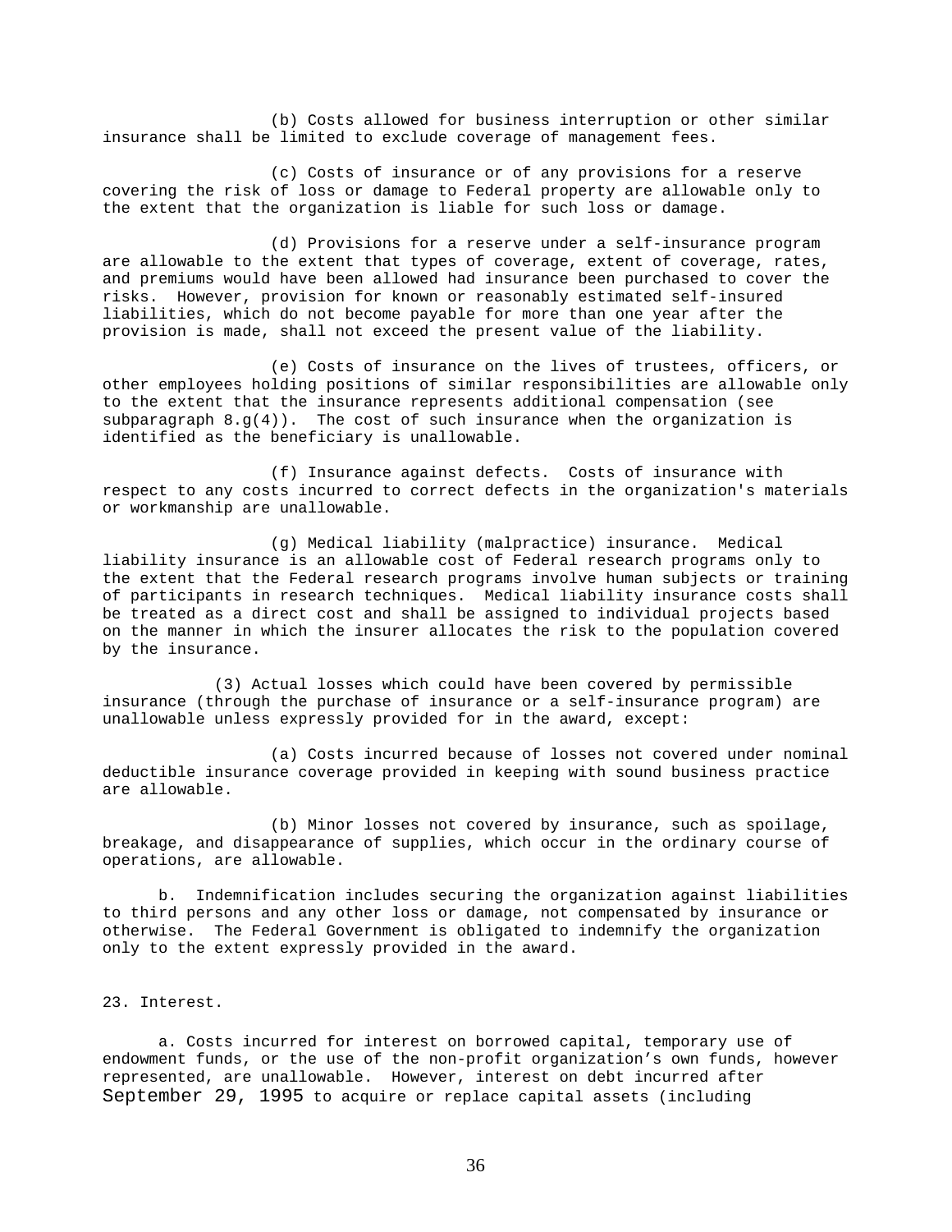(b) Costs allowed for business interruption or other similar insurance shall be limited to exclude coverage of management fees.

(c) Costs of insurance or of any provisions for a reserve covering the risk of loss or damage to Federal property are allowable only to the extent that the organization is liable for such loss or damage.

(d) Provisions for a reserve under a self-insurance program are allowable to the extent that types of coverage, extent of coverage, rates, and premiums would have been allowed had insurance been purchased to cover the risks. However, provision for known or reasonably estimated self-insured liabilities, which do not become payable for more than one year after the provision is made, shall not exceed the present value of the liability.

(e) Costs of insurance on the lives of trustees, officers, or other employees holding positions of similar responsibilities are allowable only to the extent that the insurance represents additional compensation (see subparagraph 8.g(4)). The cost of such insurance when the organization is identified as the beneficiary is unallowable.

(f) Insurance against defects. Costs of insurance with respect to any costs incurred to correct defects in the organization's materials or workmanship are unallowable.

(g) Medical liability (malpractice) insurance. Medical liability insurance is an allowable cost of Federal research programs only to the extent that the Federal research programs involve human subjects or training of participants in research techniques. Medical liability insurance costs shall be treated as a direct cost and shall be assigned to individual projects based on the manner in which the insurer allocates the risk to the population covered by the insurance.

(3) Actual losses which could have been covered by permissible insurance (through the purchase of insurance or a self-insurance program) are unallowable unless expressly provided for in the award, except:

(a) Costs incurred because of losses not covered under nominal deductible insurance coverage provided in keeping with sound business practice are allowable.

(b) Minor losses not covered by insurance, such as spoilage, breakage, and disappearance of supplies, which occur in the ordinary course of operations, are allowable.

b. Indemnification includes securing the organization against liabilities to third persons and any other loss or damage, not compensated by insurance or otherwise. The Federal Government is obligated to indemnify the organization only to the extent expressly provided in the award.

23. Interest.

a. Costs incurred for interest on borrowed capital, temporary use of endowment funds, or the use of the non-profit organization's own funds, however represented, are unallowable. However, interest on debt incurred after September 29, 1995 to acquire or replace capital assets (including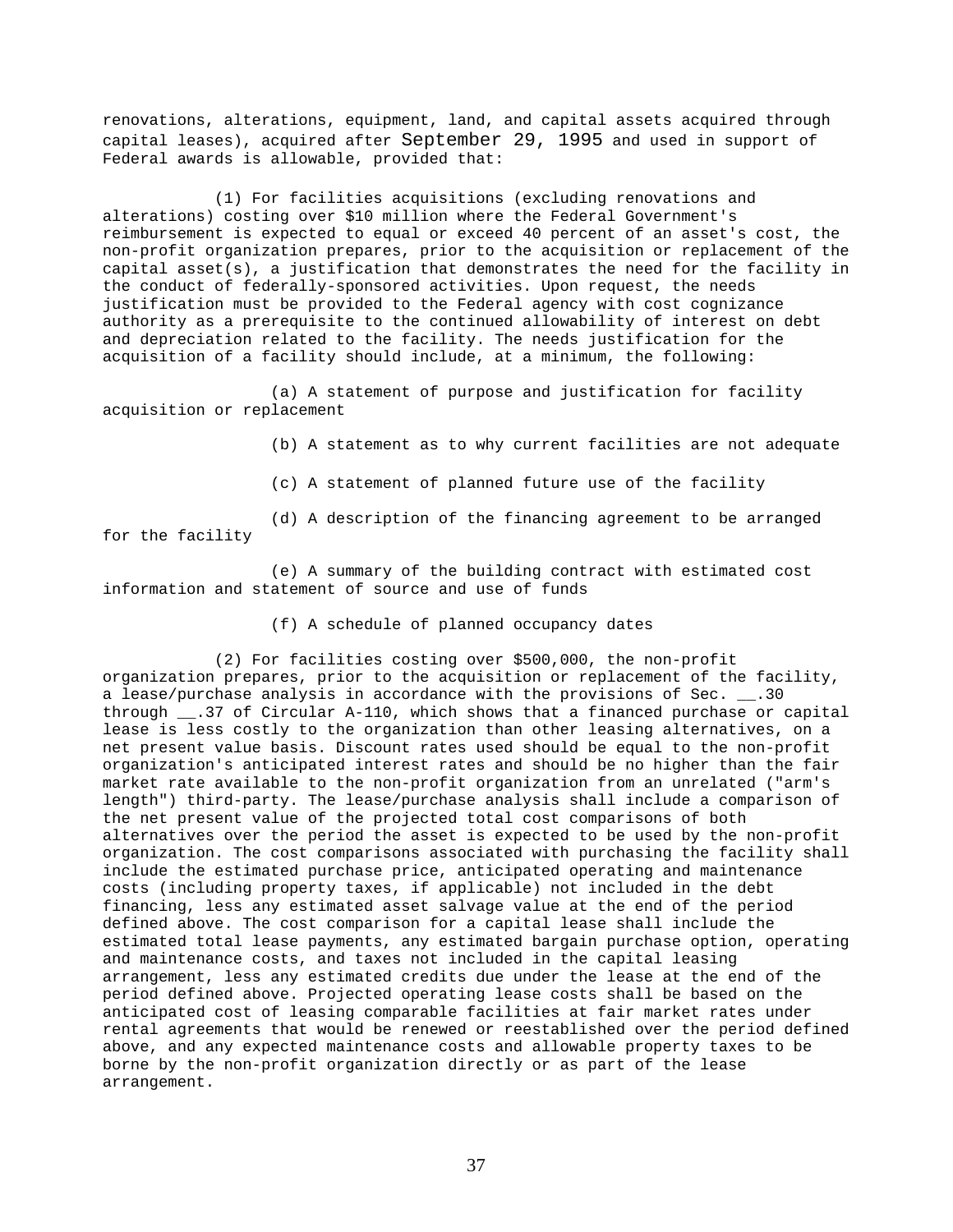renovations, alterations, equipment, land, and capital assets acquired through capital leases), acquired after September 29, 1995 and used in support of Federal awards is allowable, provided that:

(1) For facilities acquisitions (excluding renovations and alterations) costing over $10 million where the Federal Government's reimbursement is expected to equal or exceed 40 percent of an asset's cost, the non-profit organization prepares, prior to the acquisition or replacement of the capital asset(s), a justification that demonstrates the need for the facility in the conduct of federally-sponsored activities. Upon request, the needs justification must be provided to the Federal agency with cost cognizance authority as a prerequisite to the continued allowability of interest on debt and depreciation related to the facility. The needs justification for the acquisition of a facility should include, at a minimum, the following:

(a) A statement of purpose and justification for facility acquisition or replacement

(b) A statement as to why current facilities are not adequate

(c) A statement of planned future use of the facility

(d) A description of the financing agreement to be arranged for the facility

(e) A summary of the building contract with estimated cost information and statement of source and use of funds

(f) A schedule of planned occupancy dates

(2) For facilities costing over $500,000, the non-profit organization prepares, prior to the acquisition or replacement of the facility, a lease/purchase analysis in accordance with the provisions of Sec. __.30 through __.37 of Circular A-110, which shows that a financed purchase or capital lease is less costly to the organization than other leasing alternatives, on a net present value basis. Discount rates used should be equal to the non-profit organization's anticipated interest rates and should be no higher than the fair market rate available to the non-profit organization from an unrelated ("arm's length") third-party. The lease/purchase analysis shall include a comparison of the net present value of the projected total cost comparisons of both alternatives over the period the asset is expected to be used by the non-profit organization. The cost comparisons associated with purchasing the facility shall include the estimated purchase price, anticipated operating and maintenance costs (including property taxes, if applicable) not included in the debt financing, less any estimated asset salvage value at the end of the period defined above. The cost comparison for a capital lease shall include the estimated total lease payments, any estimated bargain purchase option, operating and maintenance costs, and taxes not included in the capital leasing arrangement, less any estimated credits due under the lease at the end of the period defined above. Projected operating lease costs shall be based on the anticipated cost of leasing comparable facilities at fair market rates under rental agreements that would be renewed or reestablished over the period defined above, and any expected maintenance costs and allowable property taxes to be borne by the non-profit organization directly or as part of the lease arrangement.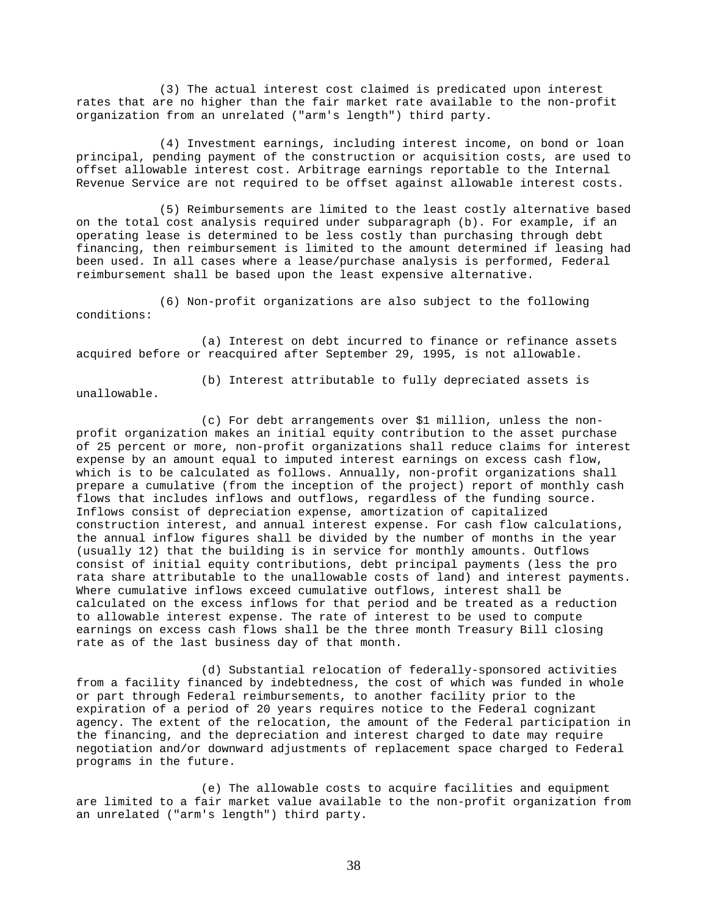(3) The actual interest cost claimed is predicated upon interest rates that are no higher than the fair market rate available to the non-profit organization from an unrelated ("arm's length") third party.

(4) Investment earnings, including interest income, on bond or loan principal, pending payment of the construction or acquisition costs, are used to offset allowable interest cost. Arbitrage earnings reportable to the Internal Revenue Service are not required to be offset against allowable interest costs.

(5) Reimbursements are limited to the least costly alternative based on the total cost analysis required under subparagraph (b). For example, if an operating lease is determined to be less costly than purchasing through debt financing, then reimbursement is limited to the amount determined if leasing had been used. In all cases where a lease/purchase analysis is performed, Federal reimbursement shall be based upon the least expensive alternative.

(6) Non-profit organizations are also subject to the following conditions:

(a) Interest on debt incurred to finance or refinance assets acquired before or reacquired after September 29, 1995, is not allowable.

(b) Interest attributable to fully depreciated assets is unallowable.

(c) For debt arrangements over $1 million, unless the non-profit organization makes an initial equity contribution to the asset purchase of 25 percent or more, non-profit organizations shall reduce claims for interest expense by an amount equal to imputed interest earnings on excess cash flow, which is to be calculated as follows. Annually, non-profit organizations shall prepare a cumulative (from the inception of the project) report of monthly cash flows that includes inflows and outflows, regardless of the funding source. Inflows consist of depreciation expense, amortization of capitalized construction interest, and annual interest expense. For cash flow calculations, the annual inflow figures shall be divided by the number of months in the year (usually 12) that the building is in service for monthly amounts. Outflows consist of initial equity contributions, debt principal payments (less the pro rata share attributable to the unallowable costs of land) and interest payments. Where cumulative inflows exceed cumulative outflows, interest shall be calculated on the excess inflows for that period and be treated as a reduction to allowable interest expense. The rate of interest to be used to compute earnings on excess cash flows shall be the three month Treasury Bill closing rate as of the last business day of that month.

(d) Substantial relocation of federally-sponsored activities from a facility financed by indebtedness, the cost of which was funded in whole or part through Federal reimbursements, to another facility prior to the expiration of a period of 20 years requires notice to the Federal cognizant agency. The extent of the relocation, the amount of the Federal participation in the financing, and the depreciation and interest charged to date may require negotiation and/or downward adjustments of replacement space charged to Federal programs in the future.

(e) The allowable costs to acquire facilities and equipment are limited to a fair market value available to the non-profit organization from an unrelated ("arm's length") third party.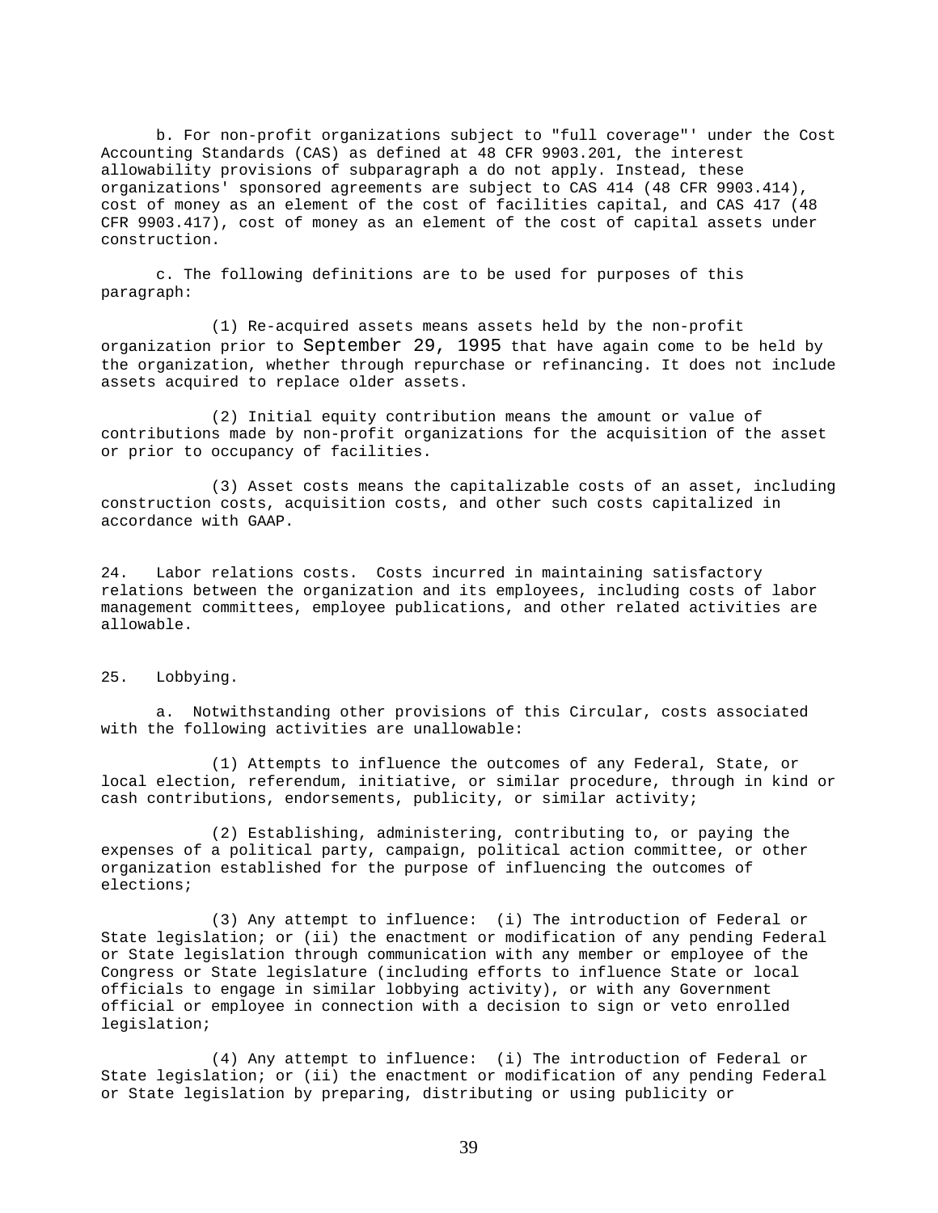b. For non-profit organizations subject to "full coverage"' under the Cost Accounting Standards (CAS) as defined at 48 CFR 9903.201, the interest allowability provisions of subparagraph a do not apply. Instead, these organizations' sponsored agreements are subject to CAS 414 (48 CFR 9903.414), cost of money as an element of the cost of facilities capital, and CAS 417 (48 CFR 9903.417), cost of money as an element of the cost of capital assets under construction.

c. The following definitions are to be used for purposes of this paragraph:

(1) Re-acquired assets means assets held by the non-profit organization prior to September 29, 1995 that have again come to be held by the organization, whether through repurchase or refinancing. It does not include assets acquired to replace older assets.

(2) Initial equity contribution means the amount or value of contributions made by non-profit organizations for the acquisition of the asset or prior to occupancy of facilities.

(3) Asset costs means the capitalizable costs of an asset, including construction costs, acquisition costs, and other such costs capitalized in accordance with GAAP.

24. Labor relations costs. Costs incurred in maintaining satisfactory relations between the organization and its employees, including costs of labor management committees, employee publications, and other related activities are allowable.

25. Lobbying.

a. Notwithstanding other provisions of this Circular, costs associated with the following activities are unallowable:

(1) Attempts to influence the outcomes of any Federal, State, or local election, referendum, initiative, or similar procedure, through in kind or cash contributions, endorsements, publicity, or similar activity;

(2) Establishing, administering, contributing to, or paying the expenses of a political party, campaign, political action committee, or other organization established for the purpose of influencing the outcomes of elections;

(3) Any attempt to influence: (i) The introduction of Federal or State legislation; or (ii) the enactment or modification of any pending Federal or State legislation through communication with any member or employee of the Congress or State legislature (including efforts to influence State or local officials to engage in similar lobbying activity), or with any Government official or employee in connection with a decision to sign or veto enrolled legislation;

(4) Any attempt to influence: (i) The introduction of Federal or State legislation; or (ii) the enactment or modification of any pending Federal or State legislation by preparing, distributing or using publicity or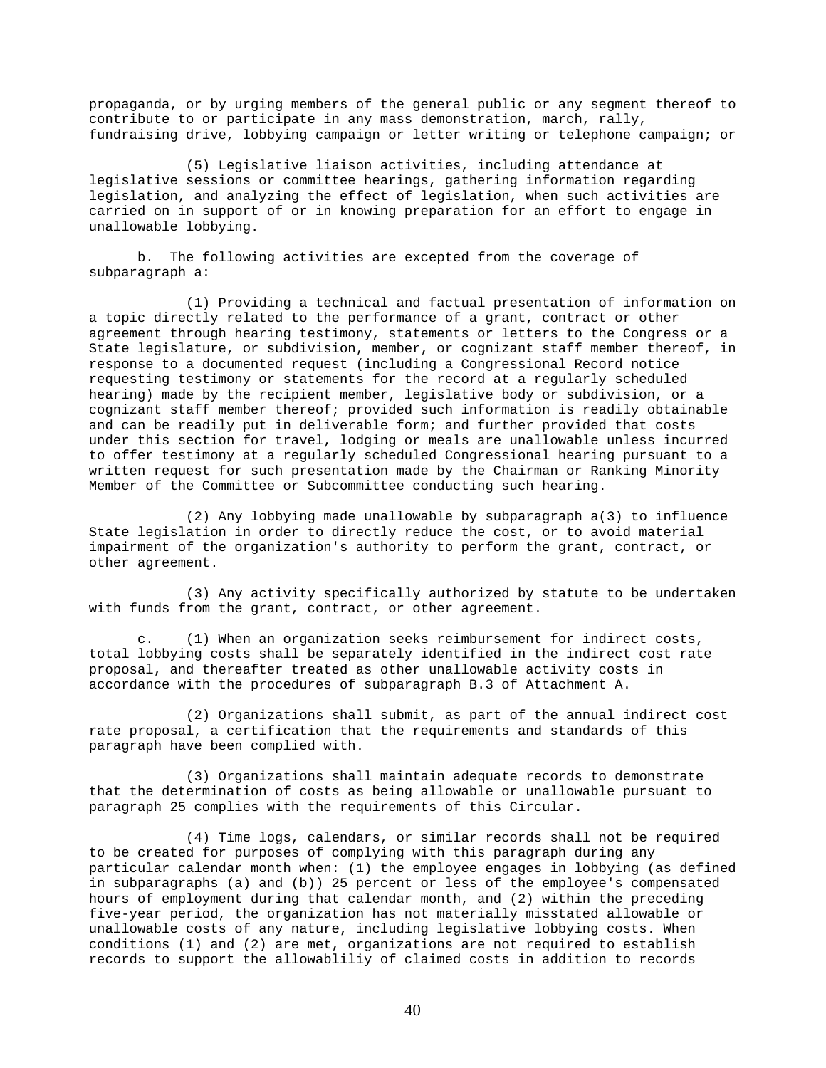propaganda, or by urging members of the general public or any segment thereof to contribute to or participate in any mass demonstration, march, rally, fundraising drive, lobbying campaign or letter writing or telephone campaign; or

(5) Legislative liaison activities, including attendance at legislative sessions or committee hearings, gathering information regarding legislation, and analyzing the effect of legislation, when such activities are carried on in support of or in knowing preparation for an effort to engage in unallowable lobbying.

b. The following activities are excepted from the coverage of subparagraph a:

(1) Providing a technical and factual presentation of information on a topic directly related to the performance of a grant, contract or other agreement through hearing testimony, statements or letters to the Congress or a State legislature, or subdivision, member, or cognizant staff member thereof, in response to a documented request (including a Congressional Record notice requesting testimony or statements for the record at a regularly scheduled hearing) made by the recipient member, legislative body or subdivision, or a cognizant staff member thereof; provided such information is readily obtainable and can be readily put in deliverable form; and further provided that costs under this section for travel, lodging or meals are unallowable unless incurred to offer testimony at a regularly scheduled Congressional hearing pursuant to a written request for such presentation made by the Chairman or Ranking Minority Member of the Committee or Subcommittee conducting such hearing.

(2) Any lobbying made unallowable by subparagraph a(3) to influence State legislation in order to directly reduce the cost, or to avoid material impairment of the organization's authority to perform the grant, contract, or other agreement.

(3) Any activity specifically authorized by statute to be undertaken with funds from the grant, contract, or other agreement.

c. (1) When an organization seeks reimbursement for indirect costs, total lobbying costs shall be separately identified in the indirect cost rate proposal, and thereafter treated as other unallowable activity costs in accordance with the procedures of subparagraph B.3 of Attachment A.

(2) Organizations shall submit, as part of the annual indirect cost rate proposal, a certification that the requirements and standards of this paragraph have been complied with.

(3) Organizations shall maintain adequate records to demonstrate that the determination of costs as being allowable or unallowable pursuant to paragraph 25 complies with the requirements of this Circular.

(4) Time logs, calendars, or similar records shall not be required to be created for purposes of complying with this paragraph during any particular calendar month when: (1) the employee engages in lobbying (as defined in subparagraphs (a) and (b)) 25 percent or less of the employee's compensated hours of employment during that calendar month, and (2) within the preceding five-year period, the organization has not materially misstated allowable or unallowable costs of any nature, including legislative lobbying costs. When conditions (1) and (2) are met, organizations are not required to establish records to support the allowabliliy of claimed costs in addition to records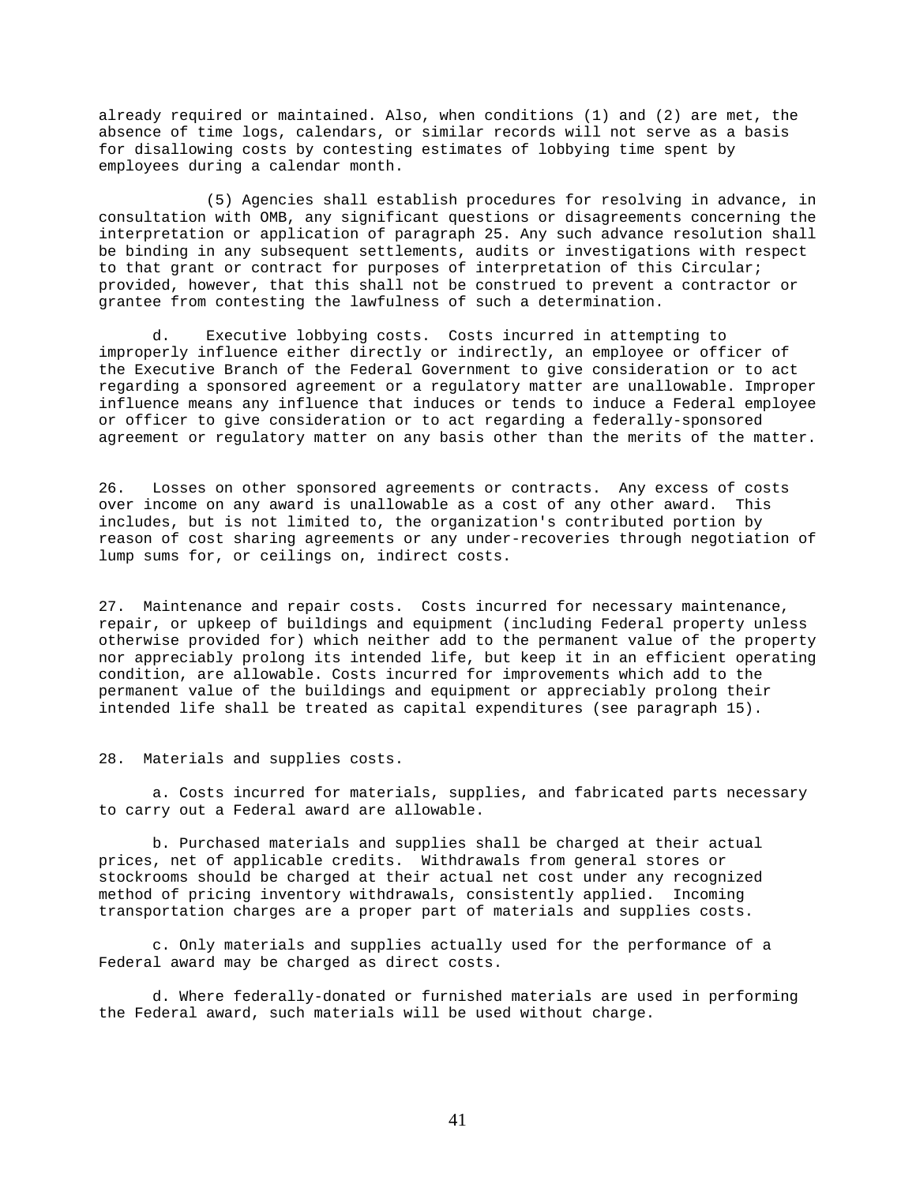already required or maintained. Also, when conditions (1) and (2) are met, the absence of time logs, calendars, or similar records will not serve as a basis for disallowing costs by contesting estimates of lobbying time spent by employees during a calendar month.

(5) Agencies shall establish procedures for resolving in advance, in consultation with OMB, any significant questions or disagreements concerning the interpretation or application of paragraph 25. Any such advance resolution shall be binding in any subsequent settlements, audits or investigations with respect to that grant or contract for purposes of interpretation of this Circular; provided, however, that this shall not be construed to prevent a contractor or grantee from contesting the lawfulness of such a determination.

d. Executive lobbying costs. Costs incurred in attempting to improperly influence either directly or indirectly, an employee or officer of the Executive Branch of the Federal Government to give consideration or to act regarding a sponsored agreement or a regulatory matter are unallowable. Improper influence means any influence that induces or tends to induce a Federal employee or officer to give consideration or to act regarding a federally-sponsored agreement or regulatory matter on any basis other than the merits of the matter.

26. Losses on other sponsored agreements or contracts. Any excess of costs over income on any award is unallowable as a cost of any other award. This includes, but is not limited to, the organization's contributed portion by reason of cost sharing agreements or any under-recoveries through negotiation of lump sums for, or ceilings on, indirect costs.

27. Maintenance and repair costs. Costs incurred for necessary maintenance, repair, or upkeep of buildings and equipment (including Federal property unless otherwise provided for) which neither add to the permanent value of the property nor appreciably prolong its intended life, but keep it in an efficient operating condition, are allowable. Costs incurred for improvements which add to the permanent value of the buildings and equipment or appreciably prolong their intended life shall be treated as capital expenditures (see paragraph 15).

28. Materials and supplies costs.

a. Costs incurred for materials, supplies, and fabricated parts necessary to carry out a Federal award are allowable.

b. Purchased materials and supplies shall be charged at their actual prices, net of applicable credits. Withdrawals from general stores or stockrooms should be charged at their actual net cost under any recognized method of pricing inventory withdrawals, consistently applied. Incoming transportation charges are a proper part of materials and supplies costs.

c. Only materials and supplies actually used for the performance of a Federal award may be charged as direct costs.

d. Where federally-donated or furnished materials are used in performing the Federal award, such materials will be used without charge.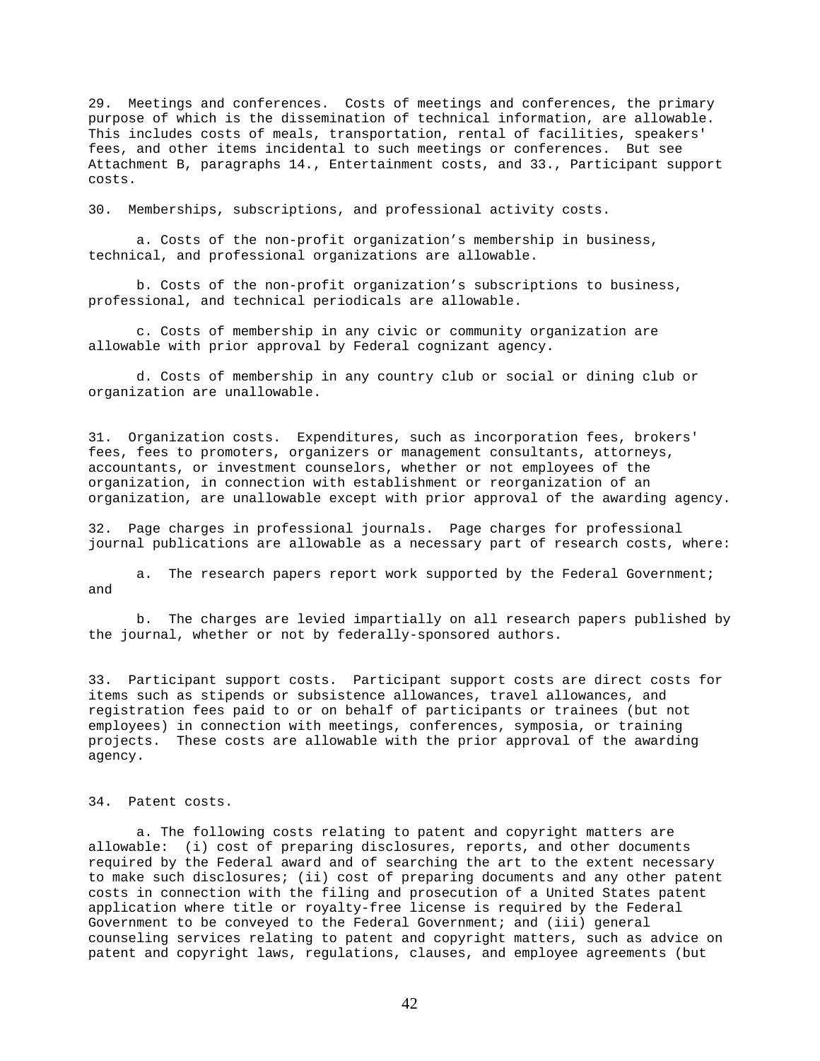29. Meetings and conferences. Costs of meetings and conferences, the primary purpose of which is the dissemination of technical information, are allowable. This includes costs of meals, transportation, rental of facilities, speakers' fees, and other items incidental to such meetings or conferences. But see Attachment B, paragraphs 14., Entertainment costs, and 33., Participant support costs.

30. Memberships, subscriptions, and professional activity costs.

a. Costs of the non-profit organization's membership in business, technical, and professional organizations are allowable.

b. Costs of the non-profit organization's subscriptions to business, professional, and technical periodicals are allowable.

c. Costs of membership in any civic or community organization are allowable with prior approval by Federal cognizant agency.

d. Costs of membership in any country club or social or dining club or organization are unallowable.

31. Organization costs. Expenditures, such as incorporation fees, brokers' fees, fees to promoters, organizers or management consultants, attorneys, accountants, or investment counselors, whether or not employees of the organization, in connection with establishment or reorganization of an organization, are unallowable except with prior approval of the awarding agency.

32. Page charges in professional journals. Page charges for professional journal publications are allowable as a necessary part of research costs, where:

a. The research papers report work supported by the Federal Government; and

b. The charges are levied impartially on all research papers published by the journal, whether or not by federally-sponsored authors.

33. Participant support costs. Participant support costs are direct costs for items such as stipends or subsistence allowances, travel allowances, and registration fees paid to or on behalf of participants or trainees (but not employees) in connection with meetings, conferences, symposia, or training projects. These costs are allowable with the prior approval of the awarding agency.

34. Patent costs.

a. The following costs relating to patent and copyright matters are allowable: (i) cost of preparing disclosures, reports, and other documents required by the Federal award and of searching the art to the extent necessary to make such disclosures; (ii) cost of preparing documents and any other patent costs in connection with the filing and prosecution of a United States patent application where title or royalty-free license is required by the Federal Government to be conveyed to the Federal Government; and (iii) general counseling services relating to patent and copyright matters, such as advice on patent and copyright laws, regulations, clauses, and employee agreements (but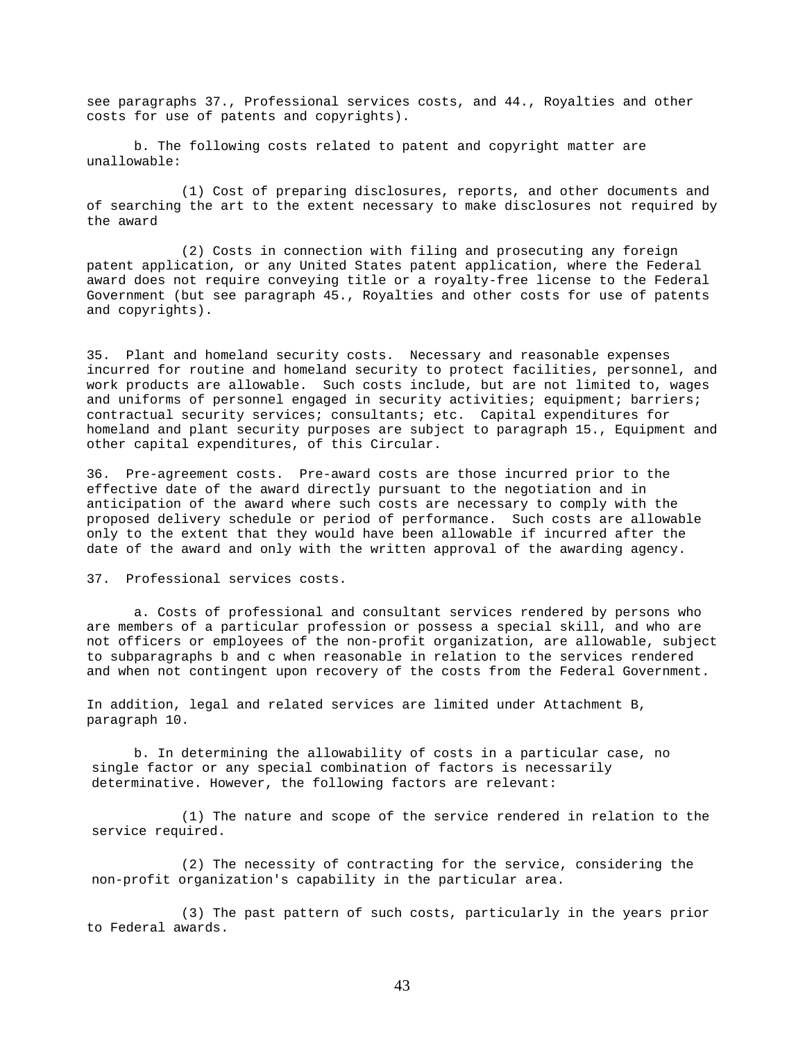see paragraphs 37., Professional services costs, and 44., Royalties and other costs for use of patents and copyrights).

b. The following costs related to patent and copyright matter are unallowable:

(1) Cost of preparing disclosures, reports, and other documents and of searching the art to the extent necessary to make disclosures not required by the award

(2) Costs in connection with filing and prosecuting any foreign patent application, or any United States patent application, where the Federal award does not require conveying title or a royalty-free license to the Federal Government (but see paragraph 45., Royalties and other costs for use of patents and copyrights).

35. Plant and homeland security costs. Necessary and reasonable expenses incurred for routine and homeland security to protect facilities, personnel, and work products are allowable. Such costs include, but are not limited to, wages and uniforms of personnel engaged in security activities; equipment; barriers; contractual security services; consultants; etc. Capital expenditures for homeland and plant security purposes are subject to paragraph 15., Equipment and other capital expenditures, of this Circular.

36. Pre-agreement costs. Pre-award costs are those incurred prior to the effective date of the award directly pursuant to the negotiation and in anticipation of the award where such costs are necessary to comply with the proposed delivery schedule or period of performance. Such costs are allowable only to the extent that they would have been allowable if incurred after the date of the award and only with the written approval of the awarding agency.

37. Professional services costs.

a. Costs of professional and consultant services rendered by persons who are members of a particular profession or possess a special skill, and who are not officers or employees of the non-profit organization, are allowable, subject to subparagraphs b and c when reasonable in relation to the services rendered and when not contingent upon recovery of the costs from the Federal Government.

In addition, legal and related services are limited under Attachment B, paragraph 10.

b. In determining the allowability of costs in a particular case, no single factor or any special combination of factors is necessarily determinative. However, the following factors are relevant:

(1) The nature and scope of the service rendered in relation to the service required.

(2) The necessity of contracting for the service, considering the non-profit organization's capability in the particular area.

(3) The past pattern of such costs, particularly in the years prior to Federal awards.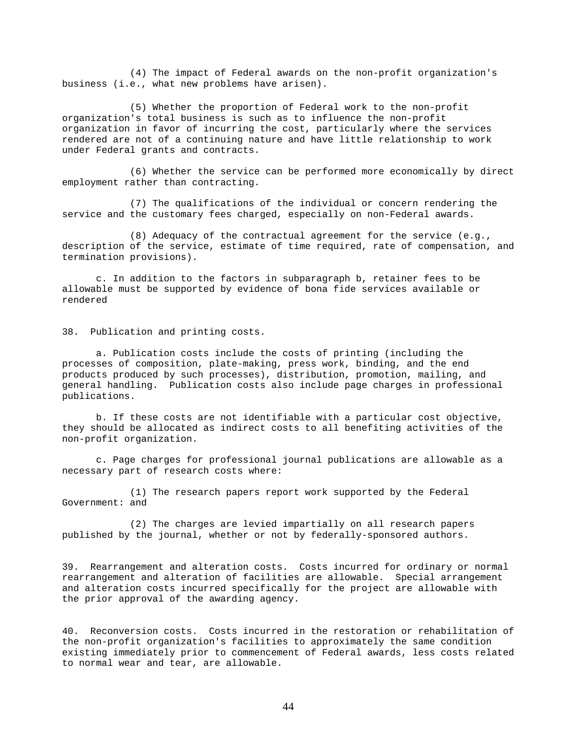(4) The impact of Federal awards on the non-profit organization's business (i.e., what new problems have arisen).

(5) Whether the proportion of Federal work to the non-profit organization's total business is such as to influence the non-profit organization in favor of incurring the cost, particularly where the services rendered are not of a continuing nature and have little relationship to work under Federal grants and contracts.

(6) Whether the service can be performed more economically by direct employment rather than contracting.

(7) The qualifications of the individual or concern rendering the service and the customary fees charged, especially on non-Federal awards.

(8) Adequacy of the contractual agreement for the service (e.g., description of the service, estimate of time required, rate of compensation, and termination provisions).

c. In addition to the factors in subparagraph b, retainer fees to be allowable must be supported by evidence of bona fide services available or rendered

38. Publication and printing costs.

a. Publication costs include the costs of printing (including the processes of composition, plate-making, press work, binding, and the end products produced by such processes), distribution, promotion, mailing, and general handling. Publication costs also include page charges in professional publications.

b. If these costs are not identifiable with a particular cost objective, they should be allocated as indirect costs to all benefiting activities of the non-profit organization.

c. Page charges for professional journal publications are allowable as a necessary part of research costs where:

(1) The research papers report work supported by the Federal Government: and

(2) The charges are levied impartially on all research papers published by the journal, whether or not by federally-sponsored authors.

39. Rearrangement and alteration costs. Costs incurred for ordinary or normal rearrangement and alteration of facilities are allowable. Special arrangement and alteration costs incurred specifically for the project are allowable with the prior approval of the awarding agency.

40. Reconversion costs. Costs incurred in the restoration or rehabilitation of the non-profit organization's facilities to approximately the same condition existing immediately prior to commencement of Federal awards, less costs related to normal wear and tear, are allowable.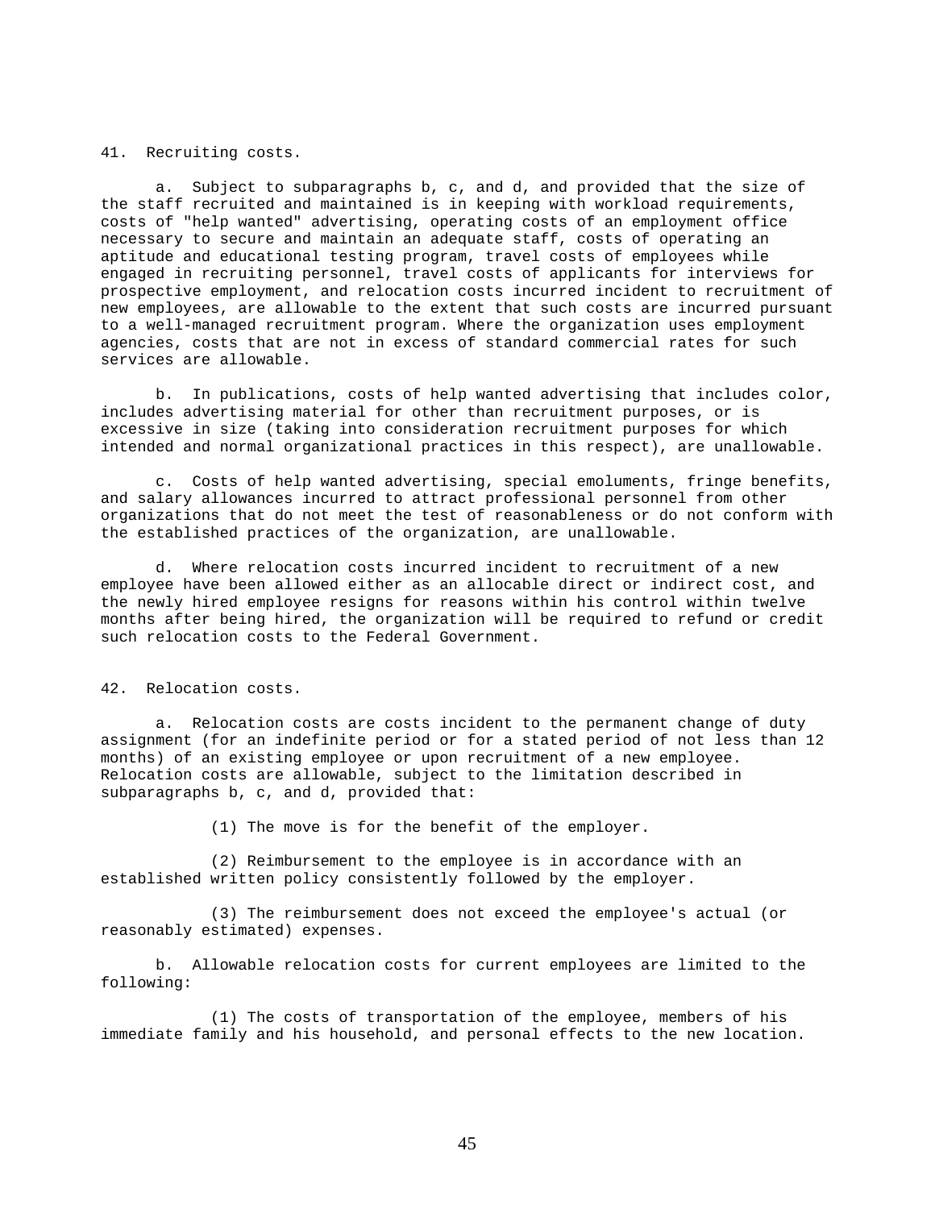41. Recruiting costs.

a. Subject to subparagraphs b, c, and d, and provided that the size of the staff recruited and maintained is in keeping with workload requirements, costs of "help wanted" advertising, operating costs of an employment office necessary to secure and maintain an adequate staff, costs of operating an aptitude and educational testing program, travel costs of employees while engaged in recruiting personnel, travel costs of applicants for interviews for prospective employment, and relocation costs incurred incident to recruitment of new employees, are allowable to the extent that such costs are incurred pursuant to a well-managed recruitment program. Where the organization uses employment agencies, costs that are not in excess of standard commercial rates for such services are allowable.

b. In publications, costs of help wanted advertising that includes color, includes advertising material for other than recruitment purposes, or is excessive in size (taking into consideration recruitment purposes for which intended and normal organizational practices in this respect), are unallowable.

c. Costs of help wanted advertising, special emoluments, fringe benefits, and salary allowances incurred to attract professional personnel from other organizations that do not meet the test of reasonableness or do not conform with the established practices of the organization, are unallowable.

d. Where relocation costs incurred incident to recruitment of a new employee have been allowed either as an allocable direct or indirect cost, and the newly hired employee resigns for reasons within his control within twelve months after being hired, the organization will be required to refund or credit such relocation costs to the Federal Government.

42. Relocation costs.

a. Relocation costs are costs incident to the permanent change of duty assignment (for an indefinite period or for a stated period of not less than 12 months) of an existing employee or upon recruitment of a new employee. Relocation costs are allowable, subject to the limitation described in subparagraphs b, c, and d, provided that:

(1) The move is for the benefit of the employer.

(2) Reimbursement to the employee is in accordance with an established written policy consistently followed by the employer.

(3) The reimbursement does not exceed the employee's actual (or reasonably estimated) expenses.

b. Allowable relocation costs for current employees are limited to the following:

(1) The costs of transportation of the employee, members of his immediate family and his household, and personal effects to the new location.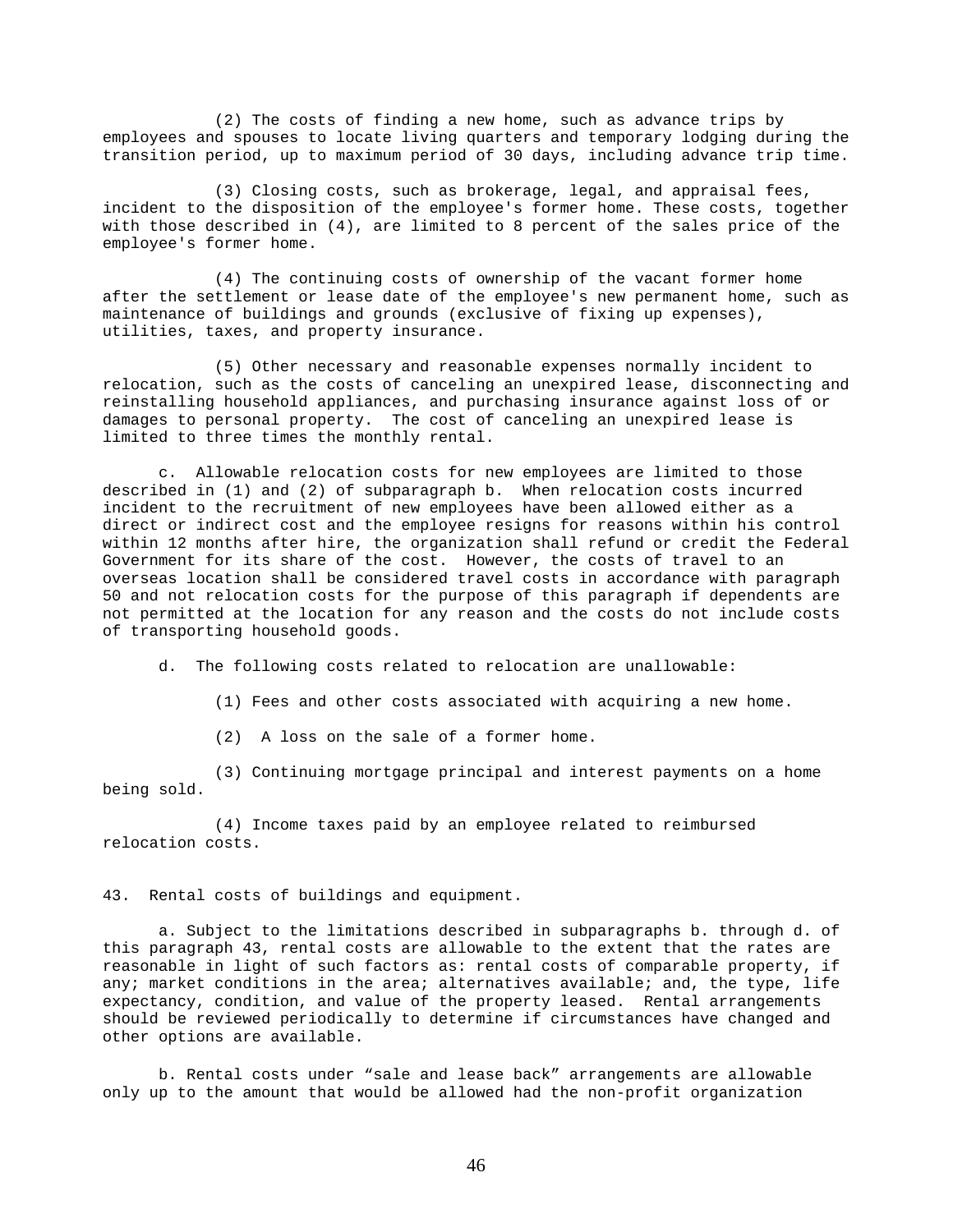(2) The costs of finding a new home, such as advance trips by employees and spouses to locate living quarters and temporary lodging during the transition period, up to maximum period of 30 days, including advance trip time.

(3) Closing costs, such as brokerage, legal, and appraisal fees, incident to the disposition of the employee's former home. These costs, together with those described in (4), are limited to 8 percent of the sales price of the employee's former home.

(4) The continuing costs of ownership of the vacant former home after the settlement or lease date of the employee's new permanent home, such as maintenance of buildings and grounds (exclusive of fixing up expenses), utilities, taxes, and property insurance.

(5) Other necessary and reasonable expenses normally incident to relocation, such as the costs of canceling an unexpired lease, disconnecting and reinstalling household appliances, and purchasing insurance against loss of or damages to personal property. The cost of canceling an unexpired lease is limited to three times the monthly rental.

c. Allowable relocation costs for new employees are limited to those described in (1) and (2) of subparagraph b. When relocation costs incurred incident to the recruitment of new employees have been allowed either as a direct or indirect cost and the employee resigns for reasons within his control within 12 months after hire, the organization shall refund or credit the Federal Government for its share of the cost. However, the costs of travel to an overseas location shall be considered travel costs in accordance with paragraph 50 and not relocation costs for the purpose of this paragraph if dependents are not permitted at the location for any reason and the costs do not include costs of transporting household goods.

d. The following costs related to relocation are unallowable:

(1) Fees and other costs associated with acquiring a new home.

(2) A loss on the sale of a former home.

(3) Continuing mortgage principal and interest payments on a home being sold.

(4) Income taxes paid by an employee related to reimbursed relocation costs.

43. Rental costs of buildings and equipment.

a. Subject to the limitations described in subparagraphs b. through d. of this paragraph 43, rental costs are allowable to the extent that the rates are reasonable in light of such factors as: rental costs of comparable property, if any; market conditions in the area; alternatives available; and, the type, life expectancy, condition, and value of the property leased. Rental arrangements should be reviewed periodically to determine if circumstances have changed and other options are available.

b. Rental costs under "sale and lease back" arrangements are allowable only up to the amount that would be allowed had the non-profit organization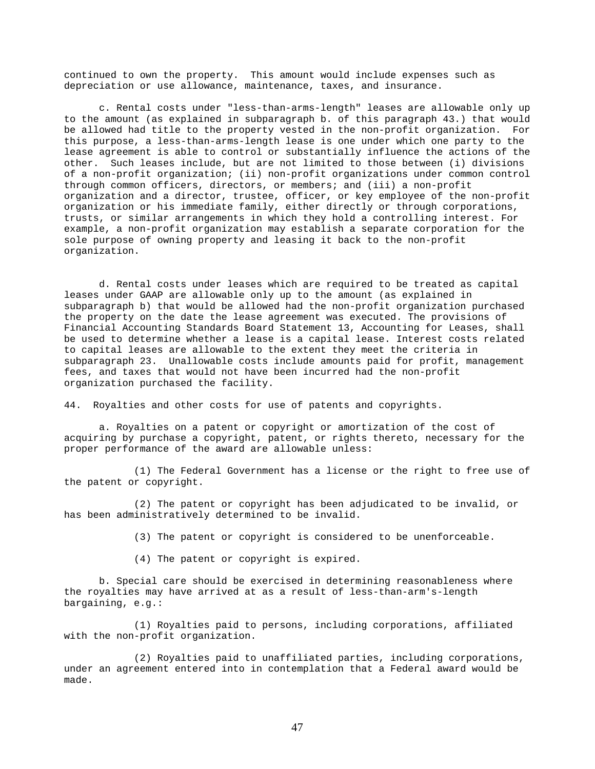continued to own the property. This amount would include expenses such as depreciation or use allowance, maintenance, taxes, and insurance.

c. Rental costs under "less-than-arms-length" leases are allowable only up to the amount (as explained in subparagraph b. of this paragraph 43.) that would be allowed had title to the property vested in the non-profit organization. For this purpose, a less-than-arms-length lease is one under which one party to the lease agreement is able to control or substantially influence the actions of the other. Such leases include, but are not limited to those between (i) divisions of a non-profit organization; (ii) non-profit organizations under common control through common officers, directors, or members; and (iii) a non-profit organization and a director, trustee, officer, or key employee of the non-profit organization or his immediate family, either directly or through corporations, trusts, or similar arrangements in which they hold a controlling interest. For example, a non-profit organization may establish a separate corporation for the sole purpose of owning property and leasing it back to the non-profit organization.

d. Rental costs under leases which are required to be treated as capital leases under GAAP are allowable only up to the amount (as explained in subparagraph b) that would be allowed had the non-profit organization purchased the property on the date the lease agreement was executed. The provisions of Financial Accounting Standards Board Statement 13, Accounting for Leases, shall be used to determine whether a lease is a capital lease. Interest costs related to capital leases are allowable to the extent they meet the criteria in subparagraph 23. Unallowable costs include amounts paid for profit, management fees, and taxes that would not have been incurred had the non-profit organization purchased the facility.

44. Royalties and other costs for use of patents and copyrights.

a. Royalties on a patent or copyright or amortization of the cost of acquiring by purchase a copyright, patent, or rights thereto, necessary for the proper performance of the award are allowable unless:

(1) The Federal Government has a license or the right to free use of the patent or copyright.

(2) The patent or copyright has been adjudicated to be invalid, or has been administratively determined to be invalid.

(3) The patent or copyright is considered to be unenforceable.

(4) The patent or copyright is expired.

b. Special care should be exercised in determining reasonableness where the royalties may have arrived at as a result of less-than-arm's-length bargaining, e.g.:

(1) Royalties paid to persons, including corporations, affiliated with the non-profit organization.

(2) Royalties paid to unaffiliated parties, including corporations, under an agreement entered into in contemplation that a Federal award would be made.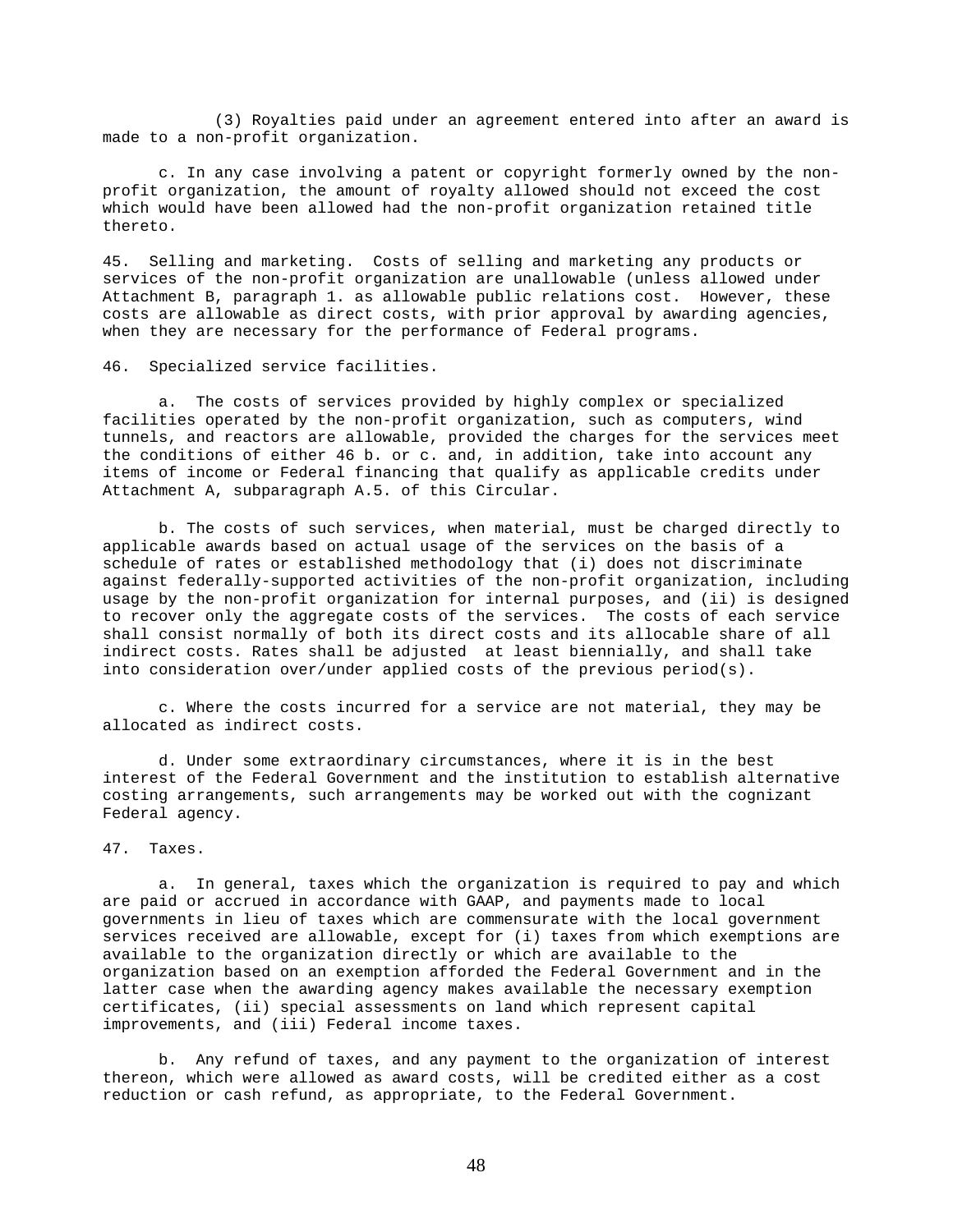(3) Royalties paid under an agreement entered into after an award is made to a non-profit organization.

c. In any case involving a patent or copyright formerly owned by the non-profit organization, the amount of royalty allowed should not exceed the cost which would have been allowed had the non-profit organization retained title thereto.

45. Selling and marketing. Costs of selling and marketing any products or services of the non-profit organization are unallowable (unless allowed under Attachment B, paragraph 1. as allowable public relations cost. However, these costs are allowable as direct costs, with prior approval by awarding agencies, when they are necessary for the performance of Federal programs.

46. Specialized service facilities.

a. The costs of services provided by highly complex or specialized facilities operated by the non-profit organization, such as computers, wind tunnels, and reactors are allowable, provided the charges for the services meet the conditions of either 46 b. or c. and, in addition, take into account any items of income or Federal financing that qualify as applicable credits under Attachment A, subparagraph A.5. of this Circular.

b. The costs of such services, when material, must be charged directly to applicable awards based on actual usage of the services on the basis of a schedule of rates or established methodology that (i) does not discriminate against federally-supported activities of the non-profit organization, including usage by the non-profit organization for internal purposes, and (ii) is designed to recover only the aggregate costs of the services. The costs of each service shall consist normally of both its direct costs and its allocable share of all indirect costs. Rates shall be adjusted at least biennially, and shall take into consideration over/under applied costs of the previous period(s).

c. Where the costs incurred for a service are not material, they may be allocated as indirect costs.

d. Under some extraordinary circumstances, where it is in the best interest of the Federal Government and the institution to establish alternative costing arrangements, such arrangements may be worked out with the cognizant Federal agency.

47. Taxes.

a. In general, taxes which the organization is required to pay and which are paid or accrued in accordance with GAAP, and payments made to local governments in lieu of taxes which are commensurate with the local government services received are allowable, except for (i) taxes from which exemptions are available to the organization directly or which are available to the organization based on an exemption afforded the Federal Government and in the latter case when the awarding agency makes available the necessary exemption certificates, (ii) special assessments on land which represent capital improvements, and (iii) Federal income taxes.

b. Any refund of taxes, and any payment to the organization of interest thereon, which were allowed as award costs, will be credited either as a cost reduction or cash refund, as appropriate, to the Federal Government.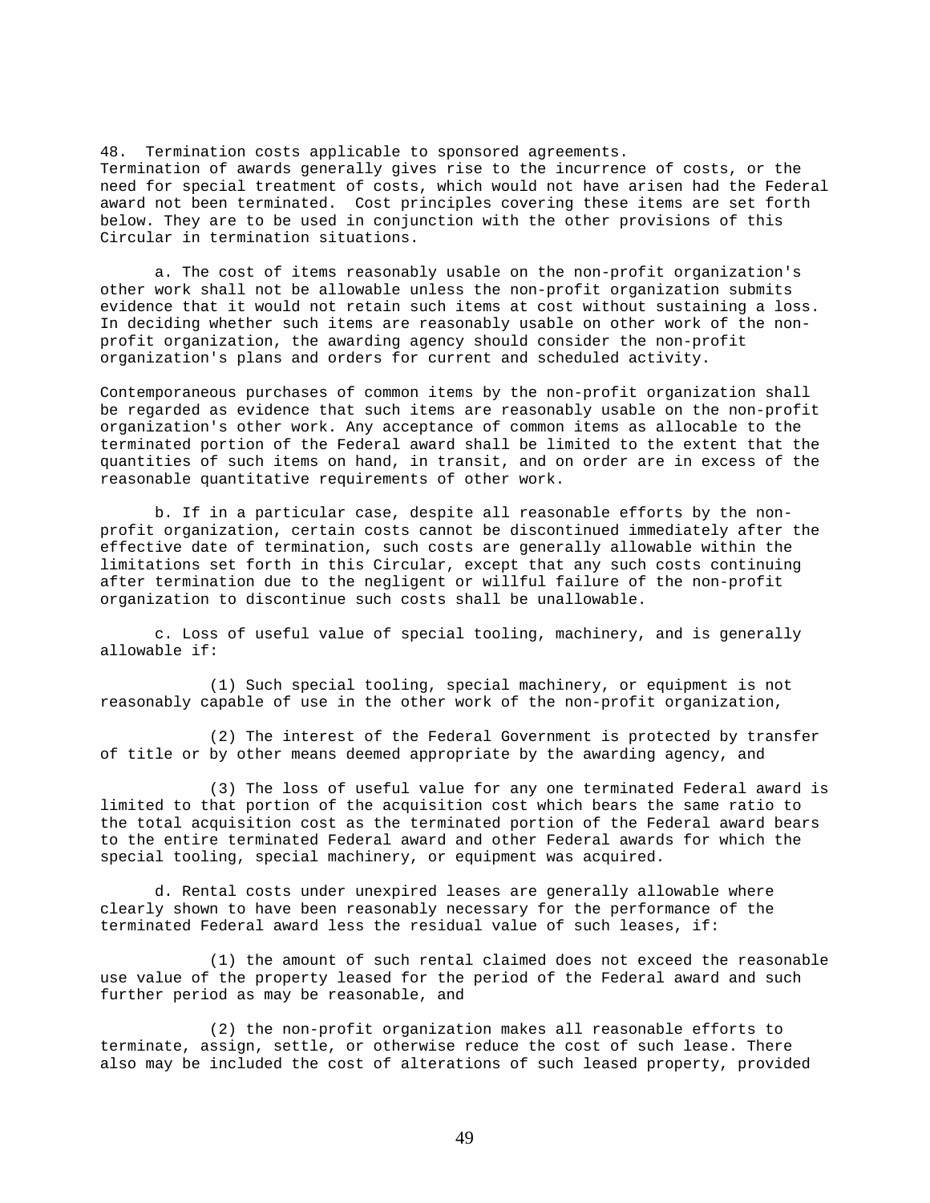48. Termination costs applicable to sponsored agreements.
Termination of awards generally gives rise to the incurrence of costs, or the need for special treatment of costs, which would not have arisen had the Federal award not been terminated. Cost principles covering these items are set forth below. They are to be used in conjunction with the other provisions of this Circular in termination situations.

a. The cost of items reasonably usable on the non-profit organization's other work shall not be allowable unless the non-profit organization submits evidence that it would not retain such items at cost without sustaining a loss. In deciding whether such items are reasonably usable on other work of the non-profit organization, the awarding agency should consider the non-profit organization's plans and orders for current and scheduled activity.

Contemporaneous purchases of common items by the non-profit organization shall be regarded as evidence that such items are reasonably usable on the non-profit organization's other work. Any acceptance of common items as allocable to the terminated portion of the Federal award shall be limited to the extent that the quantities of such items on hand, in transit, and on order are in excess of the reasonable quantitative requirements of other work.

b. If in a particular case, despite all reasonable efforts by the non-profit organization, certain costs cannot be discontinued immediately after the effective date of termination, such costs are generally allowable within the limitations set forth in this Circular, except that any such costs continuing after termination due to the negligent or willful failure of the non-profit organization to discontinue such costs shall be unallowable.

c. Loss of useful value of special tooling, machinery, and is generally allowable if:

(1) Such special tooling, special machinery, or equipment is not reasonably capable of use in the other work of the non-profit organization,

(2) The interest of the Federal Government is protected by transfer of title or by other means deemed appropriate by the awarding agency, and

(3) The loss of useful value for any one terminated Federal award is limited to that portion of the acquisition cost which bears the same ratio to the total acquisition cost as the terminated portion of the Federal award bears to the entire terminated Federal award and other Federal awards for which the special tooling, special machinery, or equipment was acquired.

d. Rental costs under unexpired leases are generally allowable where clearly shown to have been reasonably necessary for the performance of the terminated Federal award less the residual value of such leases, if:

(1) the amount of such rental claimed does not exceed the reasonable use value of the property leased for the period of the Federal award and such further period as may be reasonable, and

(2) the non-profit organization makes all reasonable efforts to terminate, assign, settle, or otherwise reduce the cost of such lease. There also may be included the cost of alterations of such leased property, provided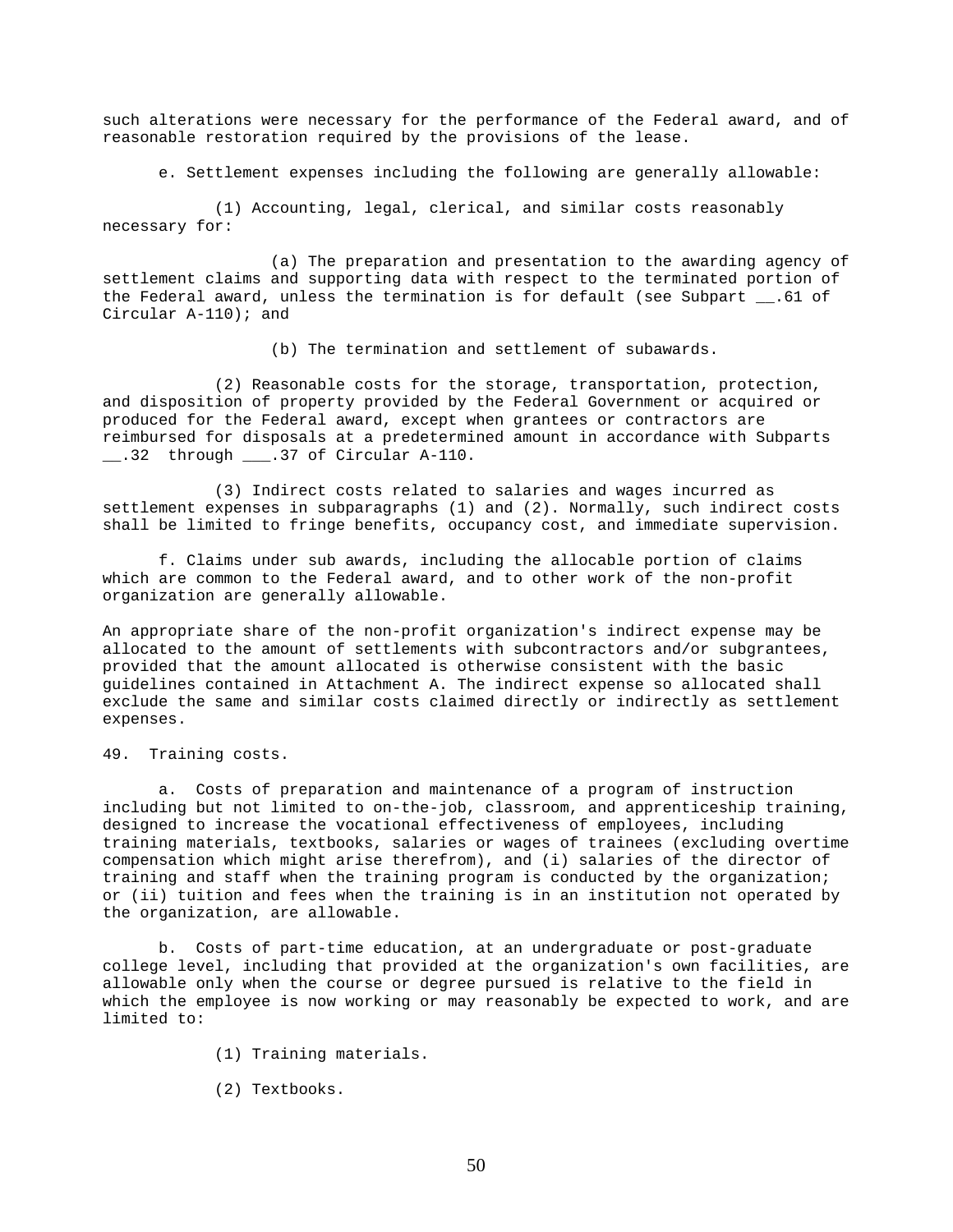such alterations were necessary for the performance of the Federal award, and of reasonable restoration required by the provisions of the lease.

e. Settlement expenses including the following are generally allowable:

(1) Accounting, legal, clerical, and similar costs reasonably necessary for:

(a) The preparation and presentation to the awarding agency of settlement claims and supporting data with respect to the terminated portion of the Federal award, unless the termination is for default (see Subpart __.61 of Circular A-110); and

(b) The termination and settlement of subawards.

(2) Reasonable costs for the storage, transportation, protection, and disposition of property provided by the Federal Government or acquired or produced for the Federal award, except when grantees or contractors are reimbursed for disposals at a predetermined amount in accordance with Subparts __.32 through ___.37 of Circular A-110.

(3) Indirect costs related to salaries and wages incurred as settlement expenses in subparagraphs (1) and (2). Normally, such indirect costs shall be limited to fringe benefits, occupancy cost, and immediate supervision.

f. Claims under sub awards, including the allocable portion of claims which are common to the Federal award, and to other work of the non-profit organization are generally allowable.

An appropriate share of the non-profit organization's indirect expense may be allocated to the amount of settlements with subcontractors and/or subgrantees, provided that the amount allocated is otherwise consistent with the basic guidelines contained in Attachment A. The indirect expense so allocated shall exclude the same and similar costs claimed directly or indirectly as settlement expenses.

49. Training costs.

a. Costs of preparation and maintenance of a program of instruction including but not limited to on-the-job, classroom, and apprenticeship training, designed to increase the vocational effectiveness of employees, including training materials, textbooks, salaries or wages of trainees (excluding overtime compensation which might arise therefrom), and (i) salaries of the director of training and staff when the training program is conducted by the organization; or (ii) tuition and fees when the training is in an institution not operated by the organization, are allowable.

b. Costs of part-time education, at an undergraduate or post-graduate college level, including that provided at the organization's own facilities, are allowable only when the course or degree pursued is relative to the field in which the employee is now working or may reasonably be expected to work, and are limited to:

(1) Training materials.

(2) Textbooks.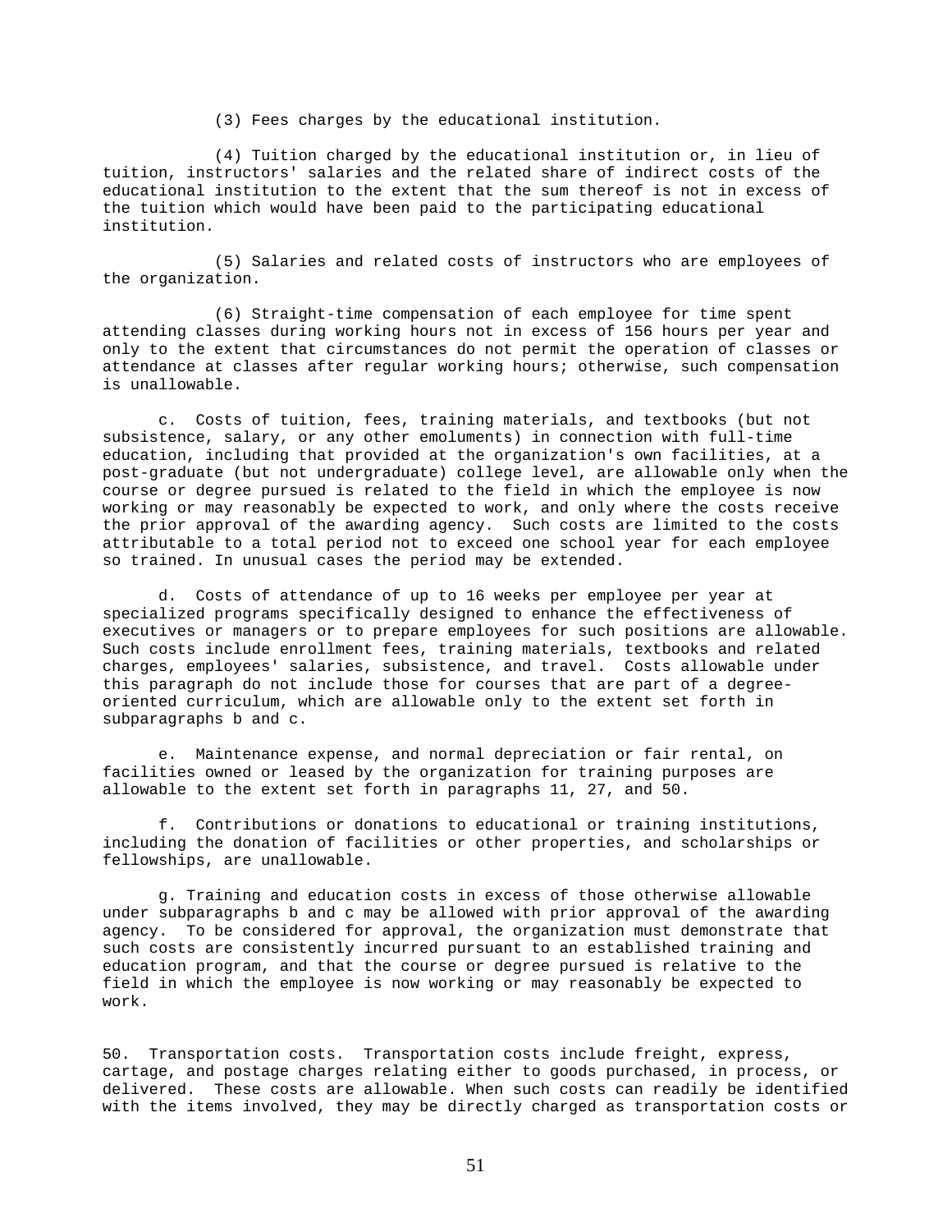(3) Fees charges by the educational institution.

(4) Tuition charged by the educational institution or, in lieu of tuition, instructors' salaries and the related share of indirect costs of the educational institution to the extent that the sum thereof is not in excess of the tuition which would have been paid to the participating educational institution.

(5) Salaries and related costs of instructors who are employees of the organization.

(6) Straight-time compensation of each employee for time spent attending classes during working hours not in excess of 156 hours per year and only to the extent that circumstances do not permit the operation of classes or attendance at classes after regular working hours; otherwise, such compensation is unallowable.

c. Costs of tuition, fees, training materials, and textbooks (but not subsistence, salary, or any other emoluments) in connection with full-time education, including that provided at the organization's own facilities, at a post-graduate (but not undergraduate) college level, are allowable only when the course or degree pursued is related to the field in which the employee is now working or may reasonably be expected to work, and only where the costs receive the prior approval of the awarding agency. Such costs are limited to the costs attributable to a total period not to exceed one school year for each employee so trained. In unusual cases the period may be extended.

d. Costs of attendance of up to 16 weeks per employee per year at specialized programs specifically designed to enhance the effectiveness of executives or managers or to prepare employees for such positions are allowable. Such costs include enrollment fees, training materials, textbooks and related charges, employees' salaries, subsistence, and travel. Costs allowable under this paragraph do not include those for courses that are part of a degree-oriented curriculum, which are allowable only to the extent set forth in subparagraphs b and c.

e. Maintenance expense, and normal depreciation or fair rental, on facilities owned or leased by the organization for training purposes are allowable to the extent set forth in paragraphs 11, 27, and 50.

f. Contributions or donations to educational or training institutions, including the donation of facilities or other properties, and scholarships or fellowships, are unallowable.

g. Training and education costs in excess of those otherwise allowable under subparagraphs b and c may be allowed with prior approval of the awarding agency. To be considered for approval, the organization must demonstrate that such costs are consistently incurred pursuant to an established training and education program, and that the course or degree pursued is relative to the field in which the employee is now working or may reasonably be expected to work.

50. Transportation costs. Transportation costs include freight, express, cartage, and postage charges relating either to goods purchased, in process, or delivered. These costs are allowable. When such costs can readily be identified with the items involved, they may be directly charged as transportation costs or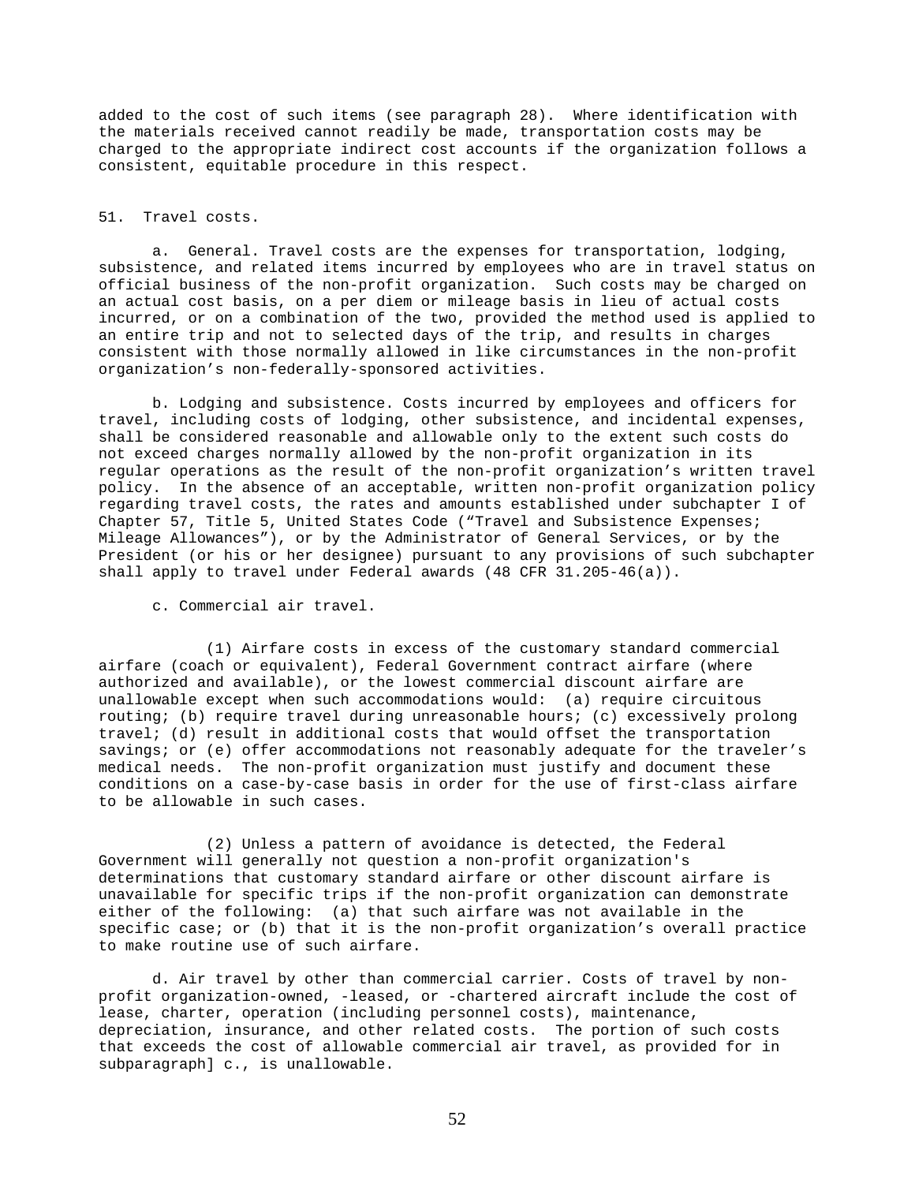added to the cost of such items (see paragraph 28). Where identification with the materials received cannot readily be made, transportation costs may be charged to the appropriate indirect cost accounts if the organization follows a consistent, equitable procedure in this respect.

51. Travel costs.

a. General. Travel costs are the expenses for transportation, lodging, subsistence, and related items incurred by employees who are in travel status on official business of the non-profit organization. Such costs may be charged on an actual cost basis, on a per diem or mileage basis in lieu of actual costs incurred, or on a combination of the two, provided the method used is applied to an entire trip and not to selected days of the trip, and results in charges consistent with those normally allowed in like circumstances in the non-profit organization's non-federally-sponsored activities.

b. Lodging and subsistence. Costs incurred by employees and officers for travel, including costs of lodging, other subsistence, and incidental expenses, shall be considered reasonable and allowable only to the extent such costs do not exceed charges normally allowed by the non-profit organization in its regular operations as the result of the non-profit organization's written travel policy. In the absence of an acceptable, written non-profit organization policy regarding travel costs, the rates and amounts established under subchapter I of Chapter 57, Title 5, United States Code ("Travel and Subsistence Expenses; Mileage Allowances"), or by the Administrator of General Services, or by the President (or his or her designee) pursuant to any provisions of such subchapter shall apply to travel under Federal awards (48 CFR 31.205-46(a)).

c. Commercial air travel.

(1) Airfare costs in excess of the customary standard commercial airfare (coach or equivalent), Federal Government contract airfare (where authorized and available), or the lowest commercial discount airfare are unallowable except when such accommodations would: (a) require circuitous routing; (b) require travel during unreasonable hours; (c) excessively prolong travel; (d) result in additional costs that would offset the transportation savings; or (e) offer accommodations not reasonably adequate for the traveler's medical needs. The non-profit organization must justify and document these conditions on a case-by-case basis in order for the use of first-class airfare to be allowable in such cases.

(2) Unless a pattern of avoidance is detected, the Federal Government will generally not question a non-profit organization's determinations that customary standard airfare or other discount airfare is unavailable for specific trips if the non-profit organization can demonstrate either of the following: (a) that such airfare was not available in the specific case; or (b) that it is the non-profit organization's overall practice to make routine use of such airfare.

d. Air travel by other than commercial carrier. Costs of travel by non-profit organization-owned, -leased, or -chartered aircraft include the cost of lease, charter, operation (including personnel costs), maintenance, depreciation, insurance, and other related costs. The portion of such costs that exceeds the cost of allowable commercial air travel, as provided for in subparagraph] c., is unallowable.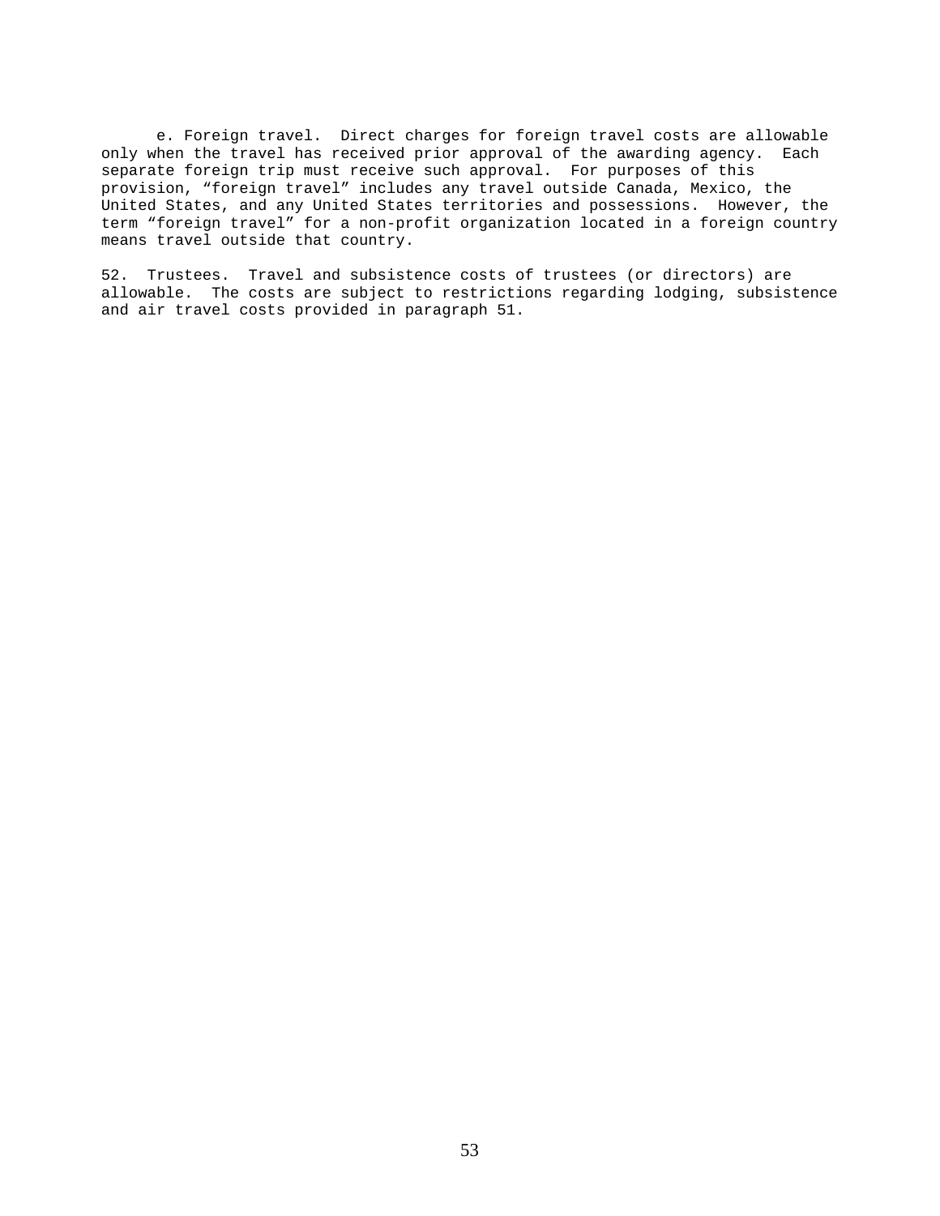e. Foreign travel. Direct charges for foreign travel costs are allowable only when the travel has received prior approval of the awarding agency. Each separate foreign trip must receive such approval. For purposes of this provision, "foreign travel" includes any travel outside Canada, Mexico, the United States, and any United States territories and possessions. However, the term "foreign travel" for a non-profit organization located in a foreign country means travel outside that country.

52. Trustees. Travel and subsistence costs of trustees (or directors) are allowable. The costs are subject to restrictions regarding lodging, subsistence and air travel costs provided in paragraph 51.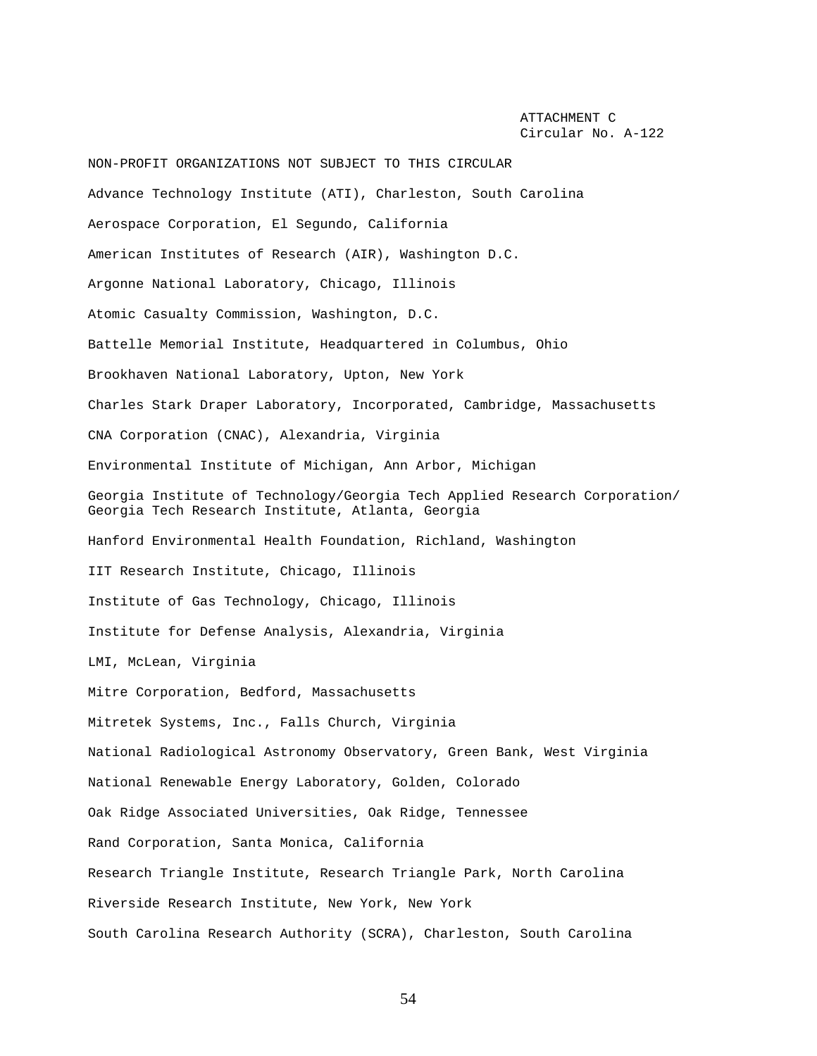ATTACHMENT C
Circular No. A-122

NON-PROFIT ORGANIZATIONS NOT SUBJECT TO THIS CIRCULAR

Advance Technology Institute (ATI), Charleston, South Carolina

Aerospace Corporation, El Segundo, California

American Institutes of Research (AIR), Washington D.C.

Argonne National Laboratory, Chicago, Illinois

Atomic Casualty Commission, Washington, D.C.

Battelle Memorial Institute, Headquartered in Columbus, Ohio

Brookhaven National Laboratory, Upton, New York

Charles Stark Draper Laboratory, Incorporated, Cambridge, Massachusetts

CNA Corporation (CNAC), Alexandria, Virginia

Environmental Institute of Michigan, Ann Arbor, Michigan

Georgia Institute of Technology/Georgia Tech Applied Research Corporation/ Georgia Tech Research Institute, Atlanta, Georgia

Hanford Environmental Health Foundation, Richland, Washington

IIT Research Institute, Chicago, Illinois

Institute of Gas Technology, Chicago, Illinois

Institute for Defense Analysis, Alexandria, Virginia

LMI, McLean, Virginia

Mitre Corporation, Bedford, Massachusetts

Mitretek Systems, Inc., Falls Church, Virginia

National Radiological Astronomy Observatory, Green Bank, West Virginia

National Renewable Energy Laboratory, Golden, Colorado

Oak Ridge Associated Universities, Oak Ridge, Tennessee

Rand Corporation, Santa Monica, California

Research Triangle Institute, Research Triangle Park, North Carolina

Riverside Research Institute, New York, New York

South Carolina Research Authority (SCRA), Charleston, South Carolina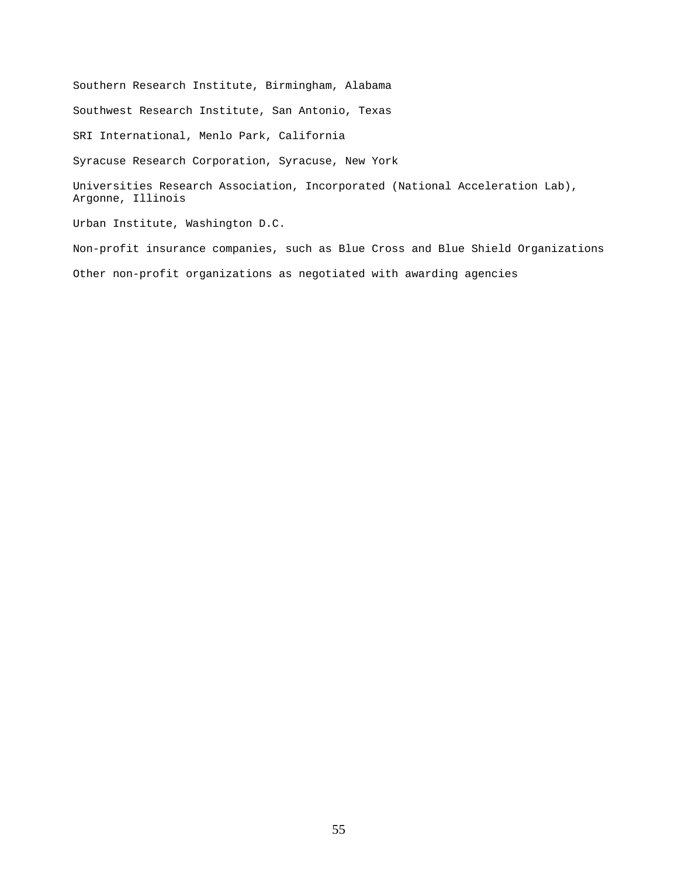Southern Research Institute, Birmingham, Alabama

Southwest Research Institute, San Antonio, Texas

SRI International, Menlo Park, California

Syracuse Research Corporation, Syracuse, New York

Universities Research Association, Incorporated (National Acceleration Lab), Argonne, Illinois

Urban Institute, Washington D.C.

Non-profit insurance companies, such as Blue Cross and Blue Shield Organizations

Other non-profit organizations as negotiated with awarding agencies